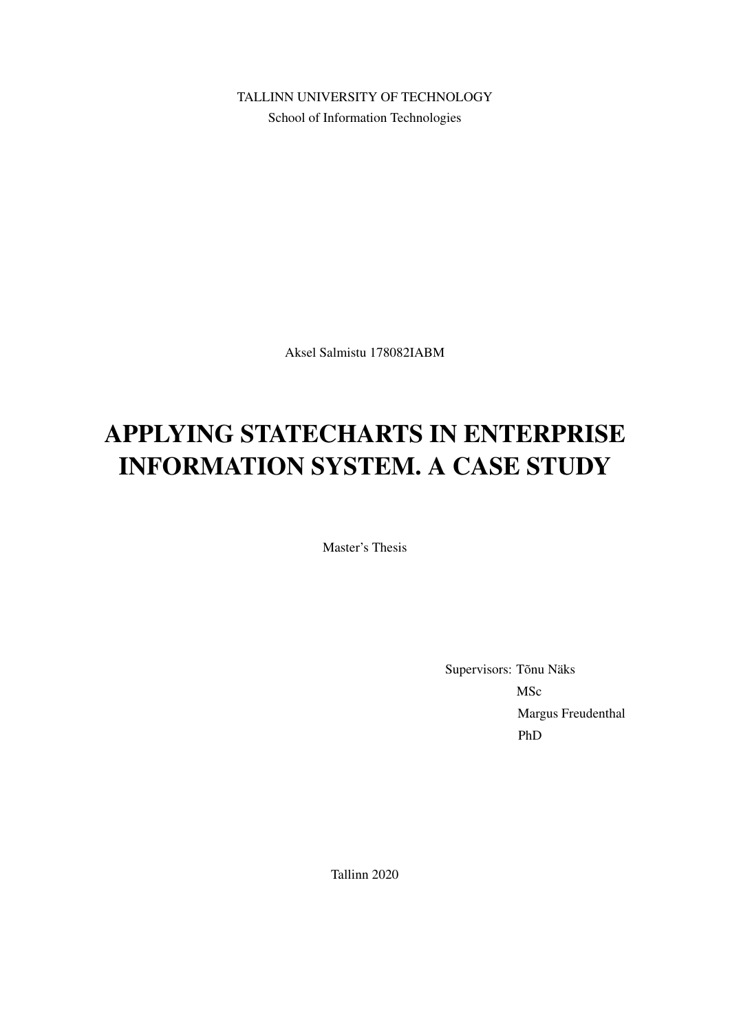TALLINN UNIVERSITY OF TECHNOLOGY
School of Information Technologies

Aksel Salmistu 178082IABM

# APPLYING STATECHARTS IN ENTERPRISE INFORMATION SYSTEM. A CASE STUDY

Master's Thesis

Supervisors: Tõnu Näks
MSc
Margus Freudenthal
PhD

Tallinn 2020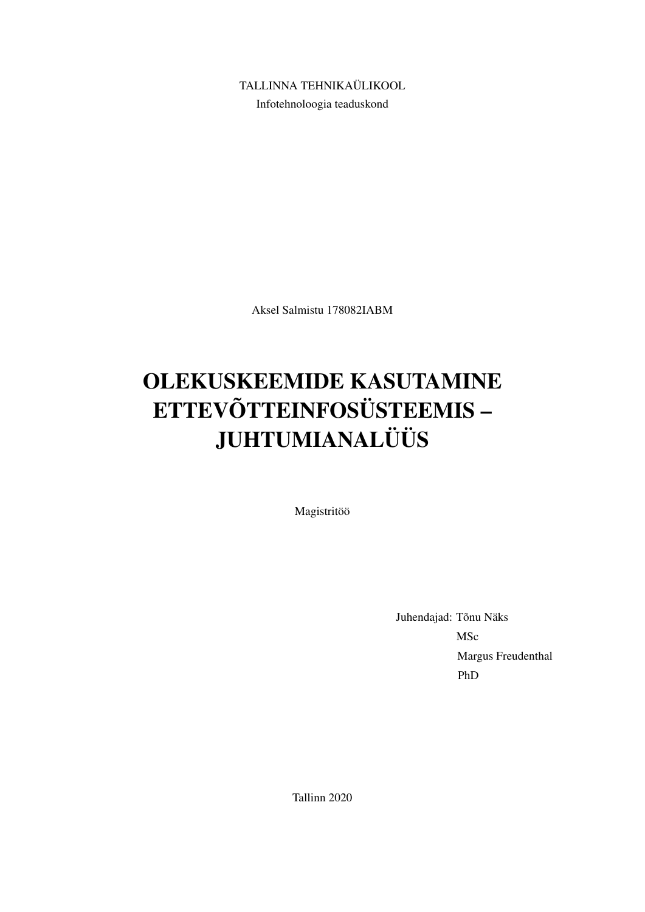TALLINNA TEHNIKAÜLIKOOL

Infotehnoloogia teaduskond

Aksel Salmistu 178082IABM

# OLEKUSKEEMIDE KASUTAMINE ETTEVÕTTEINFOSÜSTEEMIS – JUHTUMIANALÜÜS

Magistritöö

Juhendajad: Tõnu Näks
MSc
Margus Freudenthal
PhD

Tallinn 2020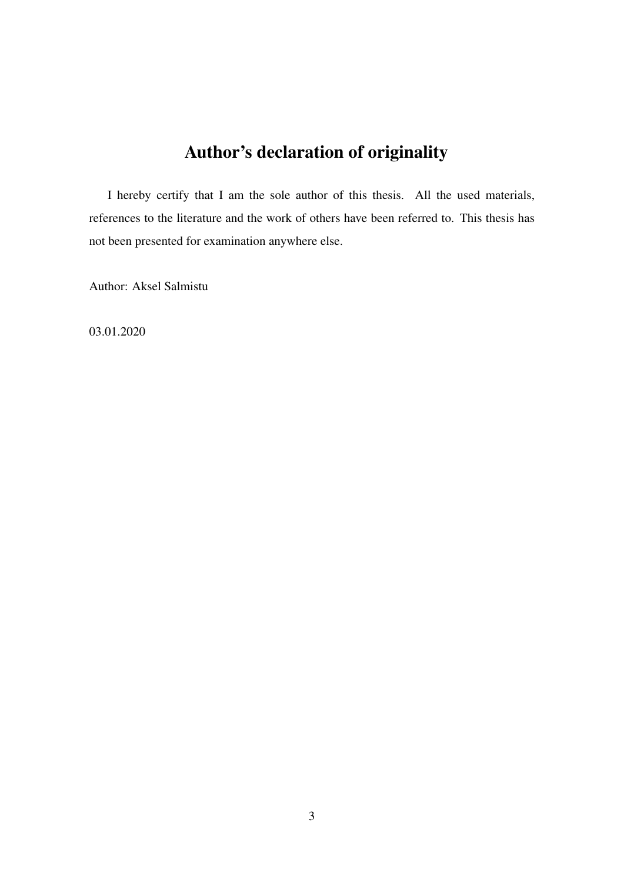# Author's declaration of originality

I hereby certify that I am the sole author of this thesis. All the used materials, references to the literature and the work of others have been referred to. This thesis has not been presented for examination anywhere else.

Author: Aksel Salmistu

03.01.2020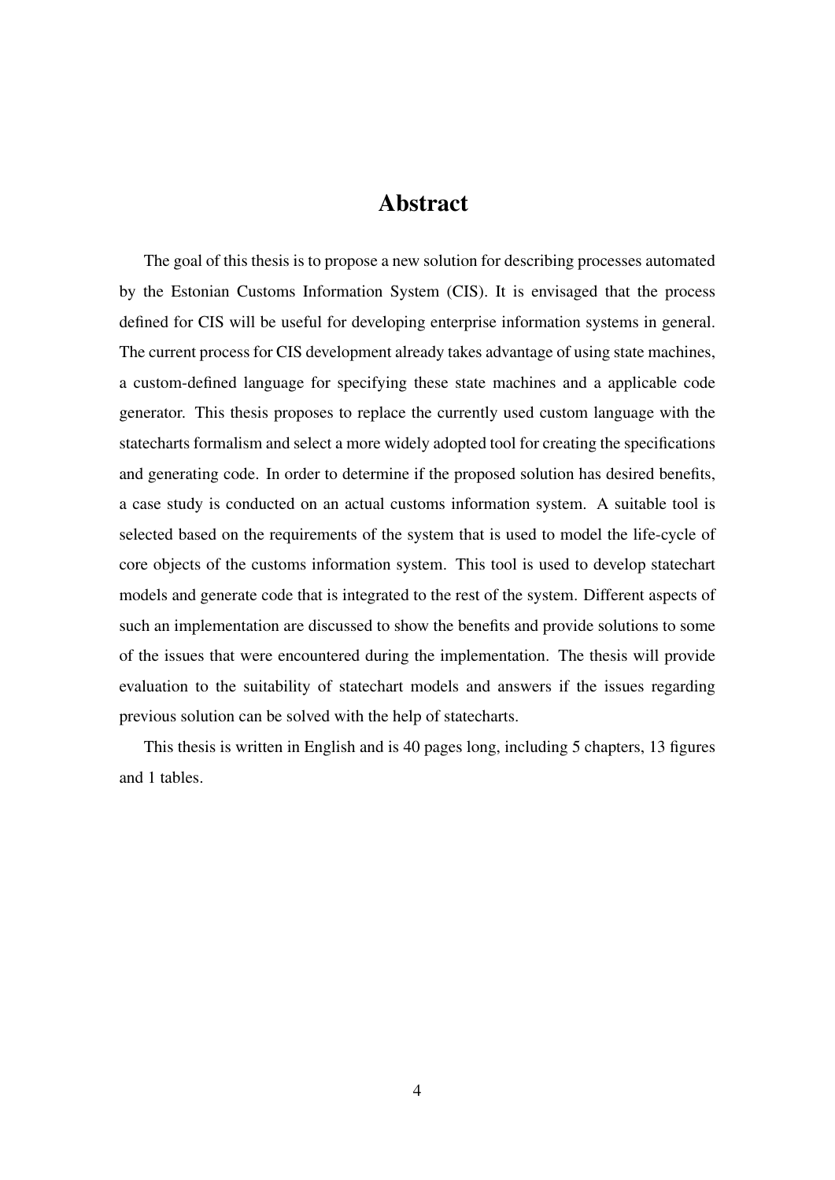# Abstract

The goal of this thesis is to propose a new solution for describing processes automated by the Estonian Customs Information System (CIS). It is envisaged that the process defined for CIS will be useful for developing enterprise information systems in general. The current process for CIS development already takes advantage of using state machines, a custom-defined language for specifying these state machines and a applicable code generator. This thesis proposes to replace the currently used custom language with the statecharts formalism and select a more widely adopted tool for creating the specifications and generating code. In order to determine if the proposed solution has desired benefits, a case study is conducted on an actual customs information system. A suitable tool is selected based on the requirements of the system that is used to model the life-cycle of core objects of the customs information system. This tool is used to develop statechart models and generate code that is integrated to the rest of the system. Different aspects of such an implementation are discussed to show the benefits and provide solutions to some of the issues that were encountered during the implementation. The thesis will provide evaluation to the suitability of statechart models and answers if the issues regarding previous solution can be solved with the help of statecharts.

This thesis is written in English and is 40 pages long, including 5 chapters, 13 figures and 1 tables.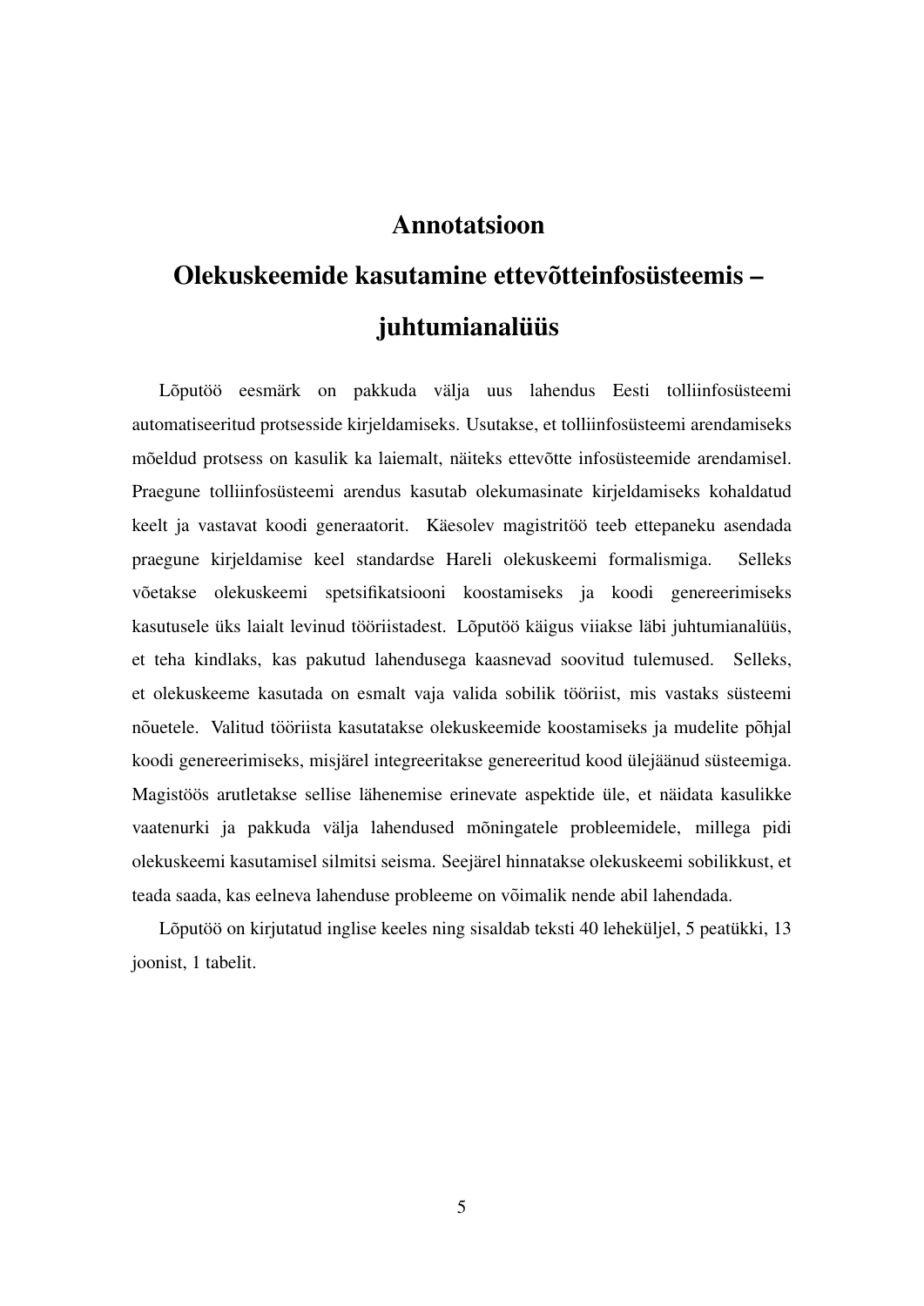# Annotatsioon

# Olekuskeemide kasutamine ettevõtteinfosüsteemis – juhtumianalüüs

Lõputöö eesmärk on pakkuda välja uus lahendus Eesti tolliinfosüsteemi automatiseeritud protsesside kirjeldamiseks. Usutakse, et tolliinfosüsteemi arendamiseks mõeldud protsess on kasulik ka laiemalt, näiteks ettevõtte infosüsteemide arendamisel. Praegune tolliinfosüsteemi arendus kasutab olekumasinate kirjeldamiseks kohaldatud keelt ja vastavat koodi generaatorit. Käesolev magistritöö teeb ettepaneku asendada praegune kirjeldamise keel standardse Hareli olekuskeemi formalismiga. Selleks võetakse olekuskeemi spetsifikatsiooni koostamiseks ja koodi genereerimiseks kasutusele üks laialt levinud tööriistadest. Lõputöö käigus viiakse läbi juhtumianalüüs, et teha kindlaks, kas pakutud lahendusega kaasnevad soovitud tulemused. Selleks, et olekuskeeme kasutada on esmalt vaja valida sobilik tööriist, mis vastaks süsteemi nõuetele. Valitud tööriista kasutatakse olekuskeemide koostamiseks ja mudelite põhjal koodi genereerimiseks, misjärel integreeritakse genereeritud kood ülejäänud süsteemiga. Magistöös arutletakse sellise lähenemise erinevate aspektide üle, et näidata kasulikke vaatenurki ja pakkuda välja lahendused mõningatele probleemidele, millega pidi olekuskeemi kasutamisel silmitsi seisma. Seejärel hinnatakse olekuskeemi sobilikkust, et teada saada, kas eelneva lahenduse probleeme on võimalik nende abil lahendada.

Lõputöö on kirjutatud inglise keeles ning sisaldab teksti 40 leheküljel, 5 peatükki, 13 joonist, 1 tabelit.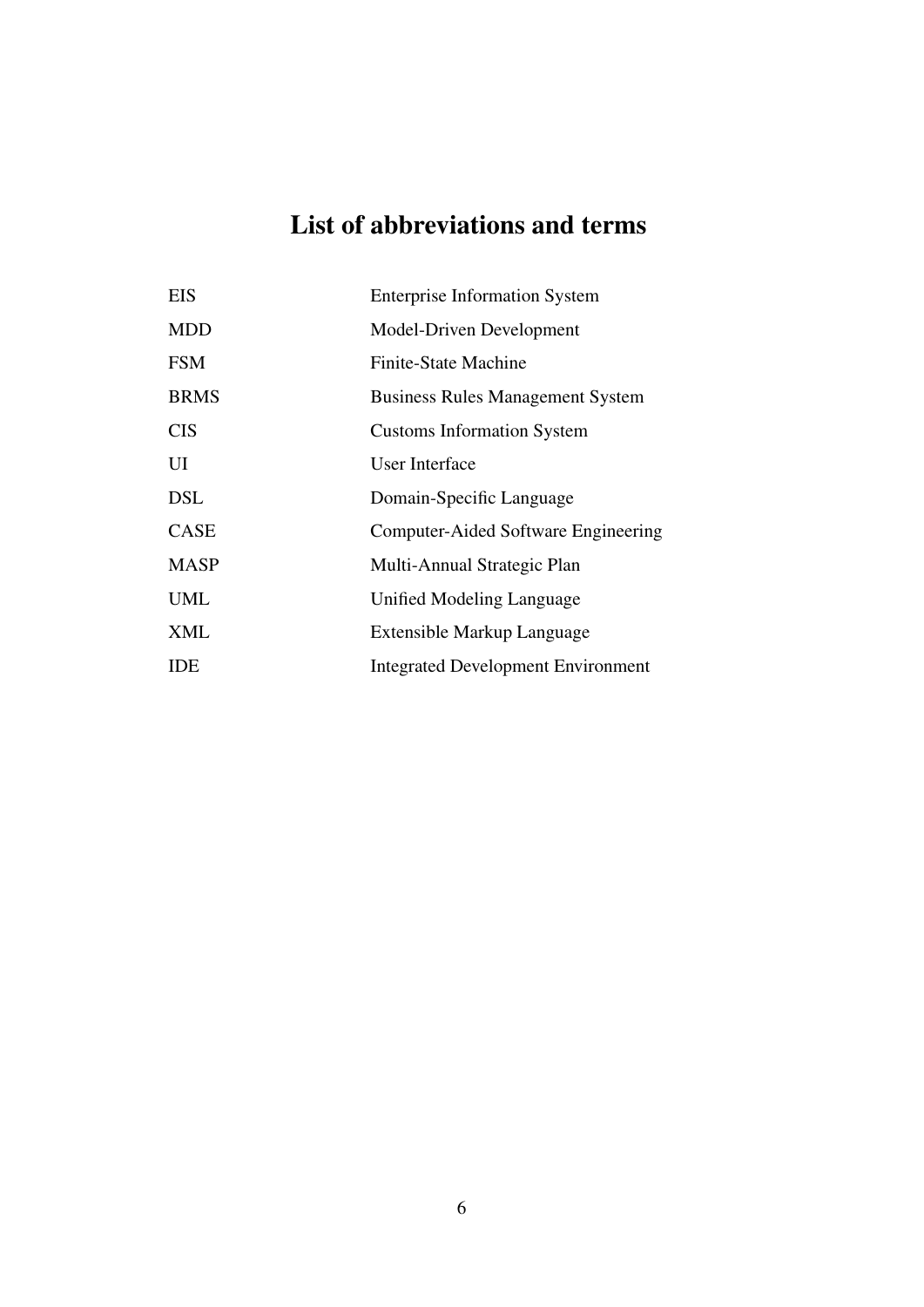# List of abbreviations and terms

| | |
|---|---|
| EIS | Enterprise Information System |
| MDD | Model-Driven Development |
| FSM | Finite-State Machine |
| BRMS | Business Rules Management System |
| CIS | Customs Information System |
| UI | User Interface |
| DSL | Domain-Specific Language |
| CASE | Computer-Aided Software Engineering |
| MASP | Multi-Annual Strategic Plan |
| UML | Unified Modeling Language |
| XML | Extensible Markup Language |
| IDE | Integrated Development Environment |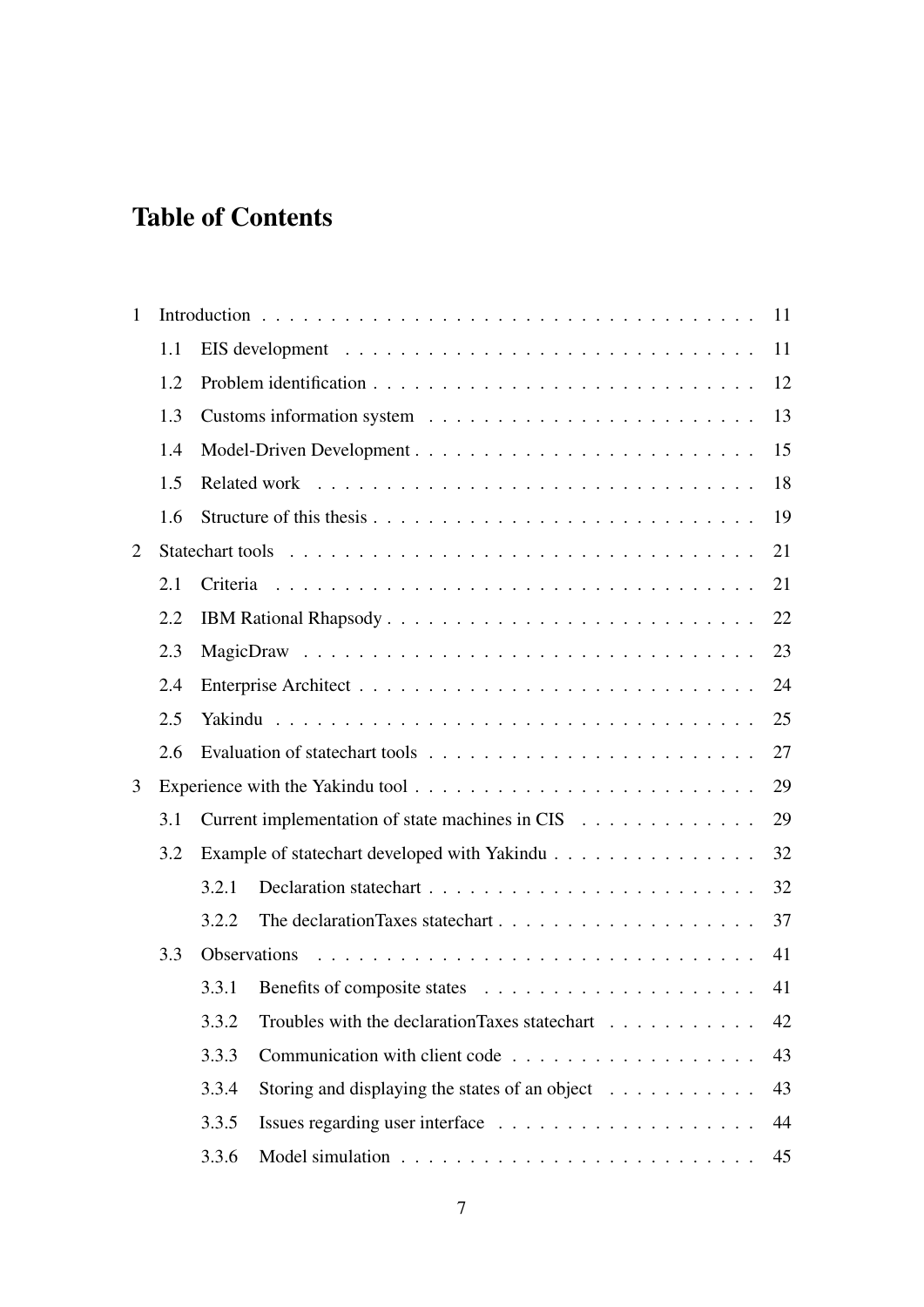# Table of Contents

- 1 Introduction . . . . . . . . . . . . . . . . . . . . . . . . . . . . . . . . . . . . 11
  - 1.1 EIS development . . . . . . . . . . . . . . . . . . . . . . . . . . . . . . 11
  - 1.2 Problem identification . . . . . . . . . . . . . . . . . . . . . . . . . . . 12
  - 1.3 Customs information system . . . . . . . . . . . . . . . . . . . . . . . 13
  - 1.4 Model-Driven Development . . . . . . . . . . . . . . . . . . . . . . . . 15
  - 1.5 Related work . . . . . . . . . . . . . . . . . . . . . . . . . . . . . . . 18
  - 1.6 Structure of this thesis . . . . . . . . . . . . . . . . . . . . . . . . . . 19
- 2 Statechart tools . . . . . . . . . . . . . . . . . . . . . . . . . . . . . . . . . 21
  - 2.1 Criteria . . . . . . . . . . . . . . . . . . . . . . . . . . . . . . . . . . 21
  - 2.2 IBM Rational Rhapsody . . . . . . . . . . . . . . . . . . . . . . . . . . 22
  - 2.3 MagicDraw . . . . . . . . . . . . . . . . . . . . . . . . . . . . . . . . 23
  - 2.4 Enterprise Architect . . . . . . . . . . . . . . . . . . . . . . . . . . . . 24
  - 2.5 Yakindu . . . . . . . . . . . . . . . . . . . . . . . . . . . . . . . . . . 25
  - 2.6 Evaluation of statechart tools . . . . . . . . . . . . . . . . . . . . . . . 27
- 3 Experience with the Yakindu tool . . . . . . . . . . . . . . . . . . . . . . . . 29
  - 3.1 Current implementation of state machines in CIS . . . . . . . . . . . . . 29
  - 3.2 Example of statechart developed with Yakindu . . . . . . . . . . . . . . . 32
    - 3.2.1 Declaration statechart . . . . . . . . . . . . . . . . . . . . . . . . 32
    - 3.2.2 The declarationTaxes statechart . . . . . . . . . . . . . . . . . . . 37
  - 3.3 Observations . . . . . . . . . . . . . . . . . . . . . . . . . . . . . . . . 41
    - 3.3.1 Benefits of composite states . . . . . . . . . . . . . . . . . . . . . 41
    - 3.3.2 Troubles with the declarationTaxes statechart . . . . . . . . . . . 42
    - 3.3.3 Communication with client code . . . . . . . . . . . . . . . . . . . 43
    - 3.3.4 Storing and displaying the states of an object . . . . . . . . . . . 43
    - 3.3.5 Issues regarding user interface . . . . . . . . . . . . . . . . . . . 44
    - 3.3.6 Model simulation . . . . . . . . . . . . . . . . . . . . . . . . . . . 45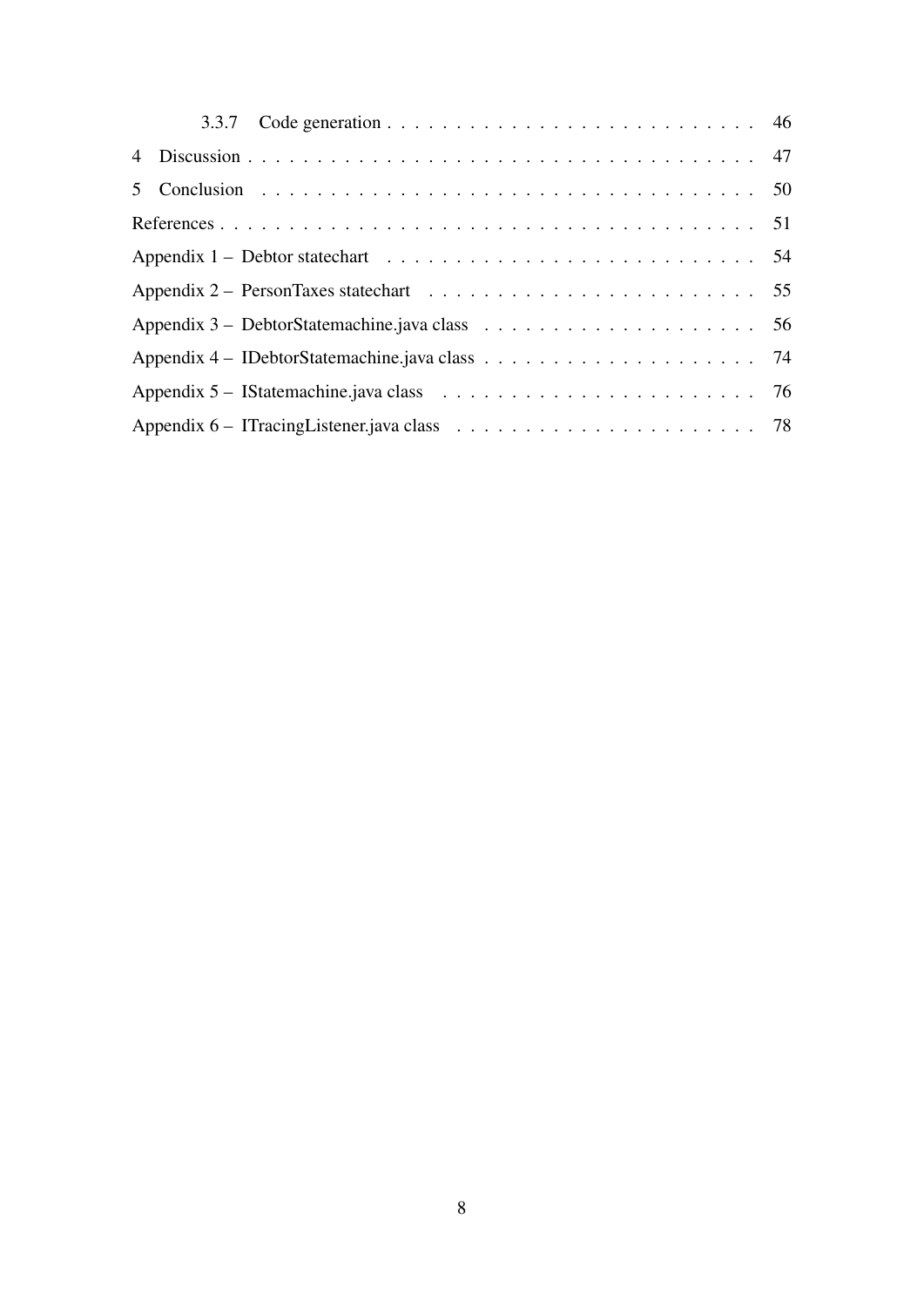3.3.7 Code generation . . . . . . . . . . . . . . . . . . . . . . . . . . 46

4 Discussion . . . . . . . . . . . . . . . . . . . . . . . . . . . . . . . . . . . . 47

5 Conclusion . . . . . . . . . . . . . . . . . . . . . . . . . . . . . . . . . . . 50

References . . . . . . . . . . . . . . . . . . . . . . . . . . . . . . . . . . . . . 51

Appendix 1 – Debtor statechart . . . . . . . . . . . . . . . . . . . . . . . . . . . 54

Appendix 2 – PersonTaxes statechart . . . . . . . . . . . . . . . . . . . . . . . . 55

Appendix 3 – DebtorStatemachine.java class . . . . . . . . . . . . . . . . . . . . 56

Appendix 4 – IDebtorStatemachine.java class . . . . . . . . . . . . . . . . . . . . 74

Appendix 5 – IStatemachine.java class . . . . . . . . . . . . . . . . . . . . . . . 76

Appendix 6 – ITracingListener.java class . . . . . . . . . . . . . . . . . . . . . . 78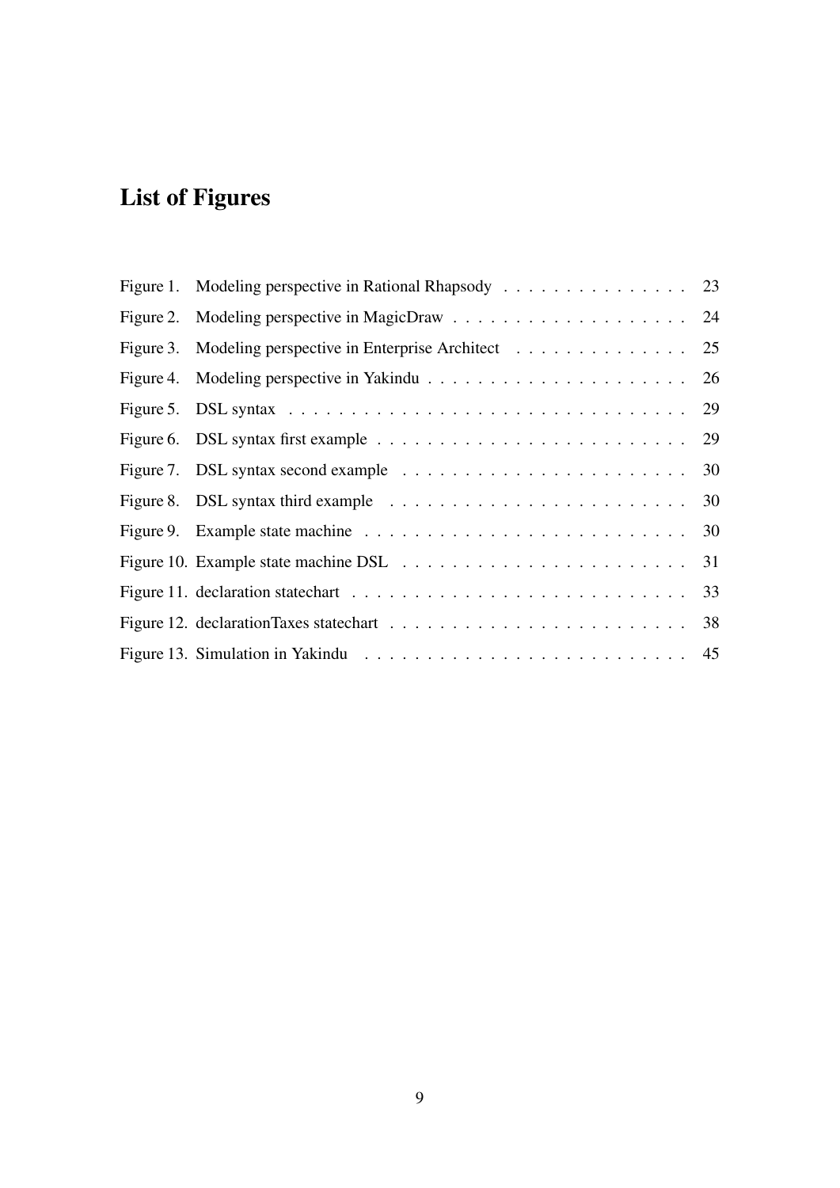# List of Figures

Figure 1. Modeling perspective in Rational Rhapsody . . . . . . . . . . . . . . . 23

Figure 2. Modeling perspective in MagicDraw . . . . . . . . . . . . . . . . . . . 24

Figure 3. Modeling perspective in Enterprise Architect . . . . . . . . . . . . . . 25

Figure 4. Modeling perspective in Yakindu . . . . . . . . . . . . . . . . . . . . . 26

Figure 5. DSL syntax . . . . . . . . . . . . . . . . . . . . . . . . . . . . . . . . 29

Figure 6. DSL syntax first example . . . . . . . . . . . . . . . . . . . . . . . . . 29

Figure 7. DSL syntax second example . . . . . . . . . . . . . . . . . . . . . . . 30

Figure 8. DSL syntax third example . . . . . . . . . . . . . . . . . . . . . . . . 30

Figure 9. Example state machine . . . . . . . . . . . . . . . . . . . . . . . . . . 30

Figure 10. Example state machine DSL . . . . . . . . . . . . . . . . . . . . . . . 31

Figure 11. declaration statechart . . . . . . . . . . . . . . . . . . . . . . . . . . . 33

Figure 12. declarationTaxes statechart . . . . . . . . . . . . . . . . . . . . . . . . 38

Figure 13. Simulation in Yakindu . . . . . . . . . . . . . . . . . . . . . . . . . . 45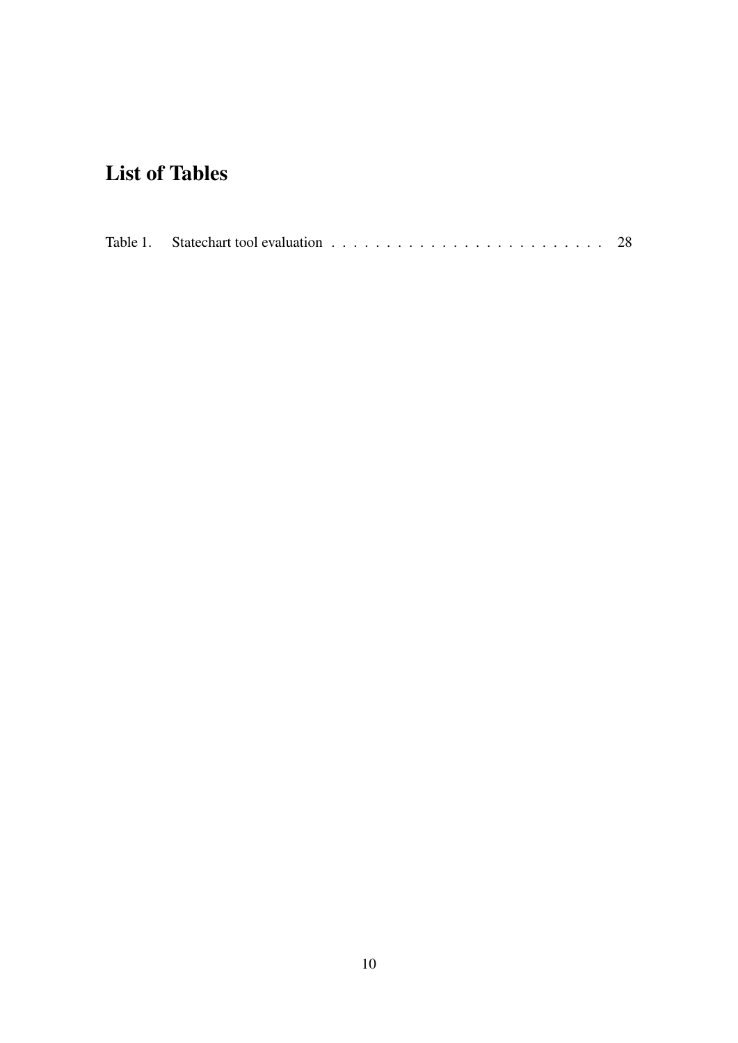# List of Tables

Table 1. Statechart tool evaluation . . . . . . . . . . . . . . . . . . . . . . . . . 28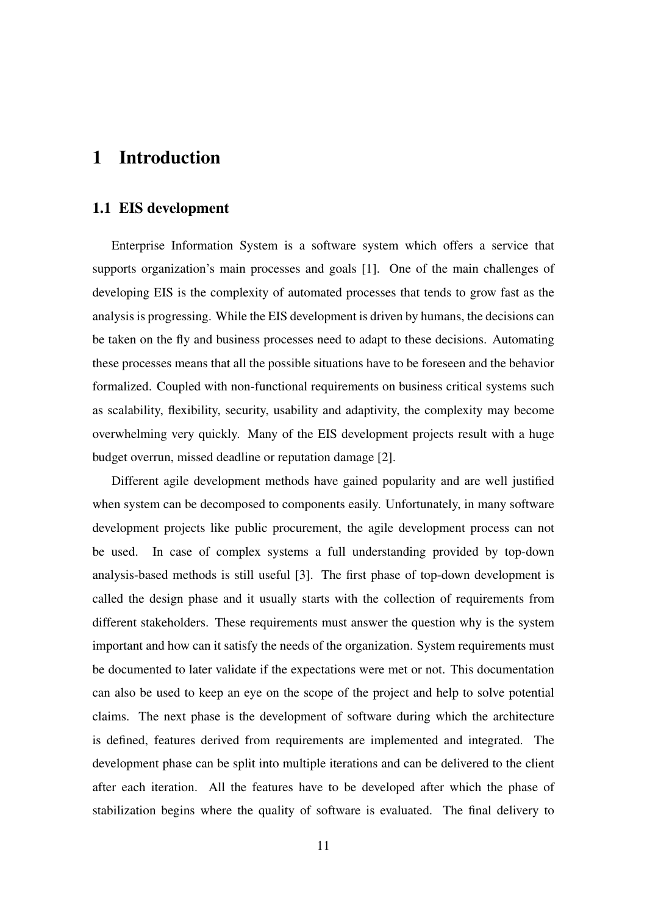# 1 Introduction

## 1.1 EIS development

Enterprise Information System is a software system which offers a service that supports organization's main processes and goals [1]. One of the main challenges of developing EIS is the complexity of automated processes that tends to grow fast as the analysis is progressing. While the EIS development is driven by humans, the decisions can be taken on the fly and business processes need to adapt to these decisions. Automating these processes means that all the possible situations have to be foreseen and the behavior formalized. Coupled with non-functional requirements on business critical systems such as scalability, flexibility, security, usability and adaptivity, the complexity may become overwhelming very quickly. Many of the EIS development projects result with a huge budget overrun, missed deadline or reputation damage [2].

Different agile development methods have gained popularity and are well justified when system can be decomposed to components easily. Unfortunately, in many software development projects like public procurement, the agile development process can not be used. In case of complex systems a full understanding provided by top-down analysis-based methods is still useful [3]. The first phase of top-down development is called the design phase and it usually starts with the collection of requirements from different stakeholders. These requirements must answer the question why is the system important and how can it satisfy the needs of the organization. System requirements must be documented to later validate if the expectations were met or not. This documentation can also be used to keep an eye on the scope of the project and help to solve potential claims. The next phase is the development of software during which the architecture is defined, features derived from requirements are implemented and integrated. The development phase can be split into multiple iterations and can be delivered to the client after each iteration. All the features have to be developed after which the phase of stabilization begins where the quality of software is evaluated. The final delivery to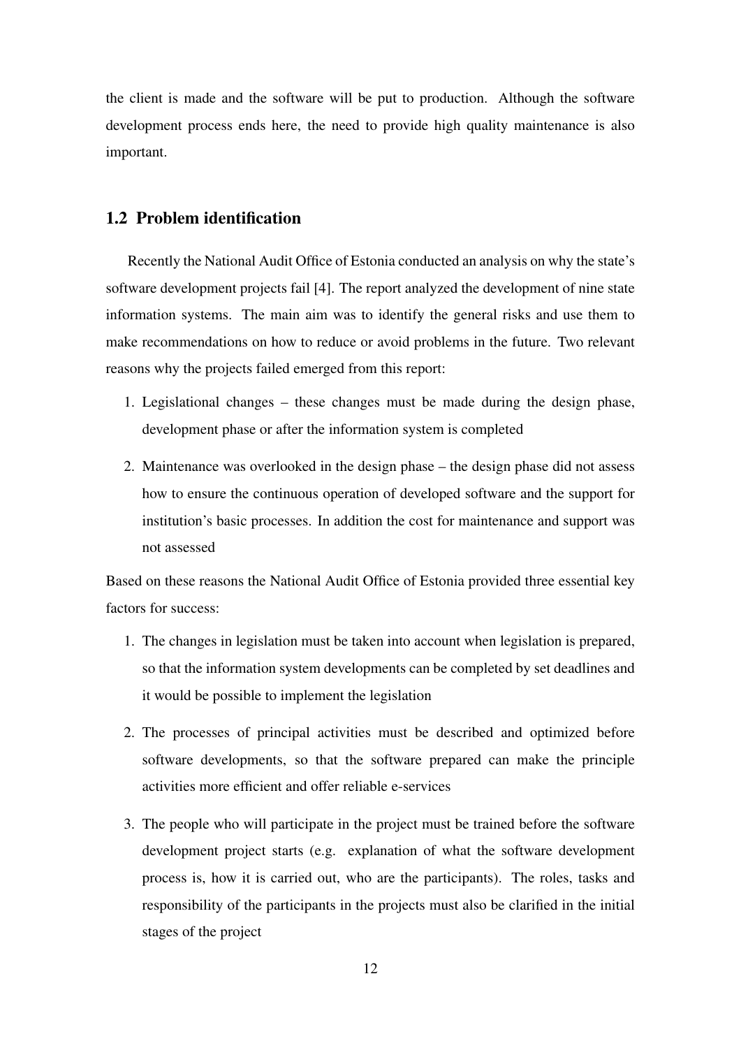the client is made and the software will be put to production. Although the software development process ends here, the need to provide high quality maintenance is also important.

## 1.2 Problem identification

Recently the National Audit Office of Estonia conducted an analysis on why the state's software development projects fail [4]. The report analyzed the development of nine state information systems. The main aim was to identify the general risks and use them to make recommendations on how to reduce or avoid problems in the future. Two relevant reasons why the projects failed emerged from this report:

1. Legislational changes – these changes must be made during the design phase, development phase or after the information system is completed
2. Maintenance was overlooked in the design phase – the design phase did not assess how to ensure the continuous operation of developed software and the support for institution's basic processes. In addition the cost for maintenance and support was not assessed

Based on these reasons the National Audit Office of Estonia provided three essential key factors for success:

1. The changes in legislation must be taken into account when legislation is prepared, so that the information system developments can be completed by set deadlines and it would be possible to implement the legislation
2. The processes of principal activities must be described and optimized before software developments, so that the software prepared can make the principle activities more efficient and offer reliable e-services
3. The people who will participate in the project must be trained before the software development project starts (e.g. explanation of what the software development process is, how it is carried out, who are the participants). The roles, tasks and responsibility of the participants in the projects must also be clarified in the initial stages of the project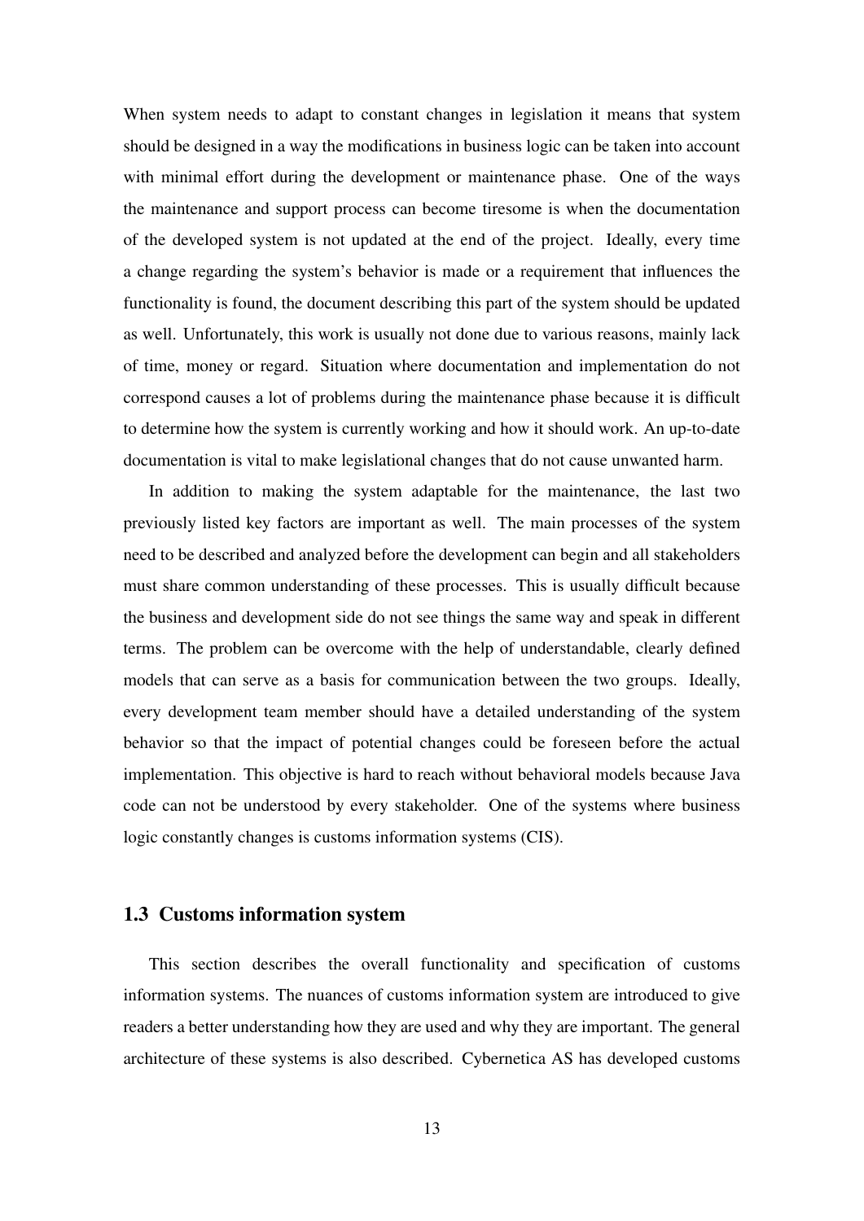When system needs to adapt to constant changes in legislation it means that system should be designed in a way the modifications in business logic can be taken into account with minimal effort during the development or maintenance phase. One of the ways the maintenance and support process can become tiresome is when the documentation of the developed system is not updated at the end of the project. Ideally, every time a change regarding the system's behavior is made or a requirement that influences the functionality is found, the document describing this part of the system should be updated as well. Unfortunately, this work is usually not done due to various reasons, mainly lack of time, money or regard. Situation where documentation and implementation do not correspond causes a lot of problems during the maintenance phase because it is difficult to determine how the system is currently working and how it should work. An up-to-date documentation is vital to make legislational changes that do not cause unwanted harm.

In addition to making the system adaptable for the maintenance, the last two previously listed key factors are important as well. The main processes of the system need to be described and analyzed before the development can begin and all stakeholders must share common understanding of these processes. This is usually difficult because the business and development side do not see things the same way and speak in different terms. The problem can be overcome with the help of understandable, clearly defined models that can serve as a basis for communication between the two groups. Ideally, every development team member should have a detailed understanding of the system behavior so that the impact of potential changes could be foreseen before the actual implementation. This objective is hard to reach without behavioral models because Java code can not be understood by every stakeholder. One of the systems where business logic constantly changes is customs information systems (CIS).

## 1.3 Customs information system

This section describes the overall functionality and specification of customs information systems. The nuances of customs information system are introduced to give readers a better understanding how they are used and why they are important. The general architecture of these systems is also described. Cybernetica AS has developed customs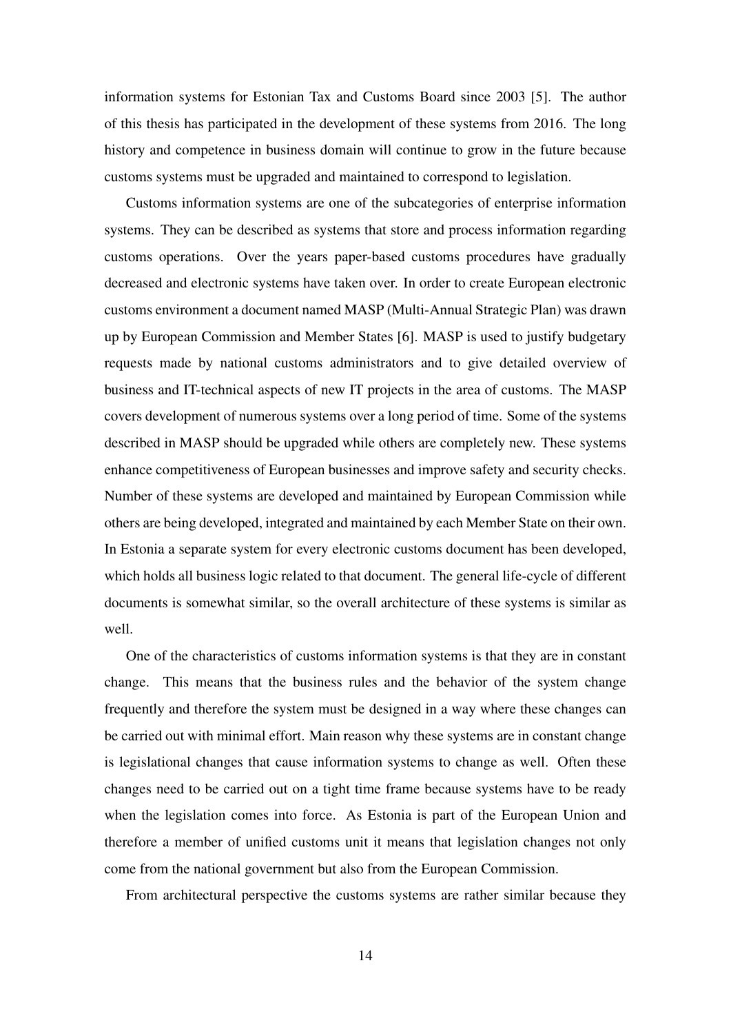information systems for Estonian Tax and Customs Board since 2003 [5]. The author of this thesis has participated in the development of these systems from 2016. The long history and competence in business domain will continue to grow in the future because customs systems must be upgraded and maintained to correspond to legislation.

Customs information systems are one of the subcategories of enterprise information systems. They can be described as systems that store and process information regarding customs operations. Over the years paper-based customs procedures have gradually decreased and electronic systems have taken over. In order to create European electronic customs environment a document named MASP (Multi-Annual Strategic Plan) was drawn up by European Commission and Member States [6]. MASP is used to justify budgetary requests made by national customs administrators and to give detailed overview of business and IT-technical aspects of new IT projects in the area of customs. The MASP covers development of numerous systems over a long period of time. Some of the systems described in MASP should be upgraded while others are completely new. These systems enhance competitiveness of European businesses and improve safety and security checks. Number of these systems are developed and maintained by European Commission while others are being developed, integrated and maintained by each Member State on their own. In Estonia a separate system for every electronic customs document has been developed, which holds all business logic related to that document. The general life-cycle of different documents is somewhat similar, so the overall architecture of these systems is similar as well.

One of the characteristics of customs information systems is that they are in constant change. This means that the business rules and the behavior of the system change frequently and therefore the system must be designed in a way where these changes can be carried out with minimal effort. Main reason why these systems are in constant change is legislational changes that cause information systems to change as well. Often these changes need to be carried out on a tight time frame because systems have to be ready when the legislation comes into force. As Estonia is part of the European Union and therefore a member of unified customs unit it means that legislation changes not only come from the national government but also from the European Commission.

From architectural perspective the customs systems are rather similar because they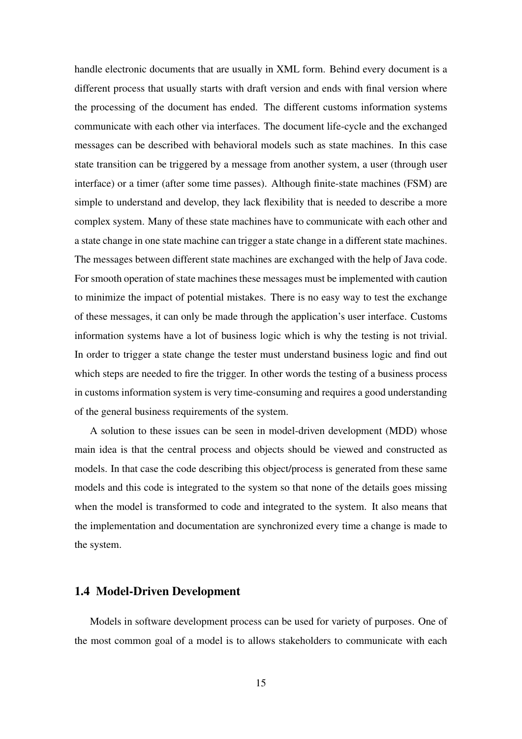handle electronic documents that are usually in XML form. Behind every document is a different process that usually starts with draft version and ends with final version where the processing of the document has ended. The different customs information systems communicate with each other via interfaces. The document life-cycle and the exchanged messages can be described with behavioral models such as state machines. In this case state transition can be triggered by a message from another system, a user (through user interface) or a timer (after some time passes). Although finite-state machines (FSM) are simple to understand and develop, they lack flexibility that is needed to describe a more complex system. Many of these state machines have to communicate with each other and a state change in one state machine can trigger a state change in a different state machines. The messages between different state machines are exchanged with the help of Java code. For smooth operation of state machines these messages must be implemented with caution to minimize the impact of potential mistakes. There is no easy way to test the exchange of these messages, it can only be made through the application's user interface. Customs information systems have a lot of business logic which is why the testing is not trivial. In order to trigger a state change the tester must understand business logic and find out which steps are needed to fire the trigger. In other words the testing of a business process in customs information system is very time-consuming and requires a good understanding of the general business requirements of the system.

A solution to these issues can be seen in model-driven development (MDD) whose main idea is that the central process and objects should be viewed and constructed as models. In that case the code describing this object/process is generated from these same models and this code is integrated to the system so that none of the details goes missing when the model is transformed to code and integrated to the system. It also means that the implementation and documentation are synchronized every time a change is made to the system.

## 1.4 Model-Driven Development

Models in software development process can be used for variety of purposes. One of the most common goal of a model is to allows stakeholders to communicate with each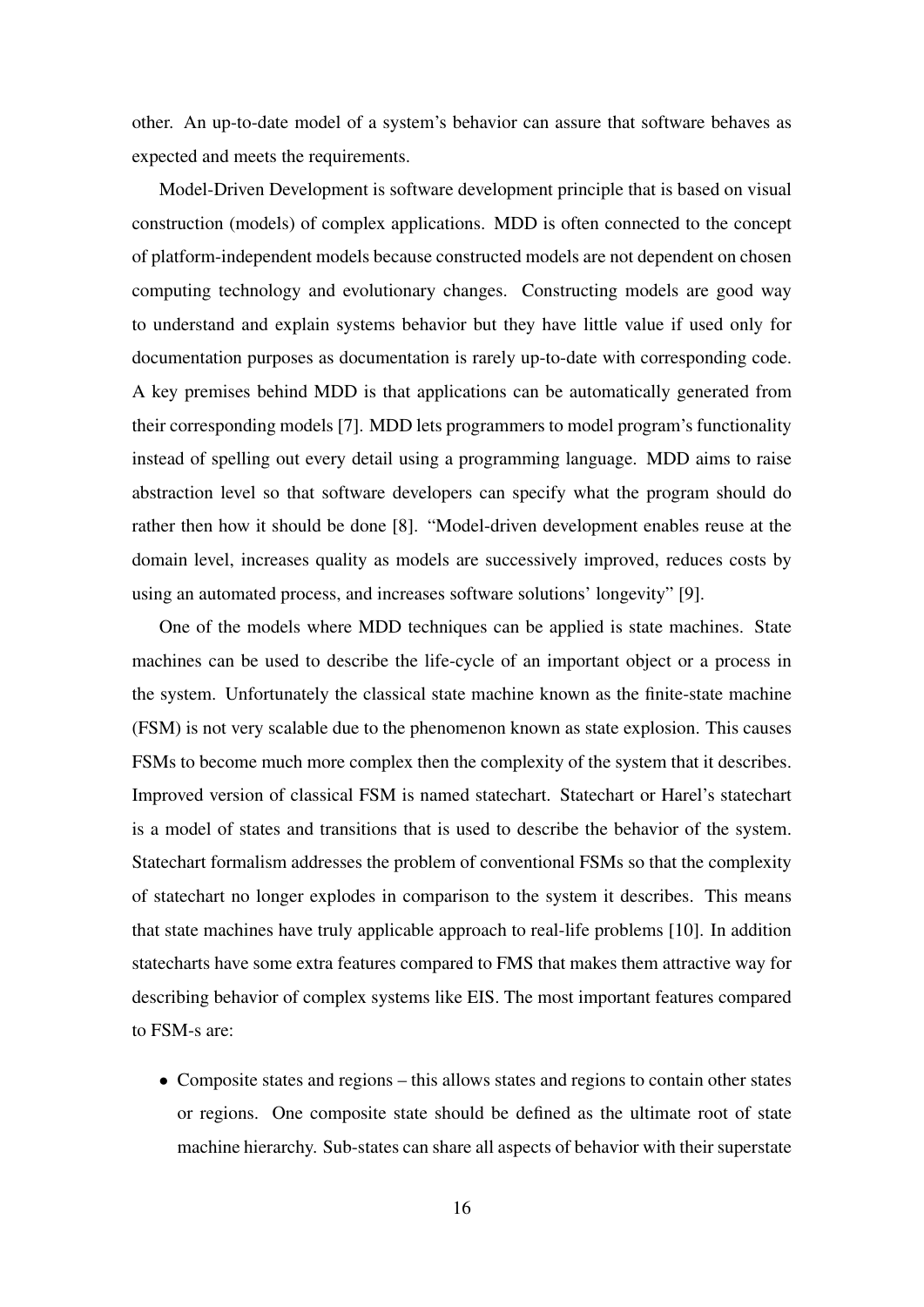other. An up-to-date model of a system's behavior can assure that software behaves as expected and meets the requirements.

Model-Driven Development is software development principle that is based on visual construction (models) of complex applications. MDD is often connected to the concept of platform-independent models because constructed models are not dependent on chosen computing technology and evolutionary changes. Constructing models are good way to understand and explain systems behavior but they have little value if used only for documentation purposes as documentation is rarely up-to-date with corresponding code. A key premises behind MDD is that applications can be automatically generated from their corresponding models [7]. MDD lets programmers to model program's functionality instead of spelling out every detail using a programming language. MDD aims to raise abstraction level so that software developers can specify what the program should do rather then how it should be done [8]. "Model-driven development enables reuse at the domain level, increases quality as models are successively improved, reduces costs by using an automated process, and increases software solutions' longevity" [9].

One of the models where MDD techniques can be applied is state machines. State machines can be used to describe the life-cycle of an important object or a process in the system. Unfortunately the classical state machine known as the finite-state machine (FSM) is not very scalable due to the phenomenon known as state explosion. This causes FSMs to become much more complex then the complexity of the system that it describes. Improved version of classical FSM is named statechart. Statechart or Harel's statechart is a model of states and transitions that is used to describe the behavior of the system. Statechart formalism addresses the problem of conventional FSMs so that the complexity of statechart no longer explodes in comparison to the system it describes. This means that state machines have truly applicable approach to real-life problems [10]. In addition statecharts have some extra features compared to FMS that makes them attractive way for describing behavior of complex systems like EIS. The most important features compared to FSM-s are:

- Composite states and regions – this allows states and regions to contain other states or regions. One composite state should be defined as the ultimate root of state machine hierarchy. Sub-states can share all aspects of behavior with their superstate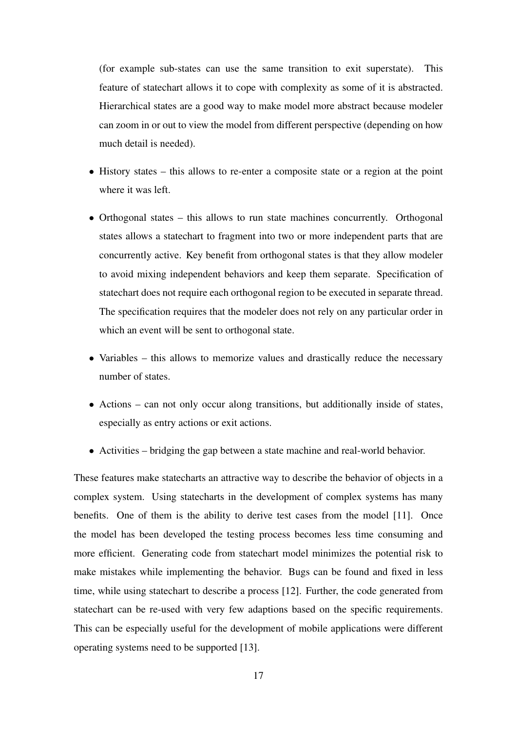(for example sub-states can use the same transition to exit superstate). This feature of statechart allows it to cope with complexity as some of it is abstracted. Hierarchical states are a good way to make model more abstract because modeler can zoom in or out to view the model from different perspective (depending on how much detail is needed).

- History states – this allows to re-enter a composite state or a region at the point where it was left.

- Orthogonal states – this allows to run state machines concurrently. Orthogonal states allows a statechart to fragment into two or more independent parts that are concurrently active. Key benefit from orthogonal states is that they allow modeler to avoid mixing independent behaviors and keep them separate. Specification of statechart does not require each orthogonal region to be executed in separate thread. The specification requires that the modeler does not rely on any particular order in which an event will be sent to orthogonal state.

- Variables – this allows to memorize values and drastically reduce the necessary number of states.

- Actions – can not only occur along transitions, but additionally inside of states, especially as entry actions or exit actions.

- Activities – bridging the gap between a state machine and real-world behavior.

These features make statecharts an attractive way to describe the behavior of objects in a complex system. Using statecharts in the development of complex systems has many benefits. One of them is the ability to derive test cases from the model [11]. Once the model has been developed the testing process becomes less time consuming and more efficient. Generating code from statechart model minimizes the potential risk to make mistakes while implementing the behavior. Bugs can be found and fixed in less time, while using statechart to describe a process [12]. Further, the code generated from statechart can be re-used with very few adaptions based on the specific requirements. This can be especially useful for the development of mobile applications were different operating systems need to be supported [13].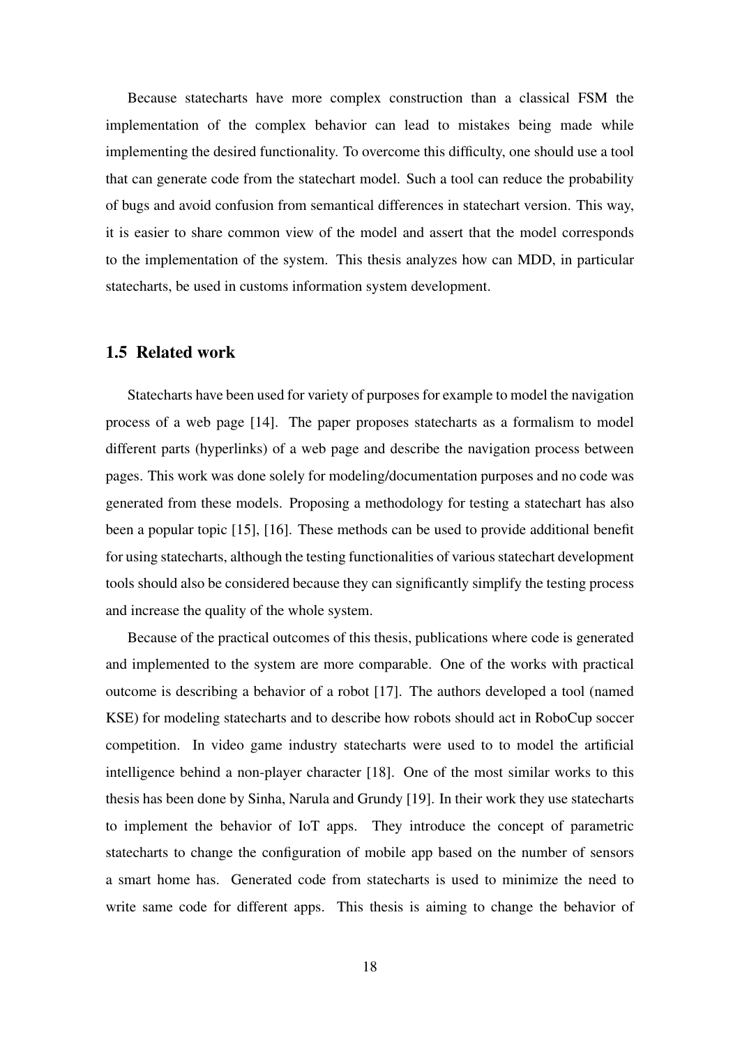Because statecharts have more complex construction than a classical FSM the implementation of the complex behavior can lead to mistakes being made while implementing the desired functionality. To overcome this difficulty, one should use a tool that can generate code from the statechart model. Such a tool can reduce the probability of bugs and avoid confusion from semantical differences in statechart version. This way, it is easier to share common view of the model and assert that the model corresponds to the implementation of the system. This thesis analyzes how can MDD, in particular statecharts, be used in customs information system development.

## 1.5 Related work

Statecharts have been used for variety of purposes for example to model the navigation process of a web page [14]. The paper proposes statecharts as a formalism to model different parts (hyperlinks) of a web page and describe the navigation process between pages. This work was done solely for modeling/documentation purposes and no code was generated from these models. Proposing a methodology for testing a statechart has also been a popular topic [15], [16]. These methods can be used to provide additional benefit for using statecharts, although the testing functionalities of various statechart development tools should also be considered because they can significantly simplify the testing process and increase the quality of the whole system.

Because of the practical outcomes of this thesis, publications where code is generated and implemented to the system are more comparable. One of the works with practical outcome is describing a behavior of a robot [17]. The authors developed a tool (named KSE) for modeling statecharts and to describe how robots should act in RoboCup soccer competition. In video game industry statecharts were used to to model the artificial intelligence behind a non-player character [18]. One of the most similar works to this thesis has been done by Sinha, Narula and Grundy [19]. In their work they use statecharts to implement the behavior of IoT apps. They introduce the concept of parametric statecharts to change the configuration of mobile app based on the number of sensors a smart home has. Generated code from statecharts is used to minimize the need to write same code for different apps. This thesis is aiming to change the behavior of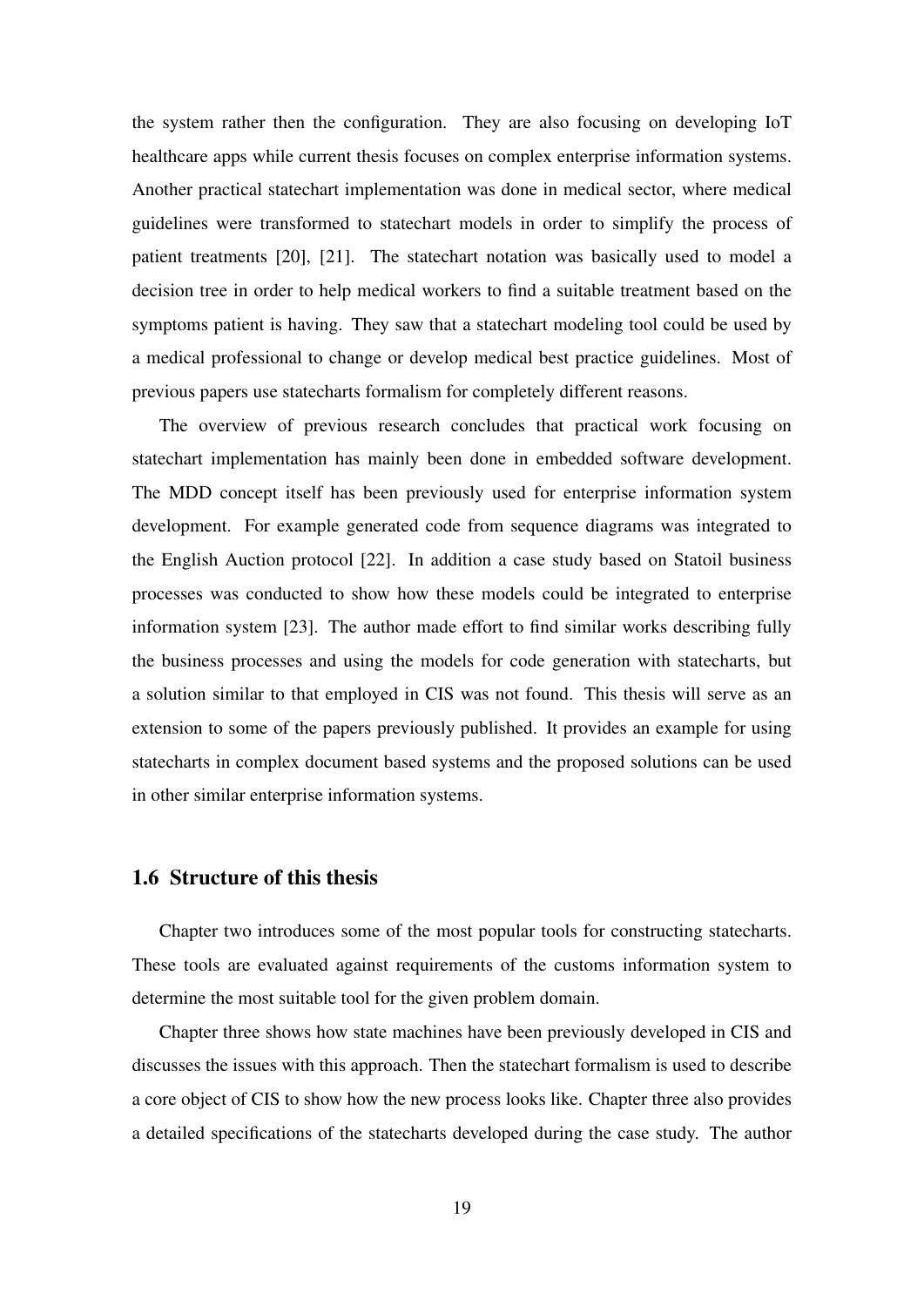the system rather then the configuration. They are also focusing on developing IoT healthcare apps while current thesis focuses on complex enterprise information systems. Another practical statechart implementation was done in medical sector, where medical guidelines were transformed to statechart models in order to simplify the process of patient treatments [20], [21]. The statechart notation was basically used to model a decision tree in order to help medical workers to find a suitable treatment based on the symptoms patient is having. They saw that a statechart modeling tool could be used by a medical professional to change or develop medical best practice guidelines. Most of previous papers use statecharts formalism for completely different reasons.

The overview of previous research concludes that practical work focusing on statechart implementation has mainly been done in embedded software development. The MDD concept itself has been previously used for enterprise information system development. For example generated code from sequence diagrams was integrated to the English Auction protocol [22]. In addition a case study based on Statoil business processes was conducted to show how these models could be integrated to enterprise information system [23]. The author made effort to find similar works describing fully the business processes and using the models for code generation with statecharts, but a solution similar to that employed in CIS was not found. This thesis will serve as an extension to some of the papers previously published. It provides an example for using statecharts in complex document based systems and the proposed solutions can be used in other similar enterprise information systems.

## 1.6 Structure of this thesis

Chapter two introduces some of the most popular tools for constructing statecharts. These tools are evaluated against requirements of the customs information system to determine the most suitable tool for the given problem domain.

Chapter three shows how state machines have been previously developed in CIS and discusses the issues with this approach. Then the statechart formalism is used to describe a core object of CIS to show how the new process looks like. Chapter three also provides a detailed specifications of the statecharts developed during the case study. The author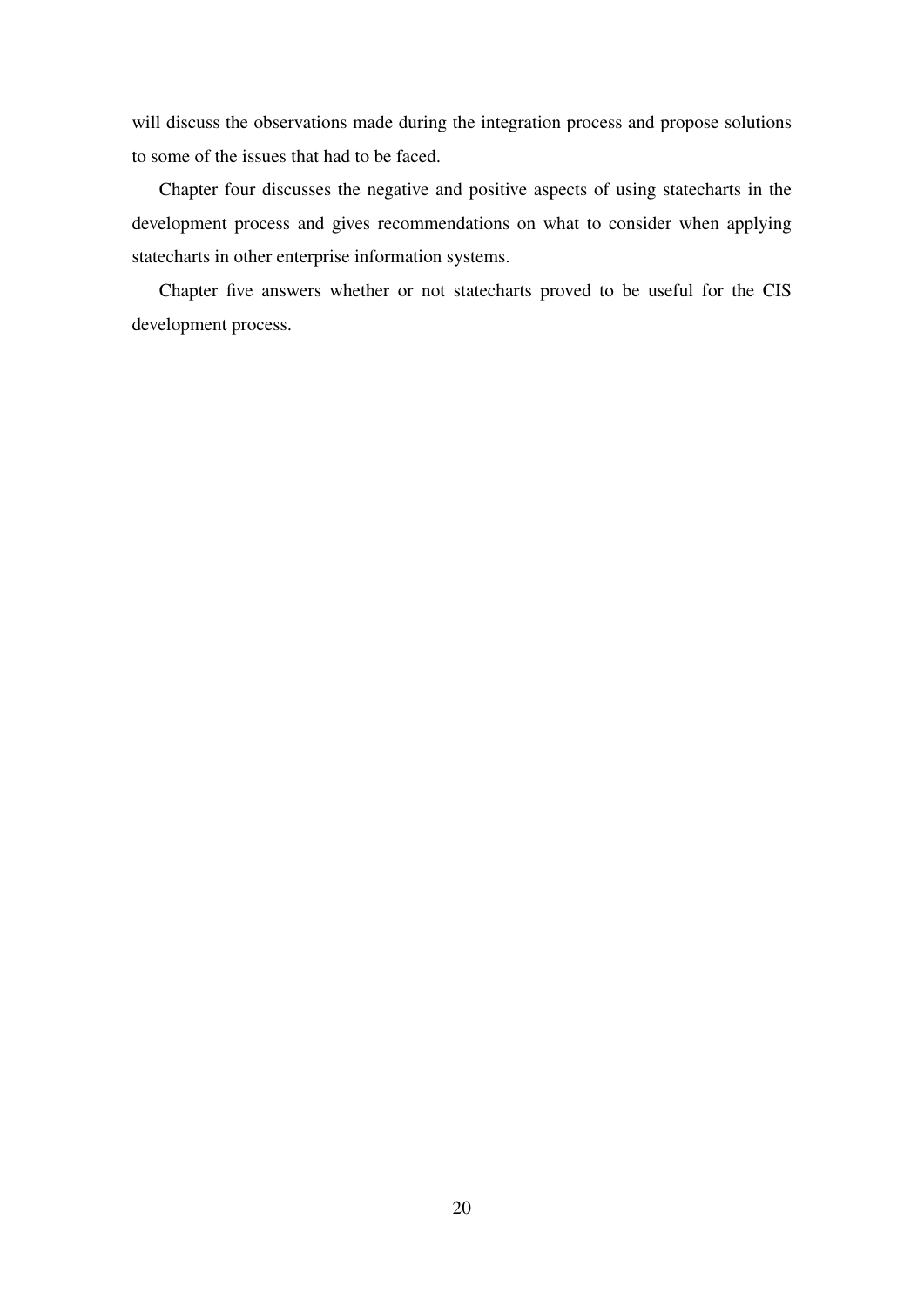will discuss the observations made during the integration process and propose solutions to some of the issues that had to be faced.

Chapter four discusses the negative and positive aspects of using statecharts in the development process and gives recommendations on what to consider when applying statecharts in other enterprise information systems.

Chapter five answers whether or not statecharts proved to be useful for the CIS development process.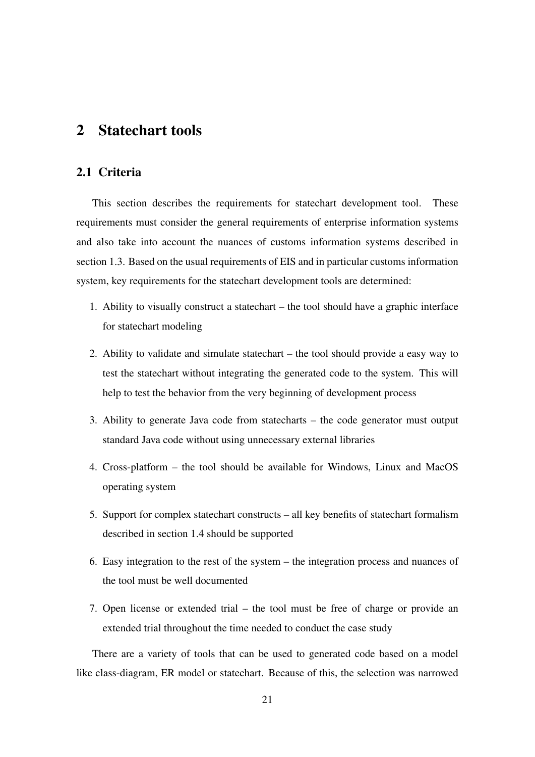# 2 Statechart tools

## 2.1 Criteria

This section describes the requirements for statechart development tool. These requirements must consider the general requirements of enterprise information systems and also take into account the nuances of customs information systems described in section 1.3. Based on the usual requirements of EIS and in particular customs information system, key requirements for the statechart development tools are determined:

1. Ability to visually construct a statechart – the tool should have a graphic interface for statechart modeling
2. Ability to validate and simulate statechart – the tool should provide a easy way to test the statechart without integrating the generated code to the system. This will help to test the behavior from the very beginning of development process
3. Ability to generate Java code from statecharts – the code generator must output standard Java code without using unnecessary external libraries
4. Cross-platform – the tool should be available for Windows, Linux and MacOS operating system
5. Support for complex statechart constructs – all key benefits of statechart formalism described in section 1.4 should be supported
6. Easy integration to the rest of the system – the integration process and nuances of the tool must be well documented
7. Open license or extended trial – the tool must be free of charge or provide an extended trial throughout the time needed to conduct the case study

There are a variety of tools that can be used to generated code based on a model like class-diagram, ER model or statechart. Because of this, the selection was narrowed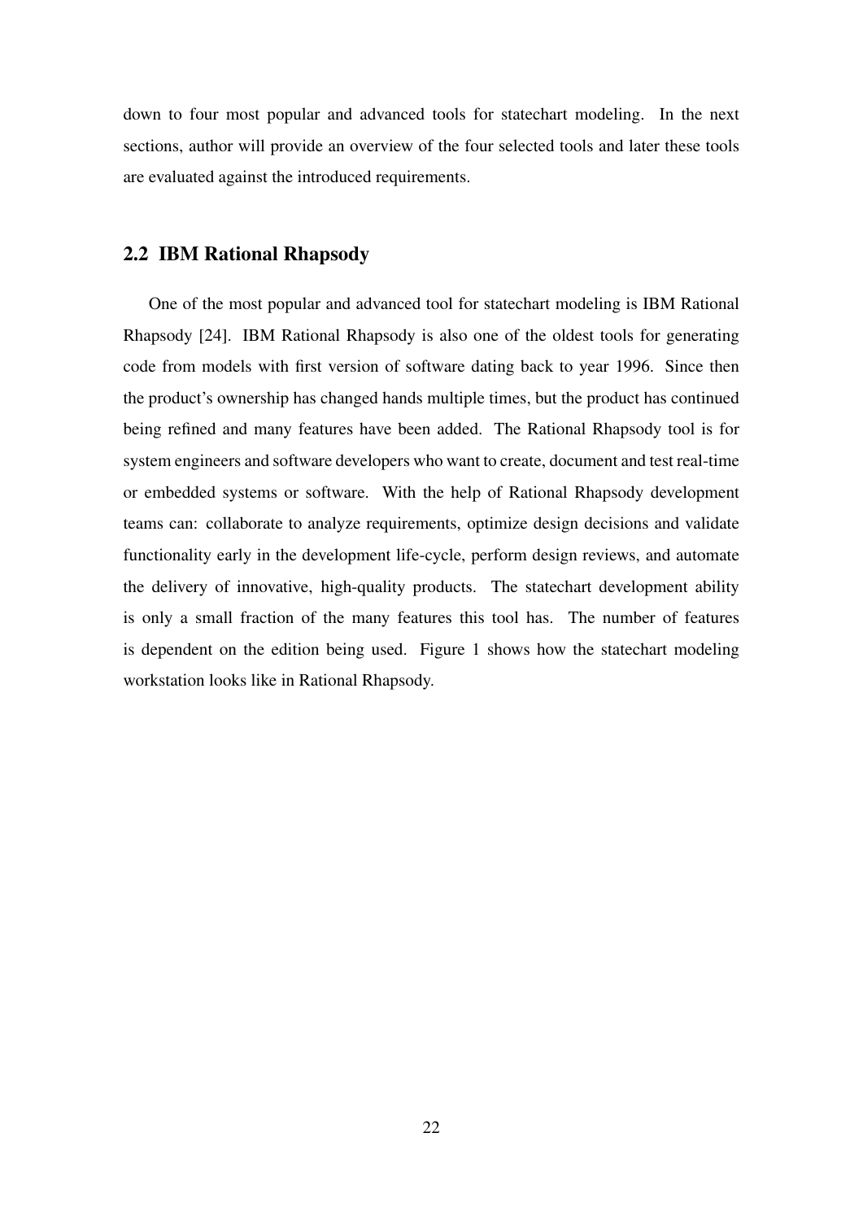down to four most popular and advanced tools for statechart modeling. In the next sections, author will provide an overview of the four selected tools and later these tools are evaluated against the introduced requirements.

## 2.2 IBM Rational Rhapsody

One of the most popular and advanced tool for statechart modeling is IBM Rational Rhapsody [24]. IBM Rational Rhapsody is also one of the oldest tools for generating code from models with first version of software dating back to year 1996. Since then the product's ownership has changed hands multiple times, but the product has continued being refined and many features have been added. The Rational Rhapsody tool is for system engineers and software developers who want to create, document and test real-time or embedded systems or software. With the help of Rational Rhapsody development teams can: collaborate to analyze requirements, optimize design decisions and validate functionality early in the development life-cycle, perform design reviews, and automate the delivery of innovative, high-quality products. The statechart development ability is only a small fraction of the many features this tool has. The number of features is dependent on the edition being used. Figure 1 shows how the statechart modeling workstation looks like in Rational Rhapsody.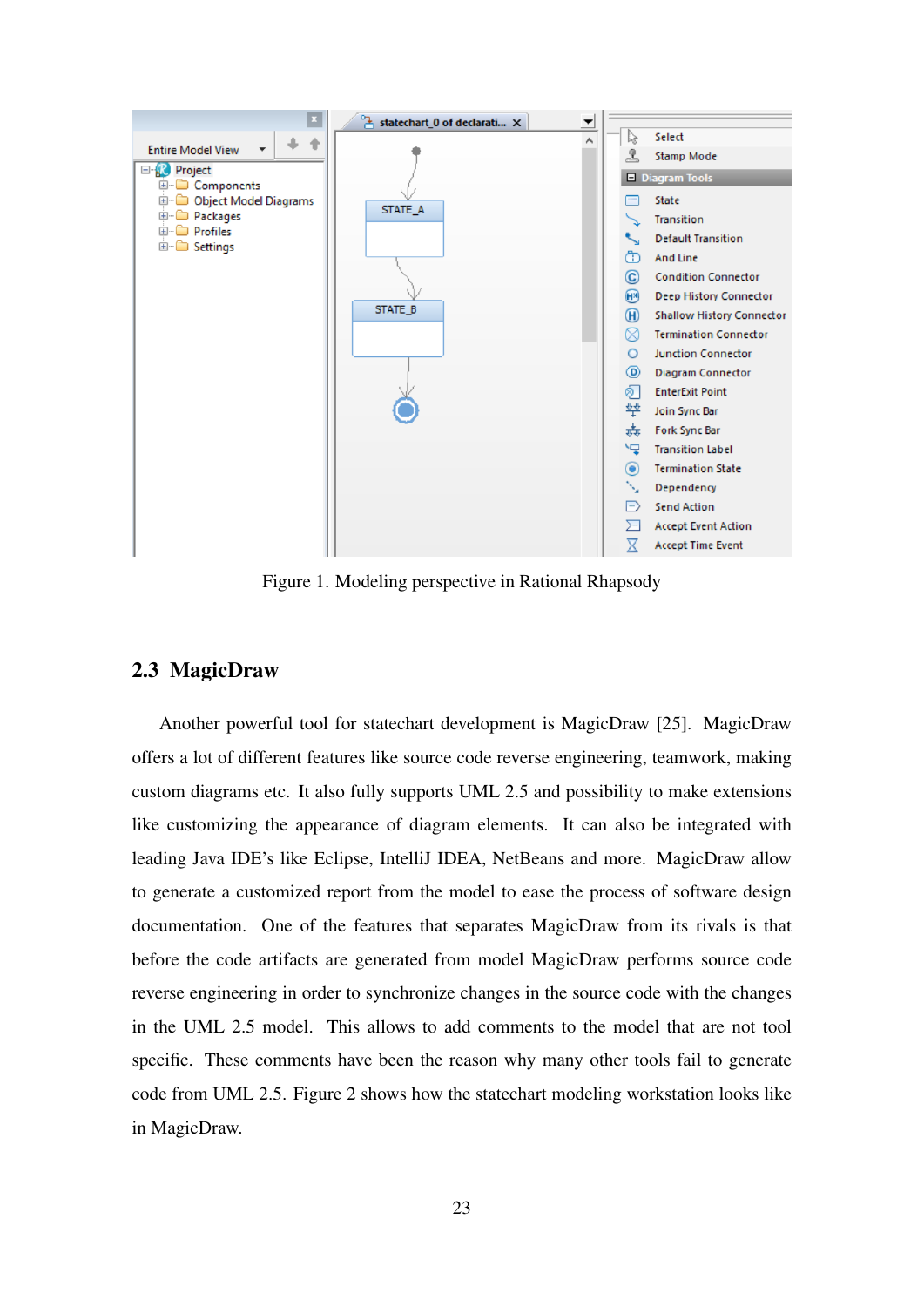Figure 1. Modeling perspective in Rational Rhapsody

## 2.3 MagicDraw

Another powerful tool for statechart development is MagicDraw [25]. MagicDraw offers a lot of different features like source code reverse engineering, teamwork, making custom diagrams etc. It also fully supports UML 2.5 and possibility to make extensions like customizing the appearance of diagram elements. It can also be integrated with leading Java IDE's like Eclipse, IntelliJ IDEA, NetBeans and more. MagicDraw allow to generate a customized report from the model to ease the process of software design documentation. One of the features that separates MagicDraw from its rivals is that before the code artifacts are generated from model MagicDraw performs source code reverse engineering in order to synchronize changes in the source code with the changes in the UML 2.5 model. This allows to add comments to the model that are not tool specific. These comments have been the reason why many other tools fail to generate code from UML 2.5. Figure 2 shows how the statechart modeling workstation looks like in MagicDraw.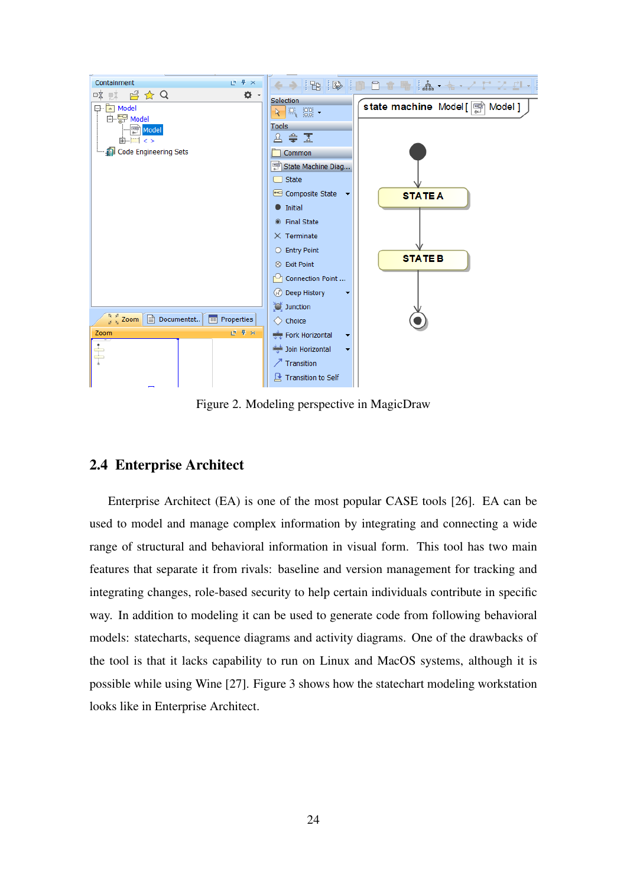Figure 2. Modeling perspective in MagicDraw

## 2.4 Enterprise Architect

Enterprise Architect (EA) is one of the most popular CASE tools [26]. EA can be used to model and manage complex information by integrating and connecting a wide range of structural and behavioral information in visual form. This tool has two main features that separate it from rivals: baseline and version management for tracking and integrating changes, role-based security to help certain individuals contribute in specific way. In addition to modeling it can be used to generate code from following behavioral models: statecharts, sequence diagrams and activity diagrams. One of the drawbacks of the tool is that it lacks capability to run on Linux and MacOS systems, although it is possible while using Wine [27]. Figure 3 shows how the statechart modeling workstation looks like in Enterprise Architect.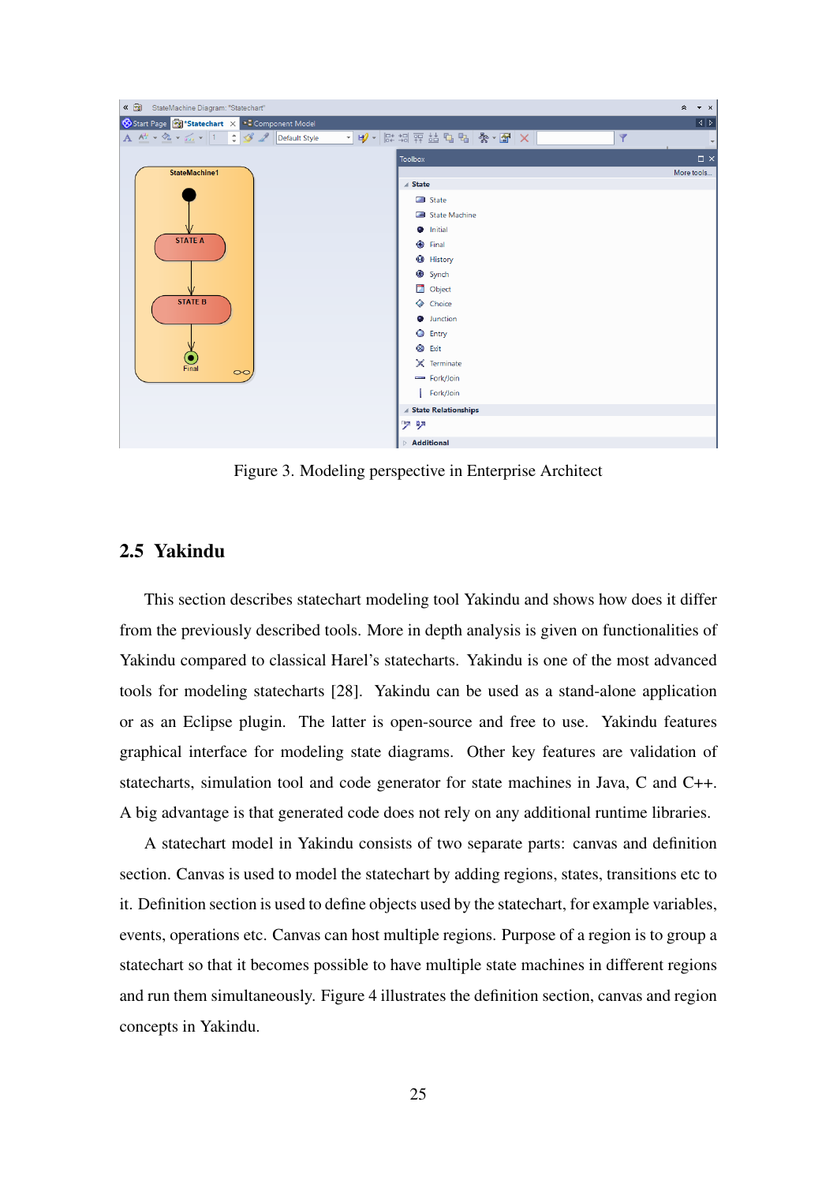Figure 3. Modeling perspective in Enterprise Architect

## 2.5 Yakindu

This section describes statechart modeling tool Yakindu and shows how does it differ from the previously described tools. More in depth analysis is given on functionalities of Yakindu compared to classical Harel's statecharts. Yakindu is one of the most advanced tools for modeling statecharts [28]. Yakindu can be used as a stand-alone application or as an Eclipse plugin. The latter is open-source and free to use. Yakindu features graphical interface for modeling state diagrams. Other key features are validation of statecharts, simulation tool and code generator for state machines in Java, C and C++. A big advantage is that generated code does not rely on any additional runtime libraries.

A statechart model in Yakindu consists of two separate parts: canvas and definition section. Canvas is used to model the statechart by adding regions, states, transitions etc to it. Definition section is used to define objects used by the statechart, for example variables, events, operations etc. Canvas can host multiple regions. Purpose of a region is to group a statechart so that it becomes possible to have multiple state machines in different regions and run them simultaneously. Figure 4 illustrates the definition section, canvas and region concepts in Yakindu.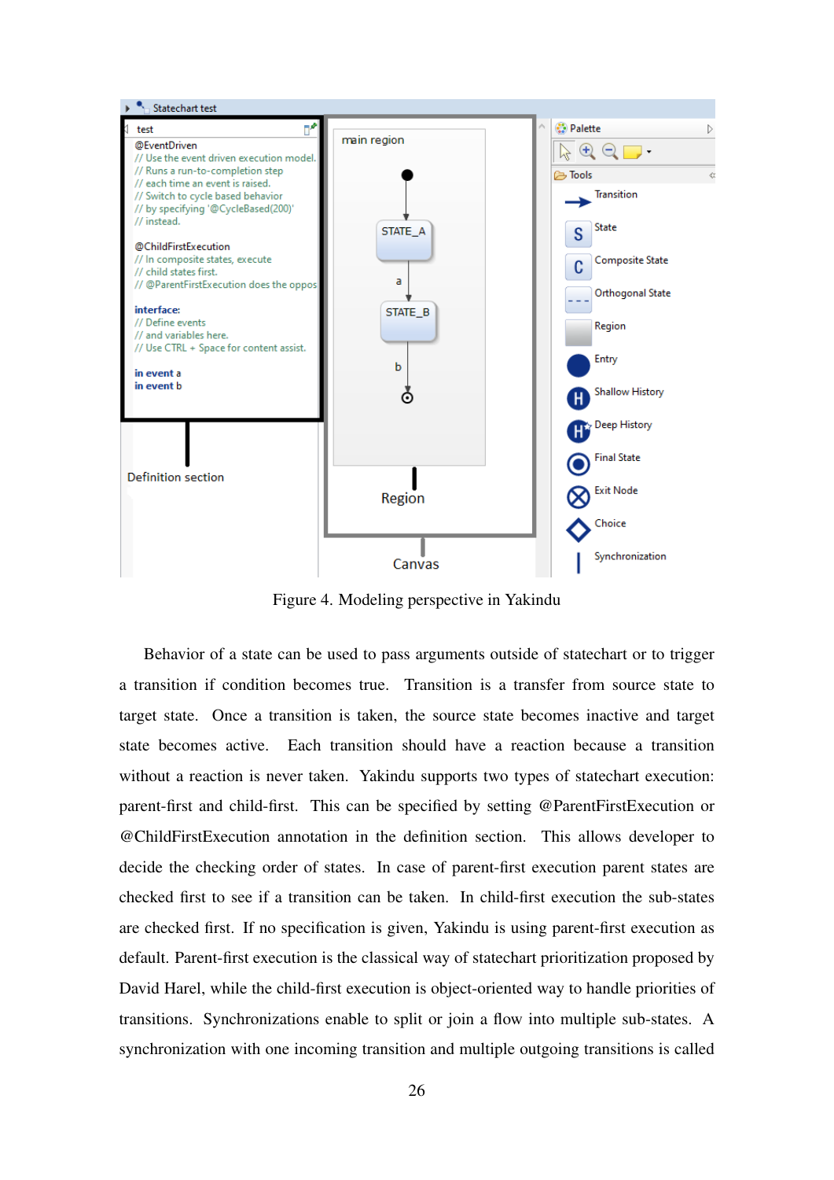Figure 4. Modeling perspective in Yakindu

Behavior of a state can be used to pass arguments outside of statechart or to trigger a transition if condition becomes true. Transition is a transfer from source state to target state. Once a transition is taken, the source state becomes inactive and target state becomes active. Each transition should have a reaction because a transition without a reaction is never taken. Yakindu supports two types of statechart execution: parent-first and child-first. This can be specified by setting @ParentFirstExecution or @ChildFirstExecution annotation in the definition section. This allows developer to decide the checking order of states. In case of parent-first execution parent states are checked first to see if a transition can be taken. In child-first execution the sub-states are checked first. If no specification is given, Yakindu is using parent-first execution as default. Parent-first execution is the classical way of statechart prioritization proposed by David Harel, while the child-first execution is object-oriented way to handle priorities of transitions. Synchronizations enable to split or join a flow into multiple sub-states. A synchronization with one incoming transition and multiple outgoing transitions is called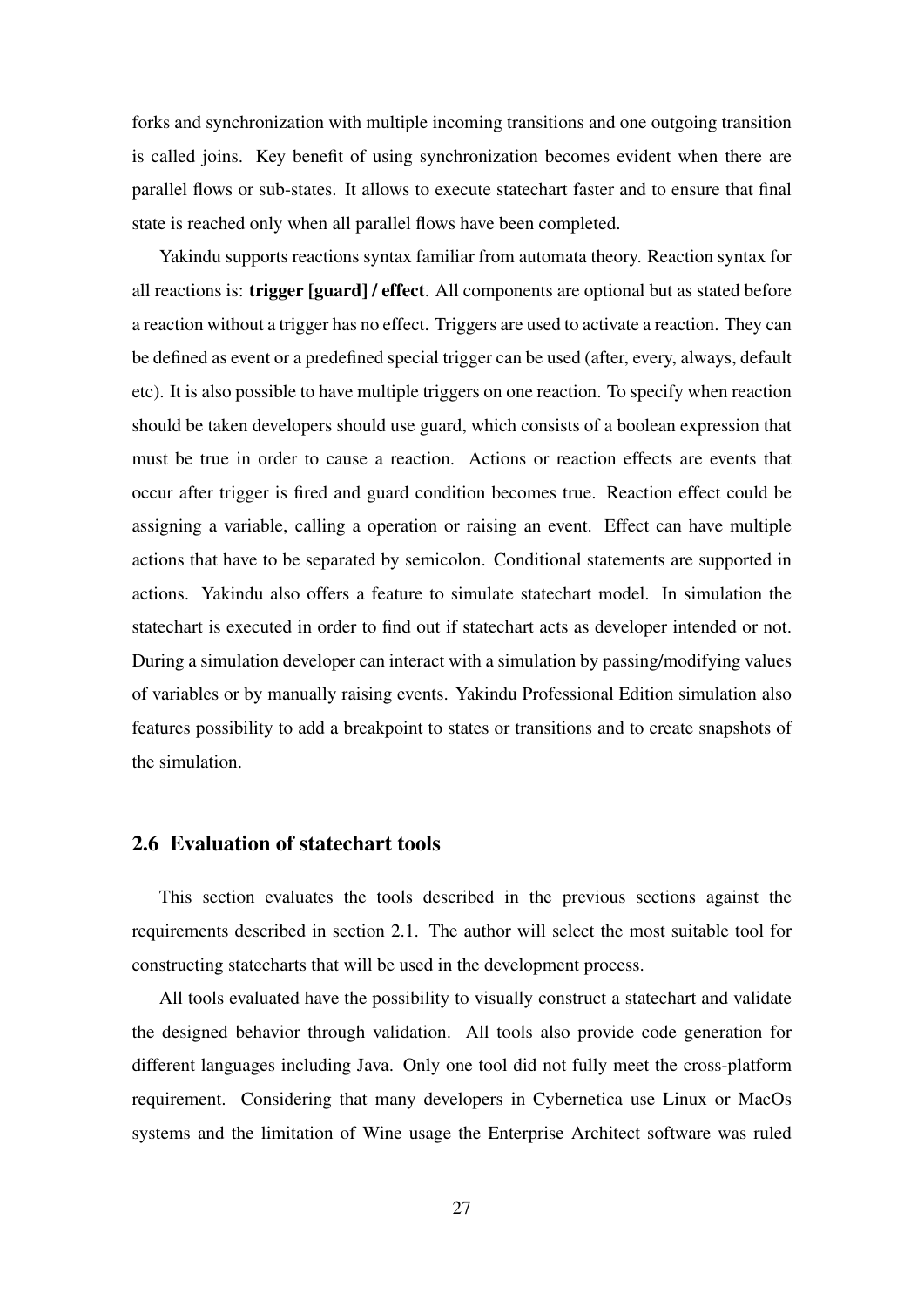forks and synchronization with multiple incoming transitions and one outgoing transition is called joins. Key benefit of using synchronization becomes evident when there are parallel flows or sub-states. It allows to execute statechart faster and to ensure that final state is reached only when all parallel flows have been completed.

Yakindu supports reactions syntax familiar from automata theory. Reaction syntax for all reactions is: **trigger [guard] / effect**. All components are optional but as stated before a reaction without a trigger has no effect. Triggers are used to activate a reaction. They can be defined as event or a predefined special trigger can be used (after, every, always, default etc). It is also possible to have multiple triggers on one reaction. To specify when reaction should be taken developers should use guard, which consists of a boolean expression that must be true in order to cause a reaction. Actions or reaction effects are events that occur after trigger is fired and guard condition becomes true. Reaction effect could be assigning a variable, calling a operation or raising an event. Effect can have multiple actions that have to be separated by semicolon. Conditional statements are supported in actions. Yakindu also offers a feature to simulate statechart model. In simulation the statechart is executed in order to find out if statechart acts as developer intended or not. During a simulation developer can interact with a simulation by passing/modifying values of variables or by manually raising events. Yakindu Professional Edition simulation also features possibility to add a breakpoint to states or transitions and to create snapshots of the simulation.

## 2.6 Evaluation of statechart tools

This section evaluates the tools described in the previous sections against the requirements described in section 2.1. The author will select the most suitable tool for constructing statecharts that will be used in the development process.

All tools evaluated have the possibility to visually construct a statechart and validate the designed behavior through validation. All tools also provide code generation for different languages including Java. Only one tool did not fully meet the cross-platform requirement. Considering that many developers in Cybernetica use Linux or MacOs systems and the limitation of Wine usage the Enterprise Architect software was ruled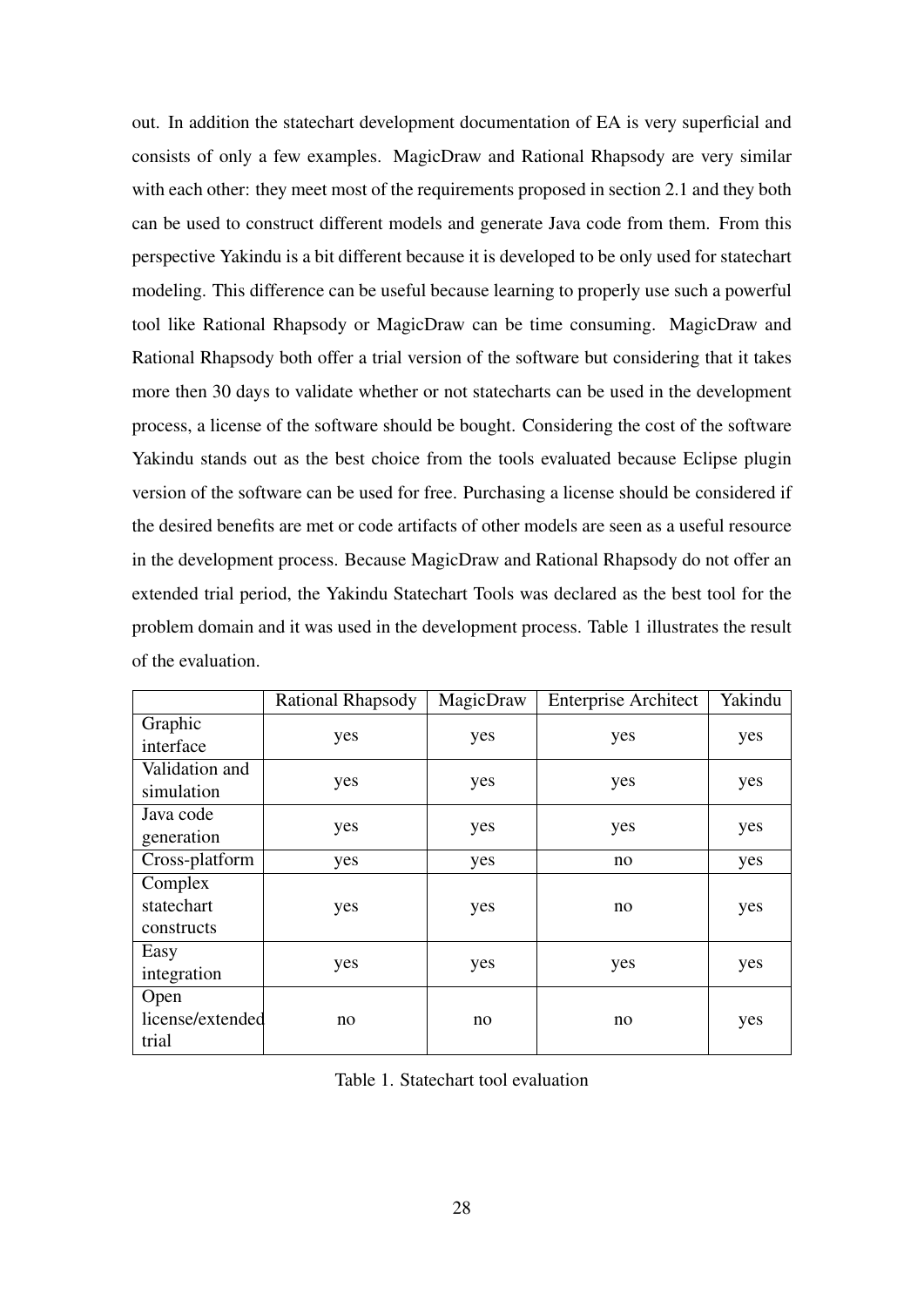out. In addition the statechart development documentation of EA is very superficial and consists of only a few examples. MagicDraw and Rational Rhapsody are very similar with each other: they meet most of the requirements proposed in section 2.1 and they both can be used to construct different models and generate Java code from them. From this perspective Yakindu is a bit different because it is developed to be only used for statechart modeling. This difference can be useful because learning to properly use such a powerful tool like Rational Rhapsody or MagicDraw can be time consuming. MagicDraw and Rational Rhapsody both offer a trial version of the software but considering that it takes more then 30 days to validate whether or not statecharts can be used in the development process, a license of the software should be bought. Considering the cost of the software Yakindu stands out as the best choice from the tools evaluated because Eclipse plugin version of the software can be used for free. Purchasing a license should be considered if the desired benefits are met or code artifacts of other models are seen as a useful resource in the development process. Because MagicDraw and Rational Rhapsody do not offer an extended trial period, the Yakindu Statechart Tools was declared as the best tool for the problem domain and it was used in the development process. Table 1 illustrates the result of the evaluation.

| | Rational Rhapsody | MagicDraw | Enterprise Architect | Yakindu |
|---|---|---|---|---|
| Graphic interface | yes | yes | yes | yes |
| Validation and simulation | yes | yes | yes | yes |
| Java code generation | yes | yes | yes | yes |
| Cross-platform | yes | yes | no | yes |
| Complex statechart constructs | yes | yes | no | yes |
| Easy integration | yes | yes | yes | yes |
| Open license/extended trial | no | no | no | yes |

Table 1. Statechart tool evaluation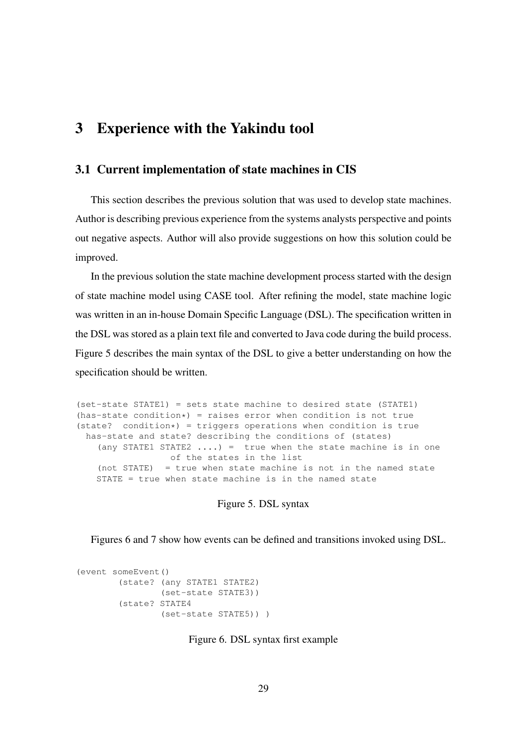# 3 Experience with the Yakindu tool

## 3.1 Current implementation of state machines in CIS

This section describes the previous solution that was used to develop state machines. Author is describing previous experience from the systems analysts perspective and points out negative aspects. Author will also provide suggestions on how this solution could be improved.

In the previous solution the state machine development process started with the design of state machine model using CASE tool. After refining the model, state machine logic was written in an in-house Domain Specific Language (DSL). The specification written in the DSL was stored as a plain text file and converted to Java code during the build process. Figure 5 describes the main syntax of the DSL to give a better understanding on how the specification should be written.

```
(set-state STATE1) = sets state machine to desired state (STATE1)
(has-state condition*) = raises error when condition is not true
(state?  condition*) = triggers operations when condition is true
  has-state and state? describing the conditions of (states)
    (any STATE1 STATE2 ....) =  true when the state machine is in one
                of the states in the list
    (not STATE)  = true when state machine is not in the named state
    STATE = true when state machine is in the named state
```

Figure 5. DSL syntax

Figures 6 and 7 show how events can be defined and transitions invoked using DSL.

```
(event someEvent()
        (state? (any STATE1 STATE2)
                (set-state STATE3))
        (state? STATE4
                (set-state STATE5)) )
```

Figure 6. DSL syntax first example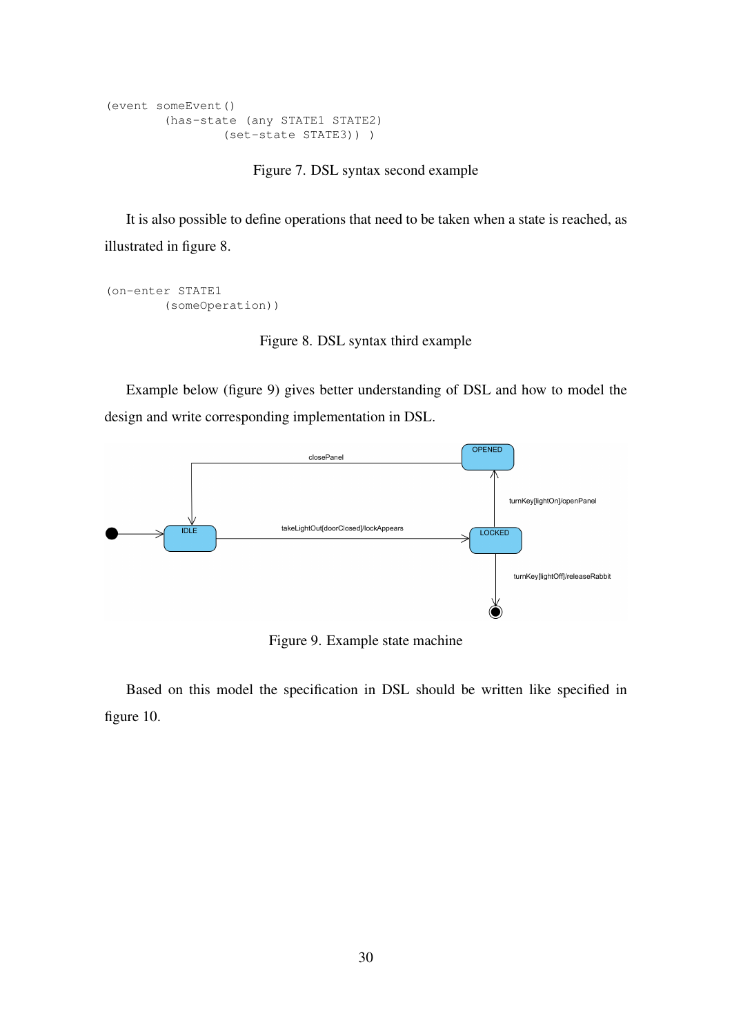```
(event someEvent()
        (has-state (any STATE1 STATE2)
                (set-state STATE3)) )
```

Figure 7. DSL syntax second example

It is also possible to define operations that need to be taken when a state is reached, as illustrated in figure 8.

```
(on-enter STATE1
        (someOperation))
```

Figure 8. DSL syntax third example

Example below (figure 9) gives better understanding of DSL and how to model the design and write corresponding implementation in DSL.

Figure 9. Example state machine

Based on this model the specification in DSL should be written like specified in figure 10.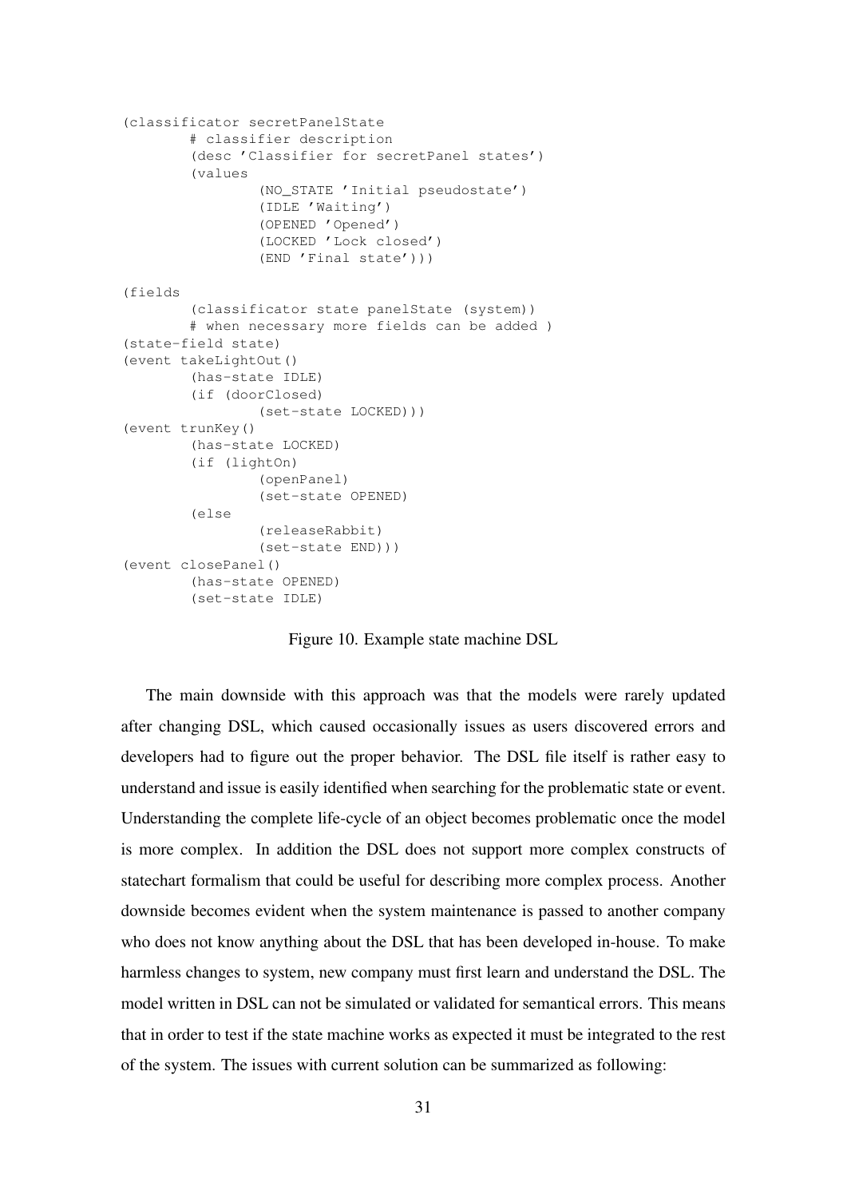```
(classificator secretPanelState
        # classifier description
        (desc 'Classifier for secretPanel states')
        (values
                (NO_STATE 'Initial pseudostate')
                (IDLE 'Waiting')
                (OPENED 'Opened')
                (LOCKED 'Lock closed')
                (END 'Final state')))

(fields
        (classificator state panelState (system))
        # when necessary more fields can be added )
(state-field state)
(event takeLightOut()
        (has-state IDLE)
        (if (doorClosed)
                (set-state LOCKED)))
(event trunKey()
        (has-state LOCKED)
        (if (lightOn)
                (openPanel)
                (set-state OPENED)
        (else
                (releaseRabbit)
                (set-state END)))
(event closePanel()
        (has-state OPENED)
        (set-state IDLE)
```

Figure 10. Example state machine DSL

The main downside with this approach was that the models were rarely updated after changing DSL, which caused occasionally issues as users discovered errors and developers had to figure out the proper behavior. The DSL file itself is rather easy to understand and issue is easily identified when searching for the problematic state or event. Understanding the complete life-cycle of an object becomes problematic once the model is more complex. In addition the DSL does not support more complex constructs of statechart formalism that could be useful for describing more complex process. Another downside becomes evident when the system maintenance is passed to another company who does not know anything about the DSL that has been developed in-house. To make harmless changes to system, new company must first learn and understand the DSL. The model written in DSL can not be simulated or validated for semantical errors. This means that in order to test if the state machine works as expected it must be integrated to the rest of the system. The issues with current solution can be summarized as following: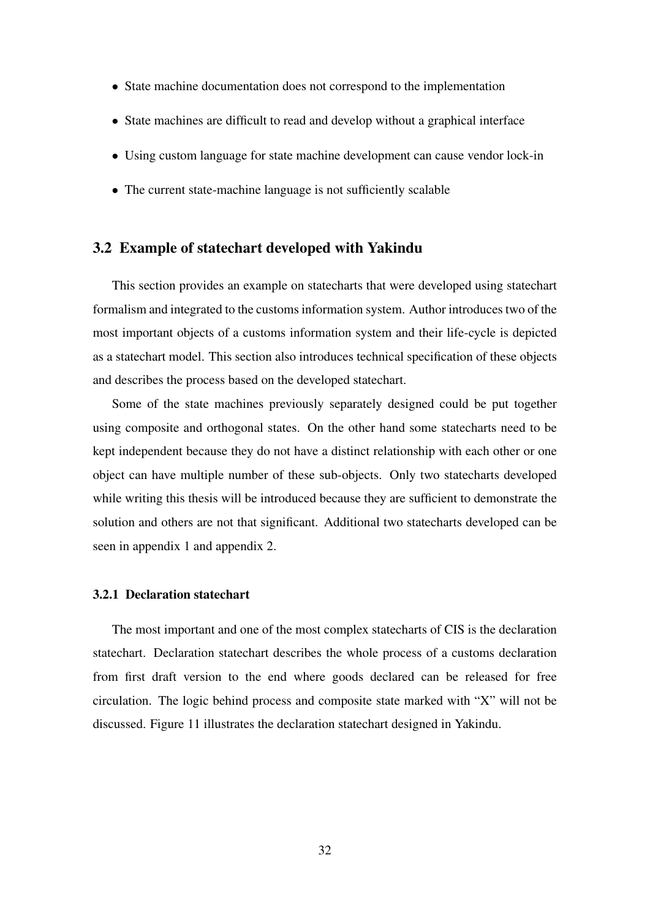- State machine documentation does not correspond to the implementation
- State machines are difficult to read and develop without a graphical interface
- Using custom language for state machine development can cause vendor lock-in
- The current state-machine language is not sufficiently scalable

## 3.2 Example of statechart developed with Yakindu

This section provides an example on statecharts that were developed using statechart formalism and integrated to the customs information system. Author introduces two of the most important objects of a customs information system and their life-cycle is depicted as a statechart model. This section also introduces technical specification of these objects and describes the process based on the developed statechart.

Some of the state machines previously separately designed could be put together using composite and orthogonal states. On the other hand some statecharts need to be kept independent because they do not have a distinct relationship with each other or one object can have multiple number of these sub-objects. Only two statecharts developed while writing this thesis will be introduced because they are sufficient to demonstrate the solution and others are not that significant. Additional two statecharts developed can be seen in appendix 1 and appendix 2.

### 3.2.1 Declaration statechart

The most important and one of the most complex statecharts of CIS is the declaration statechart. Declaration statechart describes the whole process of a customs declaration from first draft version to the end where goods declared can be released for free circulation. The logic behind process and composite state marked with "X" will not be discussed. Figure 11 illustrates the declaration statechart designed in Yakindu.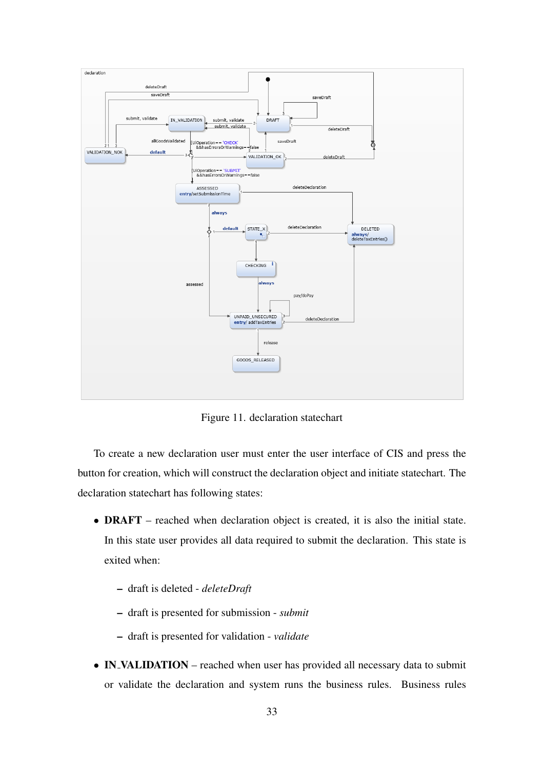Figure 11. declaration statechart

To create a new declaration user must enter the user interface of CIS and press the button for creation, which will construct the declaration object and initiate statechart. The declaration statechart has following states:

- **DRAFT** – reached when declaration object is created, it is also the initial state. In this state user provides all data required to submit the declaration. This state is exited when:
  - draft is deleted - *deleteDraft*
  - draft is presented for submission - *submit*
  - draft is presented for validation - *validate*
- **IN_VALIDATION** – reached when user has provided all necessary data to submit or validate the declaration and system runs the business rules. Business rules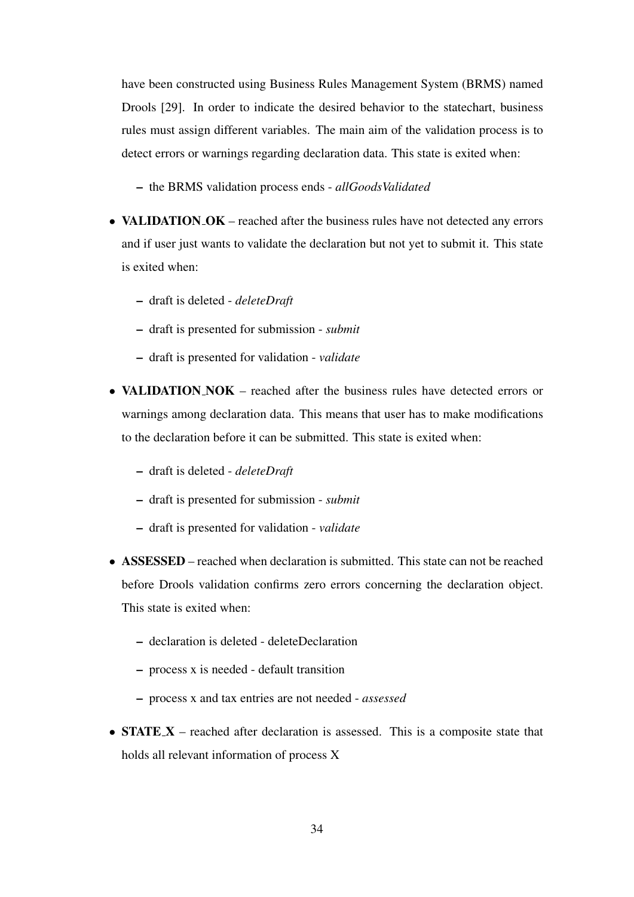have been constructed using Business Rules Management System (BRMS) named Drools [29]. In order to indicate the desired behavior to the statechart, business rules must assign different variables. The main aim of the validation process is to detect errors or warnings regarding declaration data. This state is exited when:

  - the BRMS validation process ends - *allGoodsValidated*

- **VALIDATION_OK** – reached after the business rules have not detected any errors and if user just wants to validate the declaration but not yet to submit it. This state is exited when:
  - draft is deleted - *deleteDraft*
  - draft is presented for submission - *submit*
  - draft is presented for validation - *validate*
- **VALIDATION_NOK** – reached after the business rules have detected errors or warnings among declaration data. This means that user has to make modifications to the declaration before it can be submitted. This state is exited when:
  - draft is deleted - *deleteDraft*
  - draft is presented for submission - *submit*
  - draft is presented for validation - *validate*
- **ASSESSED** – reached when declaration is submitted. This state can not be reached before Drools validation confirms zero errors concerning the declaration object. This state is exited when:
  - declaration is deleted - deleteDeclaration
  - process x is needed - default transition
  - process x and tax entries are not needed - *assessed*
- **STATE_X** – reached after declaration is assessed. This is a composite state that holds all relevant information of process X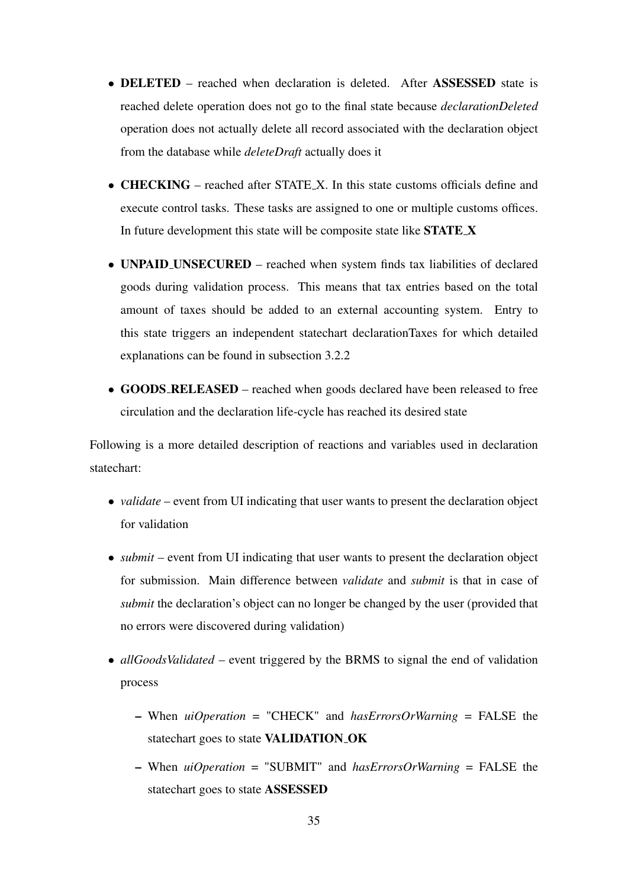- **DELETED** – reached when declaration is deleted. After **ASSESSED** state is reached delete operation does not go to the final state because *declarationDeleted* operation does not actually delete all record associated with the declaration object from the database while *deleteDraft* actually does it
- **CHECKING** – reached after STATE_X. In this state customs officials define and execute control tasks. These tasks are assigned to one or multiple customs offices. In future development this state will be composite state like **STATE_X**
- **UNPAID_UNSECURED** – reached when system finds tax liabilities of declared goods during validation process. This means that tax entries based on the total amount of taxes should be added to an external accounting system. Entry to this state triggers an independent statechart declarationTaxes for which detailed explanations can be found in subsection 3.2.2
- **GOODS_RELEASED** – reached when goods declared have been released to free circulation and the declaration life-cycle has reached its desired state

Following is a more detailed description of reactions and variables used in declaration statechart:

- *validate* – event from UI indicating that user wants to present the declaration object for validation
- *submit* – event from UI indicating that user wants to present the declaration object for submission. Main difference between *validate* and *submit* is that in case of *submit* the declaration's object can no longer be changed by the user (provided that no errors were discovered during validation)
- *allGoodsValidated* – event triggered by the BRMS to signal the end of validation process
  - When *uiOperation* = "CHECK" and *hasErrorsOrWarning* = FALSE the statechart goes to state **VALIDATION_OK**
  - When *uiOperation* = "SUBMIT" and *hasErrorsOrWarning* = FALSE the statechart goes to state **ASSESSED**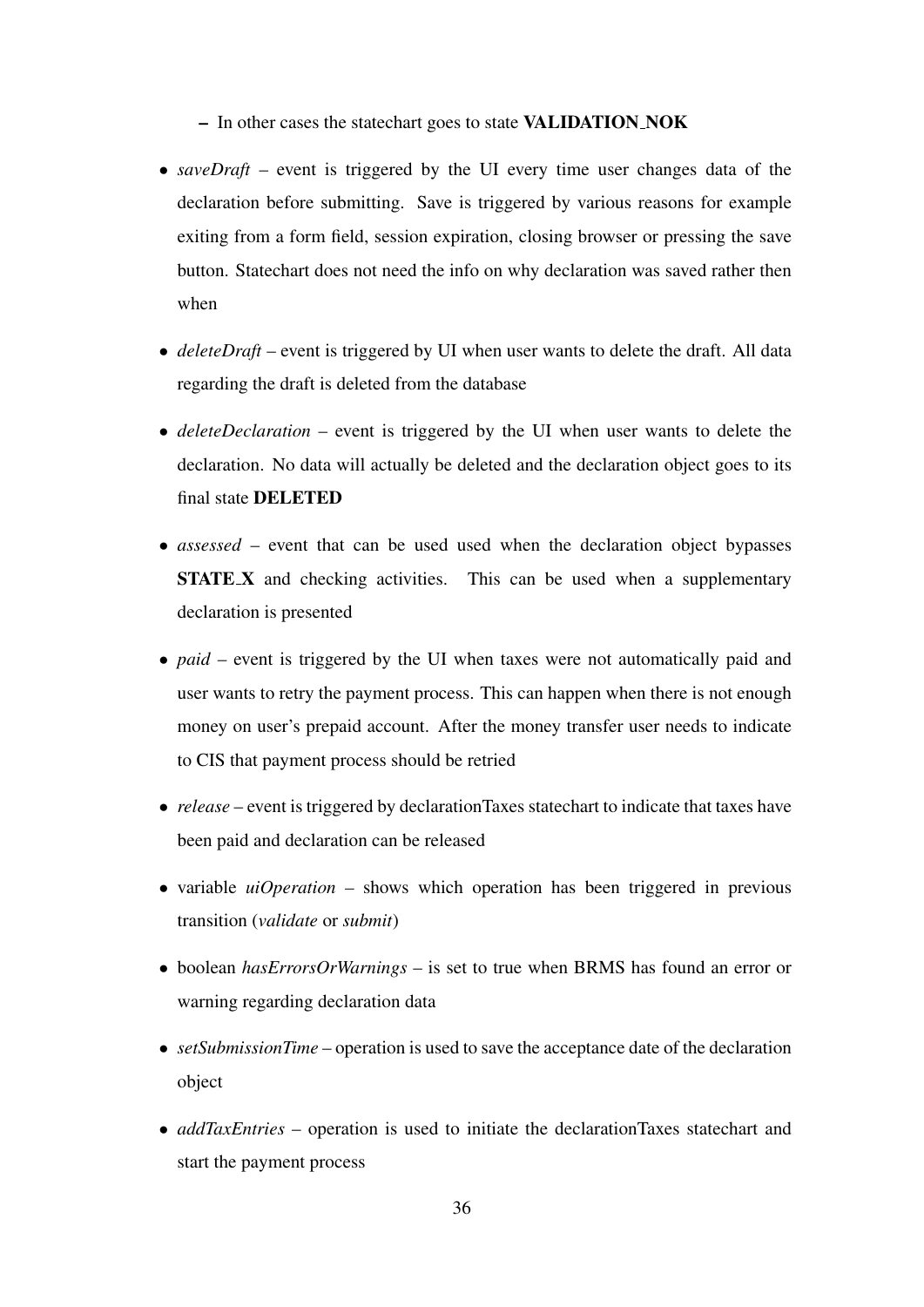- In other cases the statechart goes to state **VALIDATION_NOK**

- *saveDraft* – event is triggered by the UI every time user changes data of the declaration before submitting. Save is triggered by various reasons for example exiting from a form field, session expiration, closing browser or pressing the save button. Statechart does not need the info on why declaration was saved rather then when

- *deleteDraft* – event is triggered by UI when user wants to delete the draft. All data regarding the draft is deleted from the database

- *deleteDeclaration* – event is triggered by the UI when user wants to delete the declaration. No data will actually be deleted and the declaration object goes to its final state **DELETED**

- *assessed* – event that can be used used when the declaration object bypasses **STATE_X** and checking activities. This can be used when a supplementary declaration is presented

- *paid* – event is triggered by the UI when taxes were not automatically paid and user wants to retry the payment process. This can happen when there is not enough money on user's prepaid account. After the money transfer user needs to indicate to CIS that payment process should be retried

- *release* – event is triggered by declarationTaxes statechart to indicate that taxes have been paid and declaration can be released

- variable *uiOperation* – shows which operation has been triggered in previous transition (*validate* or *submit*)

- boolean *hasErrorsOrWarnings* – is set to true when BRMS has found an error or warning regarding declaration data

- *setSubmissionTime* – operation is used to save the acceptance date of the declaration object

- *addTaxEntries* – operation is used to initiate the declarationTaxes statechart and start the payment process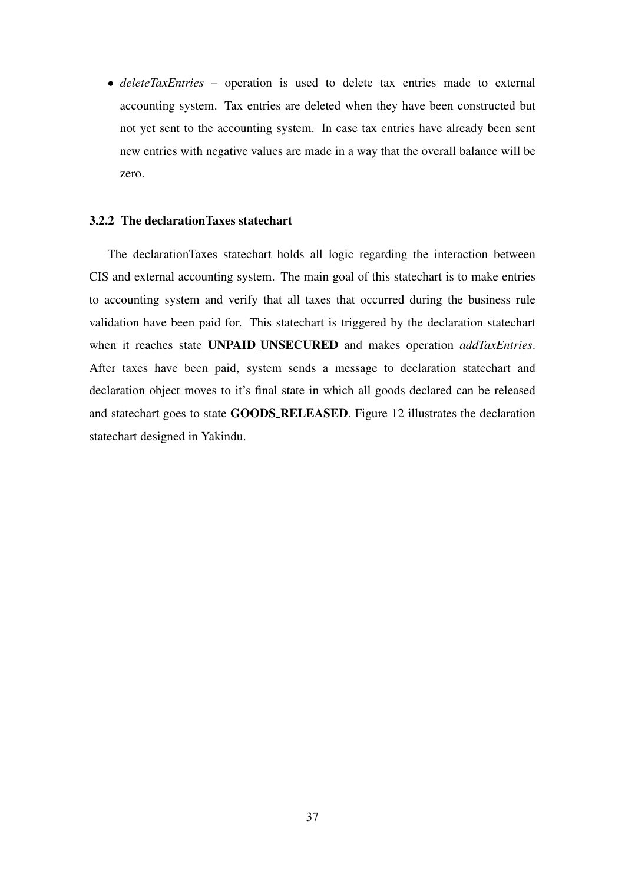- *deleteTaxEntries* – operation is used to delete tax entries made to external accounting system. Tax entries are deleted when they have been constructed but not yet sent to the accounting system. In case tax entries have already been sent new entries with negative values are made in a way that the overall balance will be zero.

### 3.2.2 The declarationTaxes statechart

The declarationTaxes statechart holds all logic regarding the interaction between CIS and external accounting system. The main goal of this statechart is to make entries to accounting system and verify that all taxes that occurred during the business rule validation have been paid for. This statechart is triggered by the declaration statechart when it reaches state **UNPAID_UNSECURED** and makes operation *addTaxEntries*. After taxes have been paid, system sends a message to declaration statechart and declaration object moves to it's final state in which all goods declared can be released and statechart goes to state **GOODS_RELEASED**. Figure 12 illustrates the declaration statechart designed in Yakindu.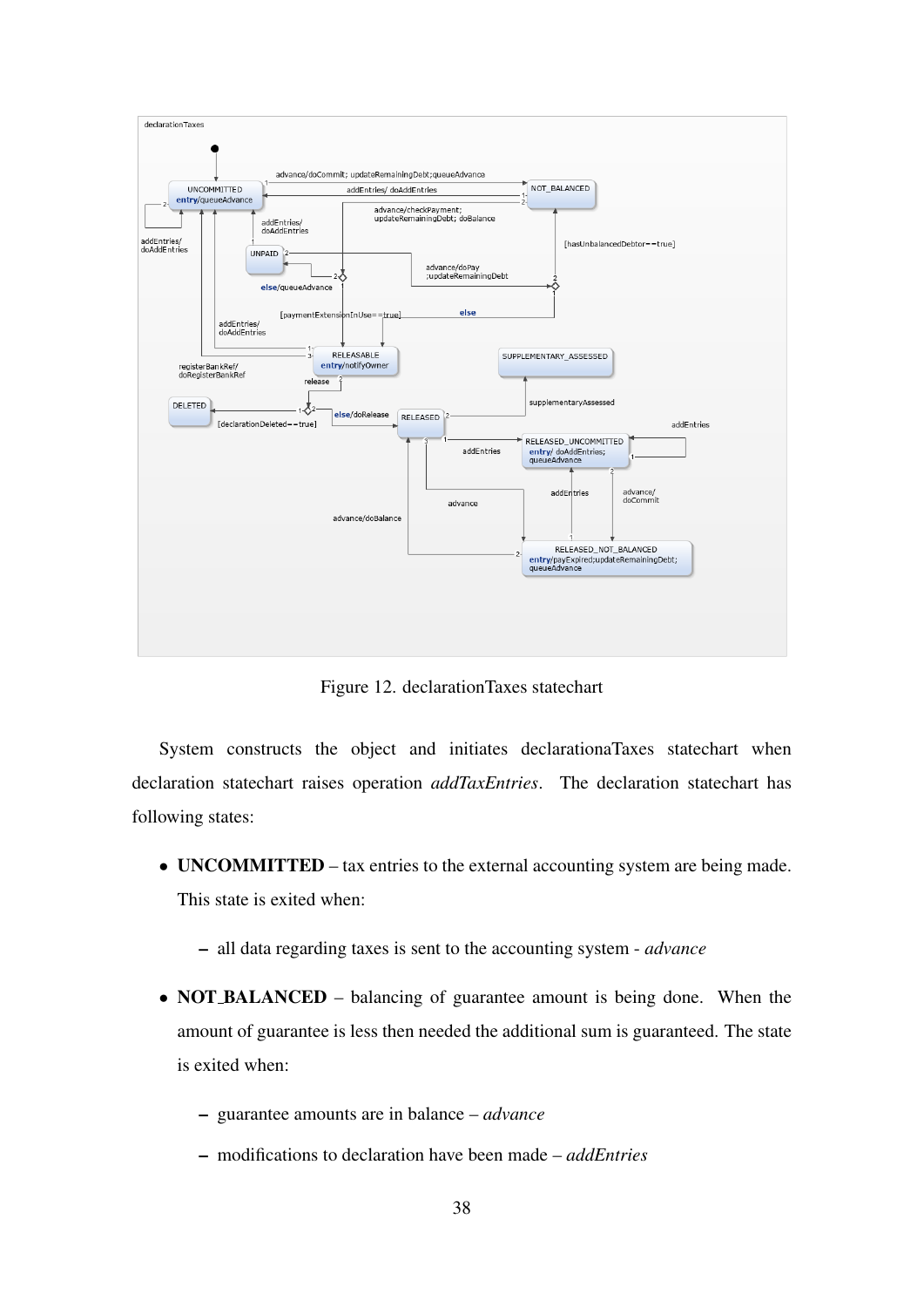Figure 12. declarationTaxes statechart

System constructs the object and initiates declarationaTaxes statechart when declaration statechart raises operation *addTaxEntries*. The declaration statechart has following states:

- **UNCOMMITTED** – tax entries to the external accounting system are being made. This state is exited when:
  - all data regarding taxes is sent to the accounting system - *advance*
- **NOT_BALANCED** – balancing of guarantee amount is being done. When the amount of guarantee is less then needed the additional sum is guaranteed. The state is exited when:
  - guarantee amounts are in balance – *advance*
  - modifications to declaration have been made – *addEntries*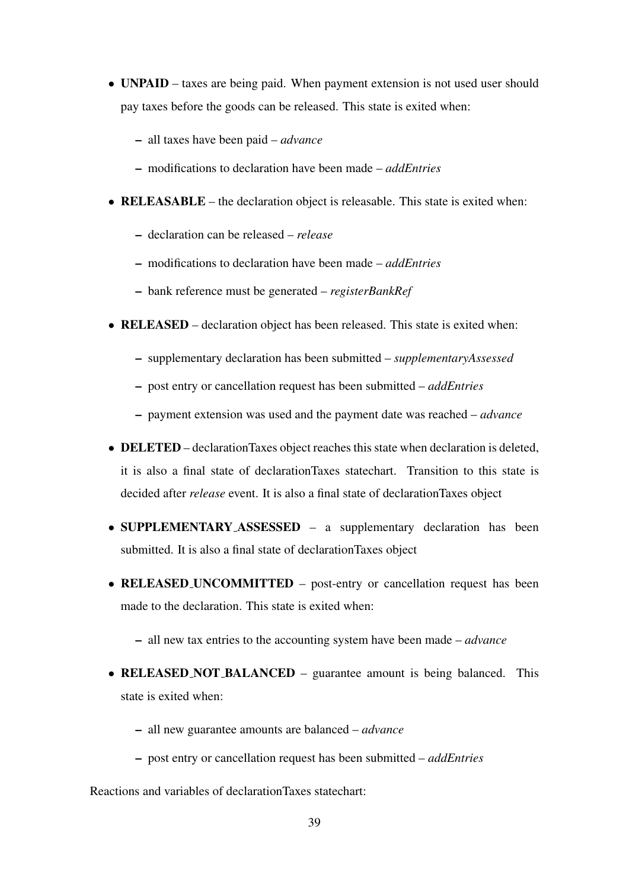- **UNPAID** – taxes are being paid. When payment extension is not used user should pay taxes before the goods can be released. This state is exited when:
  - all taxes have been paid – *advance*
  - modifications to declaration have been made – *addEntries*
- **RELEASABLE** – the declaration object is releasable. This state is exited when:
  - declaration can be released – *release*
  - modifications to declaration have been made – *addEntries*
  - bank reference must be generated – *registerBankRef*
- **RELEASED** – declaration object has been released. This state is exited when:
  - supplementary declaration has been submitted – *supplementaryAssessed*
  - post entry or cancellation request has been submitted – *addEntries*
  - payment extension was used and the payment date was reached – *advance*
- **DELETED** – declarationTaxes object reaches this state when declaration is deleted, it is also a final state of declarationTaxes statechart. Transition to this state is decided after *release* event. It is also a final state of declarationTaxes object
- **SUPPLEMENTARY_ASSESSED** – a supplementary declaration has been submitted. It is also a final state of declarationTaxes object
- **RELEASED_UNCOMMITTED** – post-entry or cancellation request has been made to the declaration. This state is exited when:
  - all new tax entries to the accounting system have been made – *advance*
- **RELEASED_NOT_BALANCED** – guarantee amount is being balanced. This state is exited when:
  - all new guarantee amounts are balanced – *advance*
  - post entry or cancellation request has been submitted – *addEntries*

Reactions and variables of declarationTaxes statechart: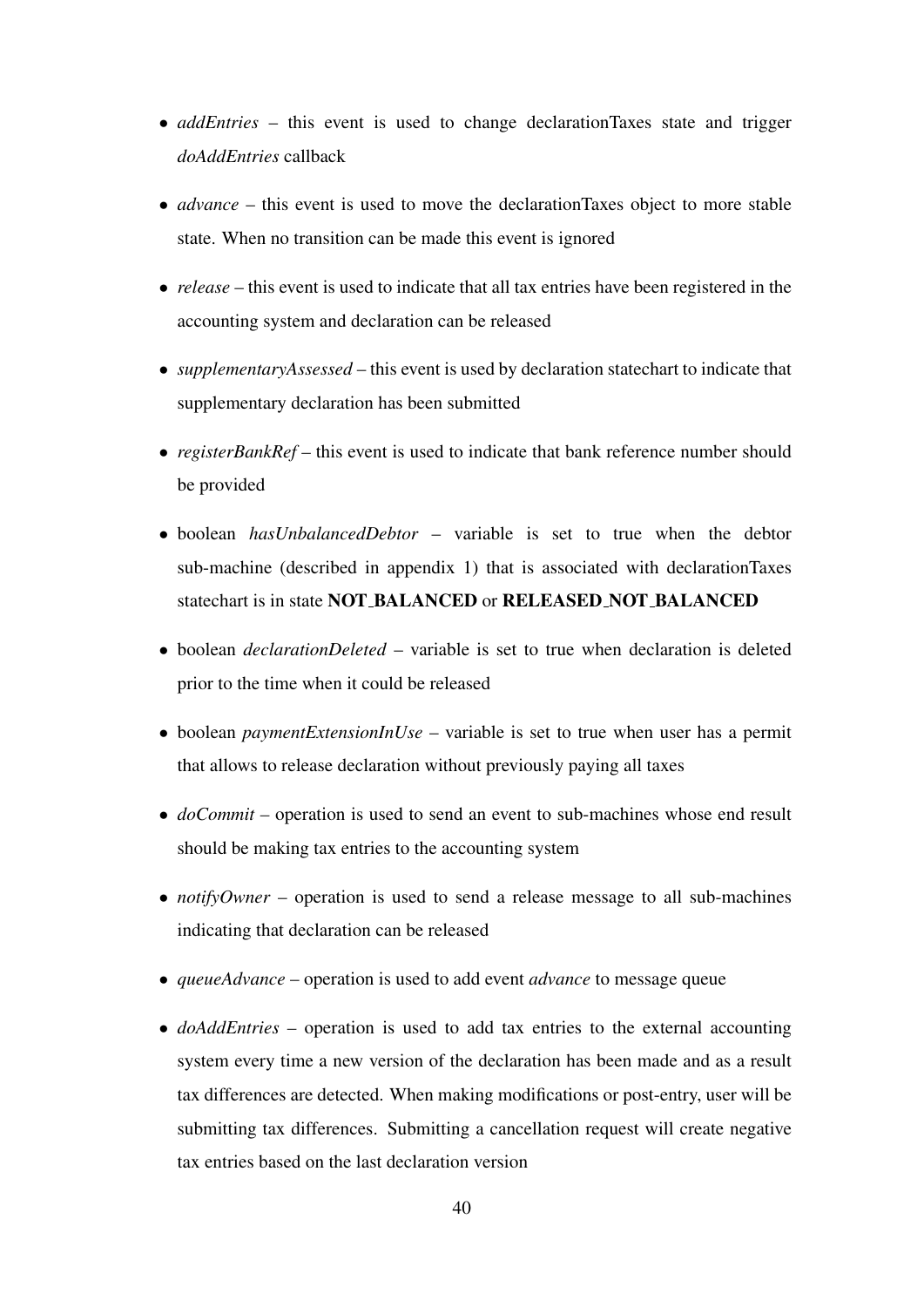- *addEntries* – this event is used to change declarationTaxes state and trigger *doAddEntries* callback
- *advance* – this event is used to move the declarationTaxes object to more stable state. When no transition can be made this event is ignored
- *release* – this event is used to indicate that all tax entries have been registered in the accounting system and declaration can be released
- *supplementaryAssessed* – this event is used by declaration statechart to indicate that supplementary declaration has been submitted
- *registerBankRef* – this event is used to indicate that bank reference number should be provided
- boolean *hasUnbalancedDebtor* – variable is set to true when the debtor sub-machine (described in appendix 1) that is associated with declarationTaxes statechart is in state **NOT_BALANCED** or **RELEASED_NOT_BALANCED**
- boolean *declarationDeleted* – variable is set to true when declaration is deleted prior to the time when it could be released
- boolean *paymentExtensionInUse* – variable is set to true when user has a permit that allows to release declaration without previously paying all taxes
- *doCommit* – operation is used to send an event to sub-machines whose end result should be making tax entries to the accounting system
- *notifyOwner* – operation is used to send a release message to all sub-machines indicating that declaration can be released
- *queueAdvance* – operation is used to add event *advance* to message queue
- *doAddEntries* – operation is used to add tax entries to the external accounting system every time a new version of the declaration has been made and as a result tax differences are detected. When making modifications or post-entry, user will be submitting tax differences. Submitting a cancellation request will create negative tax entries based on the last declaration version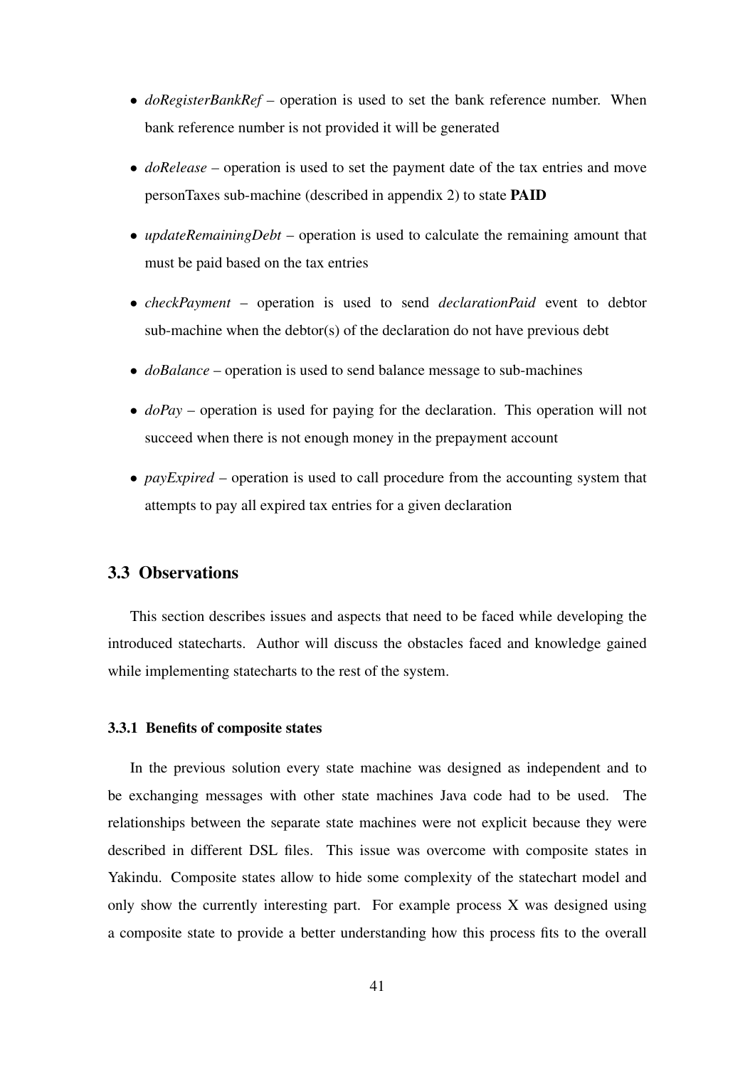- *doRegisterBankRef* – operation is used to set the bank reference number. When bank reference number is not provided it will be generated
- *doRelease* – operation is used to set the payment date of the tax entries and move personTaxes sub-machine (described in appendix 2) to state **PAID**
- *updateRemainingDebt* – operation is used to calculate the remaining amount that must be paid based on the tax entries
- *checkPayment* – operation is used to send *declarationPaid* event to debtor sub-machine when the debtor(s) of the declaration do not have previous debt
- *doBalance* – operation is used to send balance message to sub-machines
- *doPay* – operation is used for paying for the declaration. This operation will not succeed when there is not enough money in the prepayment account
- *payExpired* – operation is used to call procedure from the accounting system that attempts to pay all expired tax entries for a given declaration

## 3.3 Observations

This section describes issues and aspects that need to be faced while developing the introduced statecharts. Author will discuss the obstacles faced and knowledge gained while implementing statecharts to the rest of the system.

### 3.3.1 Benefits of composite states

In the previous solution every state machine was designed as independent and to be exchanging messages with other state machines Java code had to be used. The relationships between the separate state machines were not explicit because they were described in different DSL files. This issue was overcome with composite states in Yakindu. Composite states allow to hide some complexity of the statechart model and only show the currently interesting part. For example process X was designed using a composite state to provide a better understanding how this process fits to the overall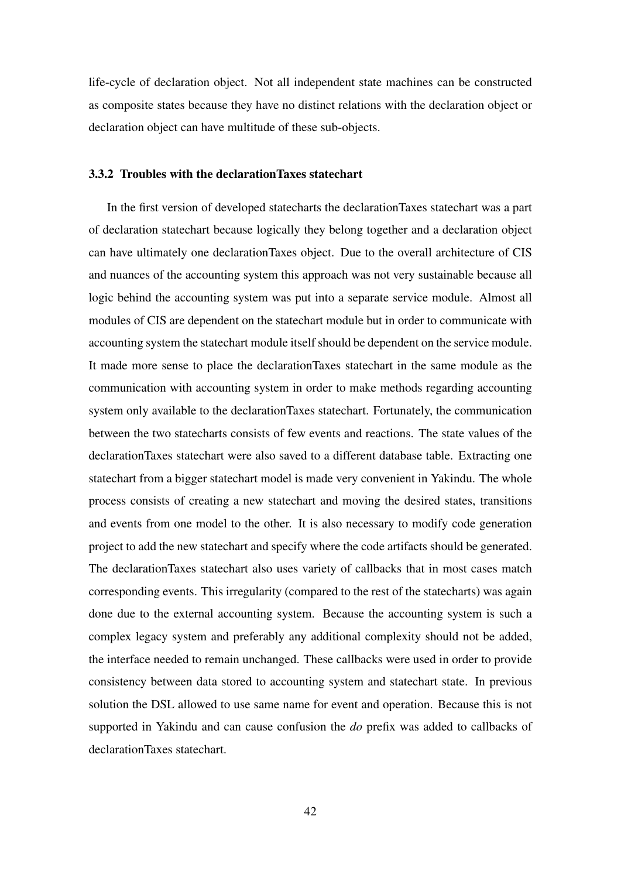life-cycle of declaration object. Not all independent state machines can be constructed as composite states because they have no distinct relations with the declaration object or declaration object can have multitude of these sub-objects.

### 3.3.2 Troubles with the declarationTaxes statechart

In the first version of developed statecharts the declarationTaxes statechart was a part of declaration statechart because logically they belong together and a declaration object can have ultimately one declarationTaxes object. Due to the overall architecture of CIS and nuances of the accounting system this approach was not very sustainable because all logic behind the accounting system was put into a separate service module. Almost all modules of CIS are dependent on the statechart module but in order to communicate with accounting system the statechart module itself should be dependent on the service module. It made more sense to place the declarationTaxes statechart in the same module as the communication with accounting system in order to make methods regarding accounting system only available to the declarationTaxes statechart. Fortunately, the communication between the two statecharts consists of few events and reactions. The state values of the declarationTaxes statechart were also saved to a different database table. Extracting one statechart from a bigger statechart model is made very convenient in Yakindu. The whole process consists of creating a new statechart and moving the desired states, transitions and events from one model to the other. It is also necessary to modify code generation project to add the new statechart and specify where the code artifacts should be generated. The declarationTaxes statechart also uses variety of callbacks that in most cases match corresponding events. This irregularity (compared to the rest of the statecharts) was again done due to the external accounting system. Because the accounting system is such a complex legacy system and preferably any additional complexity should not be added, the interface needed to remain unchanged. These callbacks were used in order to provide consistency between data stored to accounting system and statechart state. In previous solution the DSL allowed to use same name for event and operation. Because this is not supported in Yakindu and can cause confusion the *do* prefix was added to callbacks of declarationTaxes statechart.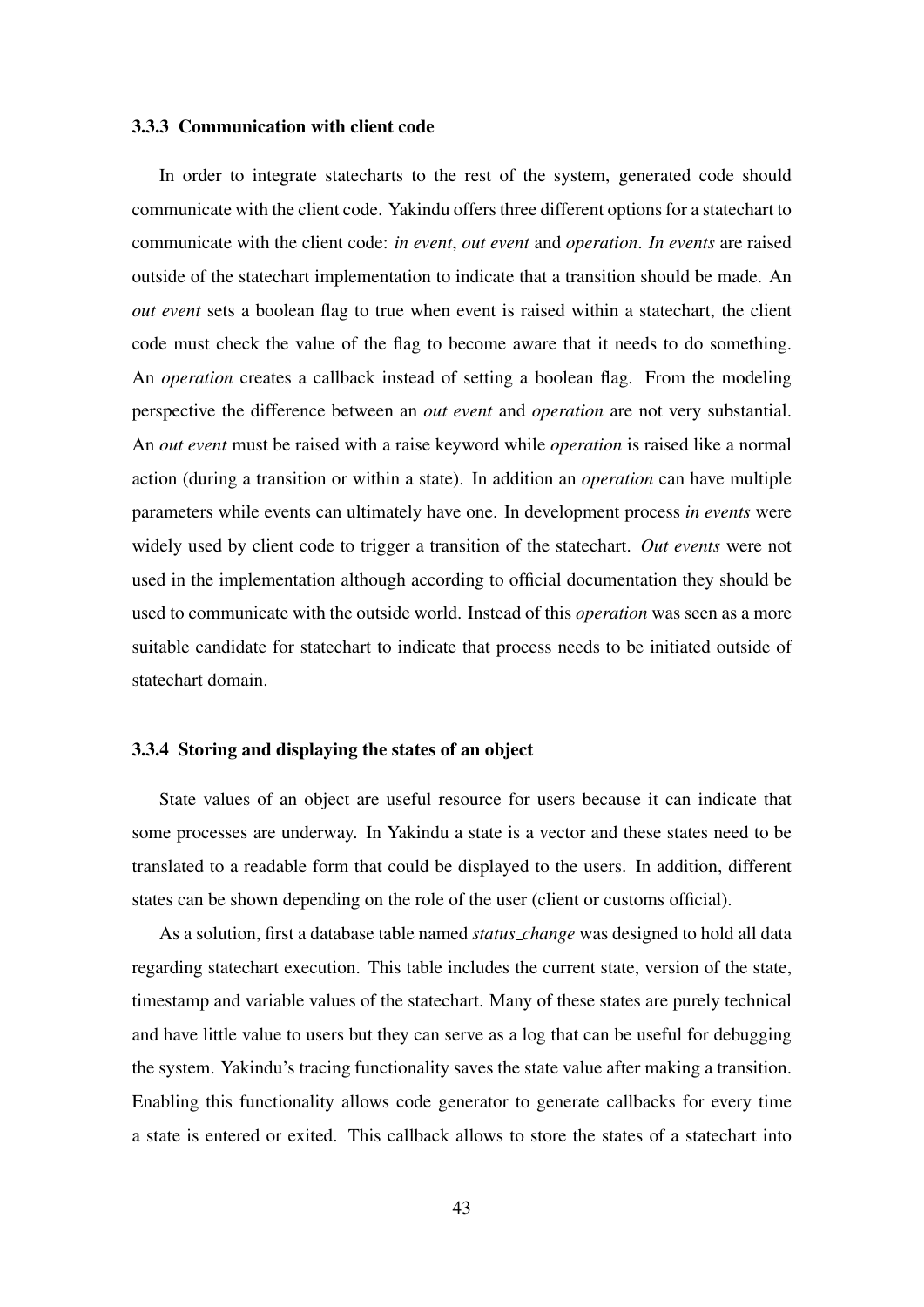### 3.3.3 Communication with client code

In order to integrate statecharts to the rest of the system, generated code should communicate with the client code. Yakindu offers three different options for a statechart to communicate with the client code: *in event*, *out event* and *operation*. *In events* are raised outside of the statechart implementation to indicate that a transition should be made. An *out event* sets a boolean flag to true when event is raised within a statechart, the client code must check the value of the flag to become aware that it needs to do something. An *operation* creates a callback instead of setting a boolean flag. From the modeling perspective the difference between an *out event* and *operation* are not very substantial. An *out event* must be raised with a raise keyword while *operation* is raised like a normal action (during a transition or within a state). In addition an *operation* can have multiple parameters while events can ultimately have one. In development process *in events* were widely used by client code to trigger a transition of the statechart. *Out events* were not used in the implementation although according to official documentation they should be used to communicate with the outside world. Instead of this *operation* was seen as a more suitable candidate for statechart to indicate that process needs to be initiated outside of statechart domain.

### 3.3.4 Storing and displaying the states of an object

State values of an object are useful resource for users because it can indicate that some processes are underway. In Yakindu a state is a vector and these states need to be translated to a readable form that could be displayed to the users. In addition, different states can be shown depending on the role of the user (client or customs official).

As a solution, first a database table named *status_change* was designed to hold all data regarding statechart execution. This table includes the current state, version of the state, timestamp and variable values of the statechart. Many of these states are purely technical and have little value to users but they can serve as a log that can be useful for debugging the system. Yakindu's tracing functionality saves the state value after making a transition. Enabling this functionality allows code generator to generate callbacks for every time a state is entered or exited. This callback allows to store the states of a statechart into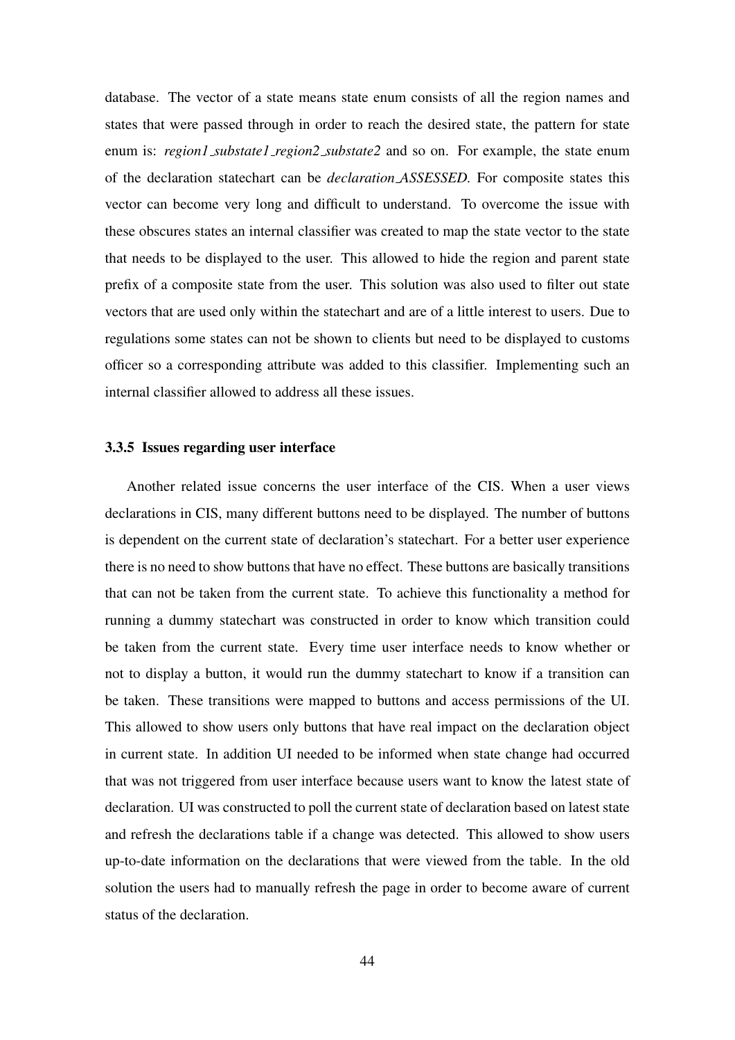database. The vector of a state means state enum consists of all the region names and states that were passed through in order to reach the desired state, the pattern for state enum is: *region1_substate1_region2_substate2* and so on. For example, the state enum of the declaration statechart can be *declaration_ASSESSED*. For composite states this vector can become very long and difficult to understand. To overcome the issue with these obscures states an internal classifier was created to map the state vector to the state that needs to be displayed to the user. This allowed to hide the region and parent state prefix of a composite state from the user. This solution was also used to filter out state vectors that are used only within the statechart and are of a little interest to users. Due to regulations some states can not be shown to clients but need to be displayed to customs officer so a corresponding attribute was added to this classifier. Implementing such an internal classifier allowed to address all these issues.

### 3.3.5 Issues regarding user interface

Another related issue concerns the user interface of the CIS. When a user views declarations in CIS, many different buttons need to be displayed. The number of buttons is dependent on the current state of declaration's statechart. For a better user experience there is no need to show buttons that have no effect. These buttons are basically transitions that can not be taken from the current state. To achieve this functionality a method for running a dummy statechart was constructed in order to know which transition could be taken from the current state. Every time user interface needs to know whether or not to display a button, it would run the dummy statechart to know if a transition can be taken. These transitions were mapped to buttons and access permissions of the UI. This allowed to show users only buttons that have real impact on the declaration object in current state. In addition UI needed to be informed when state change had occurred that was not triggered from user interface because users want to know the latest state of declaration. UI was constructed to poll the current state of declaration based on latest state and refresh the declarations table if a change was detected. This allowed to show users up-to-date information on the declarations that were viewed from the table. In the old solution the users had to manually refresh the page in order to become aware of current status of the declaration.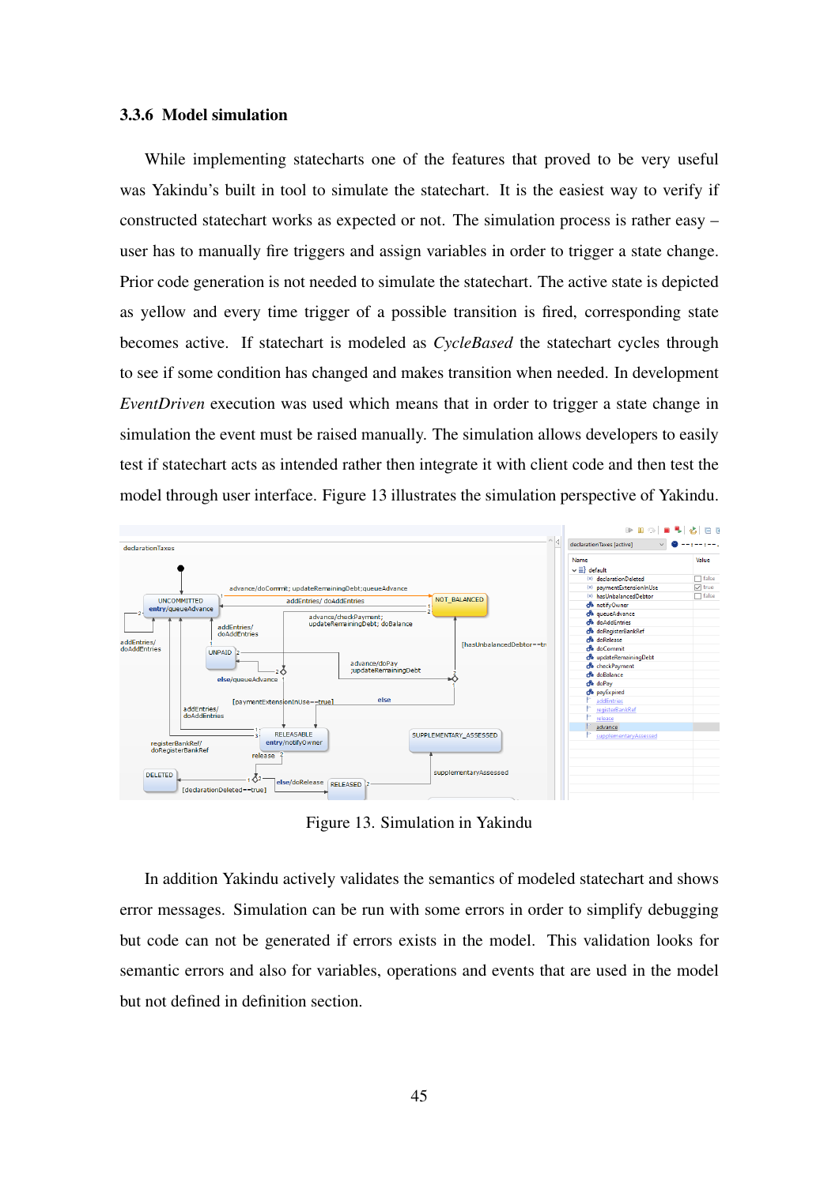### 3.3.6 Model simulation

While implementing statecharts one of the features that proved to be very useful was Yakindu's built in tool to simulate the statechart. It is the easiest way to verify if constructed statechart works as expected or not. The simulation process is rather easy – user has to manually fire triggers and assign variables in order to trigger a state change. Prior code generation is not needed to simulate the statechart. The active state is depicted as yellow and every time trigger of a possible transition is fired, corresponding state becomes active. If statechart is modeled as *CycleBased* the statechart cycles through to see if some condition has changed and makes transition when needed. In development *EventDriven* execution was used which means that in order to trigger a state change in simulation the event must be raised manually. The simulation allows developers to easily test if statechart acts as intended rather then integrate it with client code and then test the model through user interface. Figure 13 illustrates the simulation perspective of Yakindu.

Figure 13. Simulation in Yakindu

In addition Yakindu actively validates the semantics of modeled statechart and shows error messages. Simulation can be run with some errors in order to simplify debugging but code can not be generated if errors exists in the model. This validation looks for semantic errors and also for variables, operations and events that are used in the model but not defined in definition section.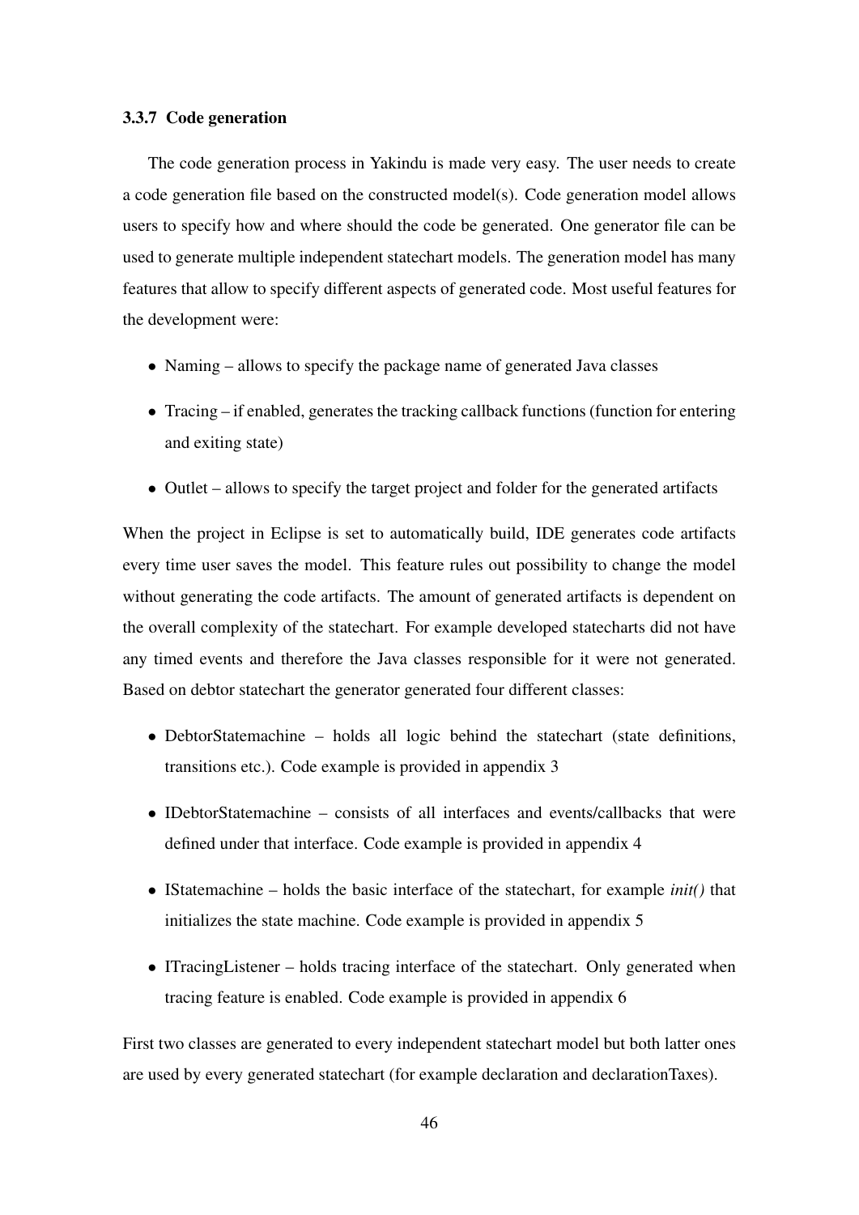### 3.3.7 Code generation

The code generation process in Yakindu is made very easy. The user needs to create a code generation file based on the constructed model(s). Code generation model allows users to specify how and where should the code be generated. One generator file can be used to generate multiple independent statechart models. The generation model has many features that allow to specify different aspects of generated code. Most useful features for the development were:

- Naming – allows to specify the package name of generated Java classes
- Tracing – if enabled, generates the tracking callback functions (function for entering and exiting state)
- Outlet – allows to specify the target project and folder for the generated artifacts

When the project in Eclipse is set to automatically build, IDE generates code artifacts every time user saves the model. This feature rules out possibility to change the model without generating the code artifacts. The amount of generated artifacts is dependent on the overall complexity of the statechart. For example developed statecharts did not have any timed events and therefore the Java classes responsible for it were not generated. Based on debtor statechart the generator generated four different classes:

- DebtorStatemachine – holds all logic behind the statechart (state definitions, transitions etc.). Code example is provided in appendix 3
- IDebtorStatemachine – consists of all interfaces and events/callbacks that were defined under that interface. Code example is provided in appendix 4
- IStatemachine – holds the basic interface of the statechart, for example *init()* that initializes the state machine. Code example is provided in appendix 5
- ITracingListener – holds tracing interface of the statechart. Only generated when tracing feature is enabled. Code example is provided in appendix 6

First two classes are generated to every independent statechart model but both latter ones are used by every generated statechart (for example declaration and declarationTaxes).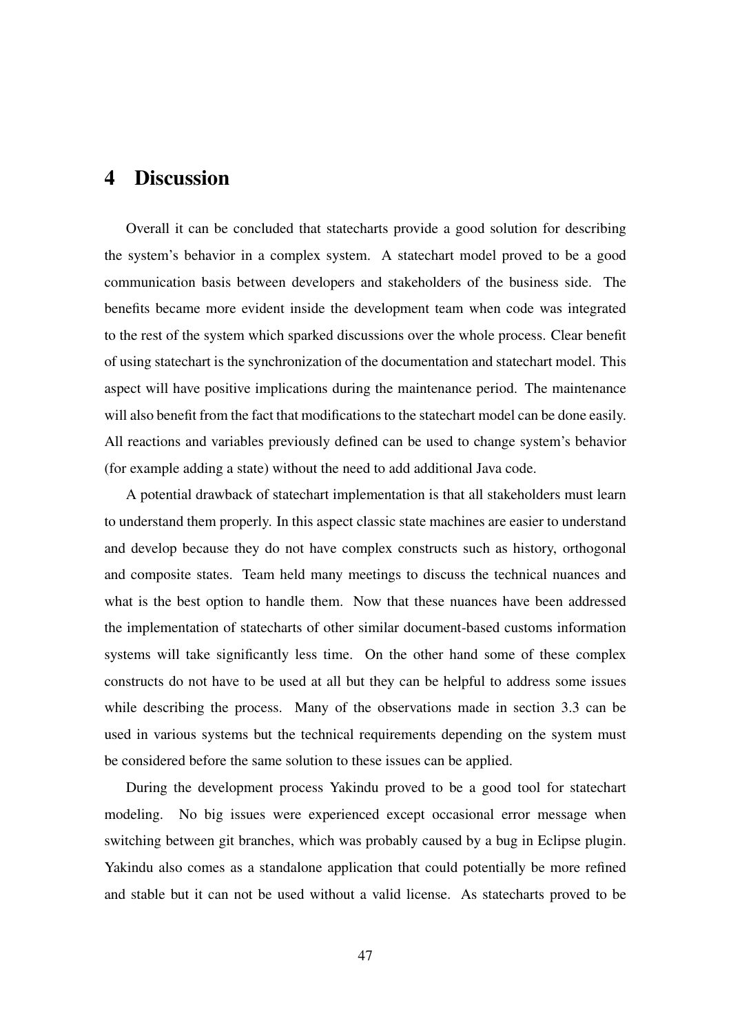# 4 Discussion

Overall it can be concluded that statecharts provide a good solution for describing the system's behavior in a complex system. A statechart model proved to be a good communication basis between developers and stakeholders of the business side. The benefits became more evident inside the development team when code was integrated to the rest of the system which sparked discussions over the whole process. Clear benefit of using statechart is the synchronization of the documentation and statechart model. This aspect will have positive implications during the maintenance period. The maintenance will also benefit from the fact that modifications to the statechart model can be done easily. All reactions and variables previously defined can be used to change system's behavior (for example adding a state) without the need to add additional Java code.

A potential drawback of statechart implementation is that all stakeholders must learn to understand them properly. In this aspect classic state machines are easier to understand and develop because they do not have complex constructs such as history, orthogonal and composite states. Team held many meetings to discuss the technical nuances and what is the best option to handle them. Now that these nuances have been addressed the implementation of statecharts of other similar document-based customs information systems will take significantly less time. On the other hand some of these complex constructs do not have to be used at all but they can be helpful to address some issues while describing the process. Many of the observations made in section 3.3 can be used in various systems but the technical requirements depending on the system must be considered before the same solution to these issues can be applied.

During the development process Yakindu proved to be a good tool for statechart modeling. No big issues were experienced except occasional error message when switching between git branches, which was probably caused by a bug in Eclipse plugin. Yakindu also comes as a standalone application that could potentially be more refined and stable but it can not be used without a valid license. As statecharts proved to be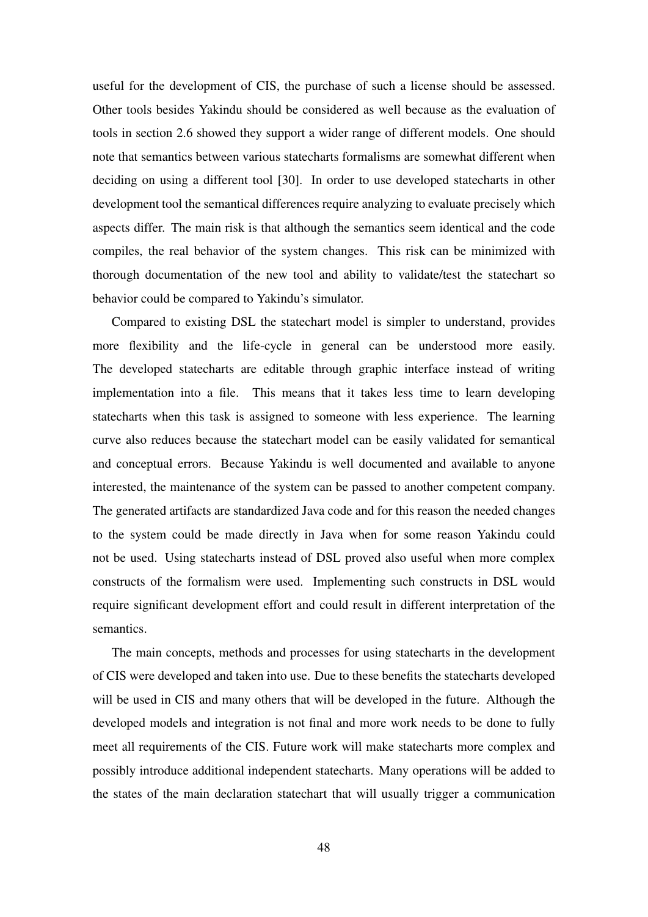useful for the development of CIS, the purchase of such a license should be assessed. Other tools besides Yakindu should be considered as well because as the evaluation of tools in section 2.6 showed they support a wider range of different models. One should note that semantics between various statecharts formalisms are somewhat different when deciding on using a different tool [30]. In order to use developed statecharts in other development tool the semantical differences require analyzing to evaluate precisely which aspects differ. The main risk is that although the semantics seem identical and the code compiles, the real behavior of the system changes. This risk can be minimized with thorough documentation of the new tool and ability to validate/test the statechart so behavior could be compared to Yakindu's simulator.

Compared to existing DSL the statechart model is simpler to understand, provides more flexibility and the life-cycle in general can be understood more easily. The developed statecharts are editable through graphic interface instead of writing implementation into a file. This means that it takes less time to learn developing statecharts when this task is assigned to someone with less experience. The learning curve also reduces because the statechart model can be easily validated for semantical and conceptual errors. Because Yakindu is well documented and available to anyone interested, the maintenance of the system can be passed to another competent company. The generated artifacts are standardized Java code and for this reason the needed changes to the system could be made directly in Java when for some reason Yakindu could not be used. Using statecharts instead of DSL proved also useful when more complex constructs of the formalism were used. Implementing such constructs in DSL would require significant development effort and could result in different interpretation of the semantics.

The main concepts, methods and processes for using statecharts in the development of CIS were developed and taken into use. Due to these benefits the statecharts developed will be used in CIS and many others that will be developed in the future. Although the developed models and integration is not final and more work needs to be done to fully meet all requirements of the CIS. Future work will make statecharts more complex and possibly introduce additional independent statecharts. Many operations will be added to the states of the main declaration statechart that will usually trigger a communication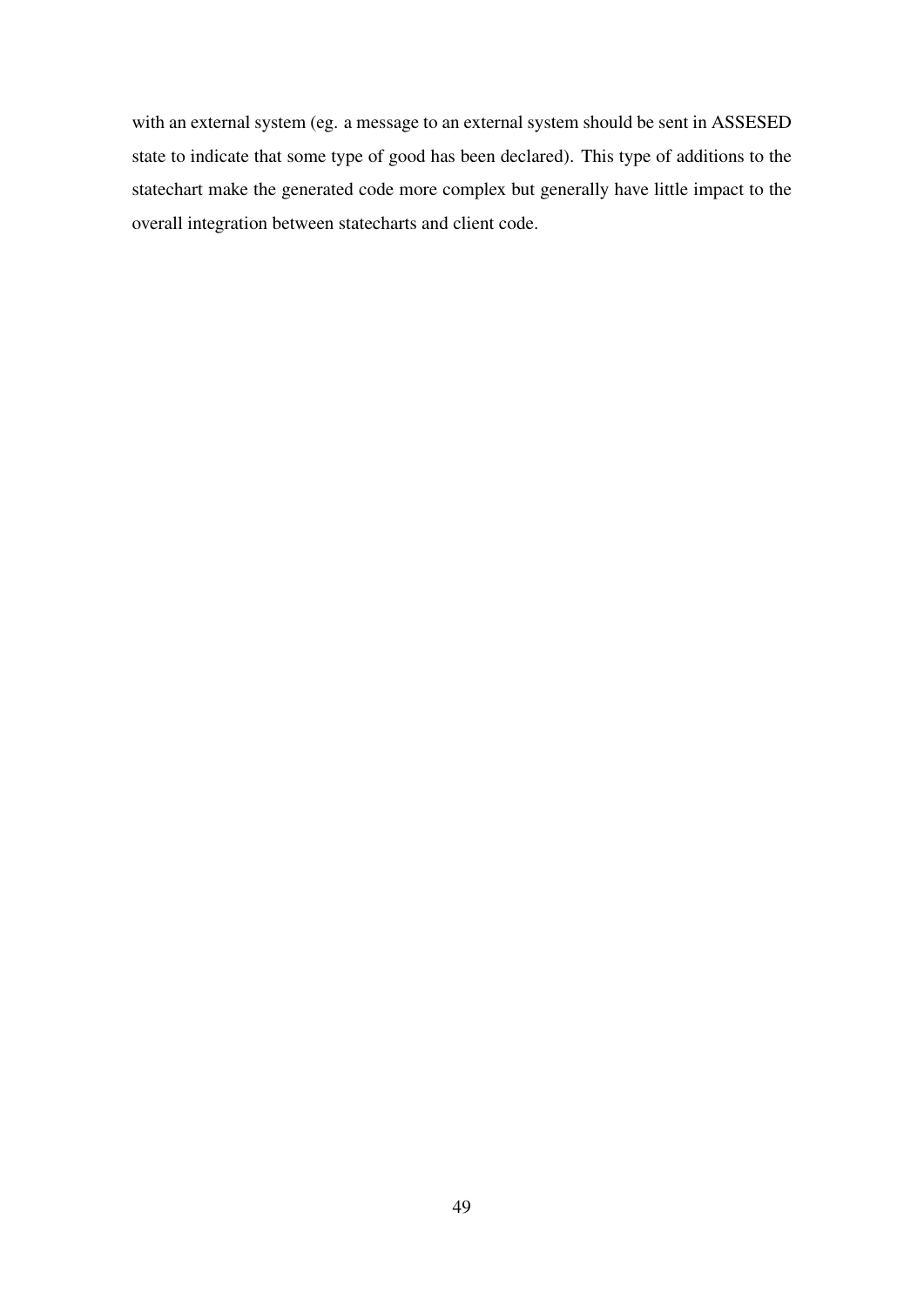with an external system (eg. a message to an external system should be sent in ASSESED state to indicate that some type of good has been declared). This type of additions to the statechart make the generated code more complex but generally have little impact to the overall integration between statecharts and client code.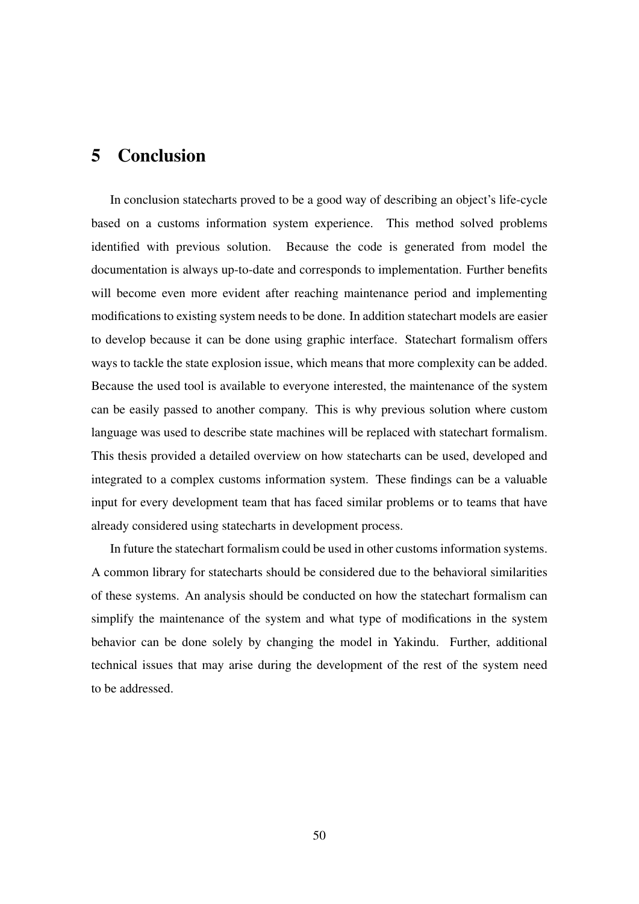# 5 Conclusion

In conclusion statecharts proved to be a good way of describing an object's life-cycle based on a customs information system experience. This method solved problems identified with previous solution. Because the code is generated from model the documentation is always up-to-date and corresponds to implementation. Further benefits will become even more evident after reaching maintenance period and implementing modifications to existing system needs to be done. In addition statechart models are easier to develop because it can be done using graphic interface. Statechart formalism offers ways to tackle the state explosion issue, which means that more complexity can be added. Because the used tool is available to everyone interested, the maintenance of the system can be easily passed to another company. This is why previous solution where custom language was used to describe state machines will be replaced with statechart formalism. This thesis provided a detailed overview on how statecharts can be used, developed and integrated to a complex customs information system. These findings can be a valuable input for every development team that has faced similar problems or to teams that have already considered using statecharts in development process.

In future the statechart formalism could be used in other customs information systems. A common library for statecharts should be considered due to the behavioral similarities of these systems. An analysis should be conducted on how the statechart formalism can simplify the maintenance of the system and what type of modifications in the system behavior can be done solely by changing the model in Yakindu. Further, additional technical issues that may arise during the development of the rest of the system need to be addressed.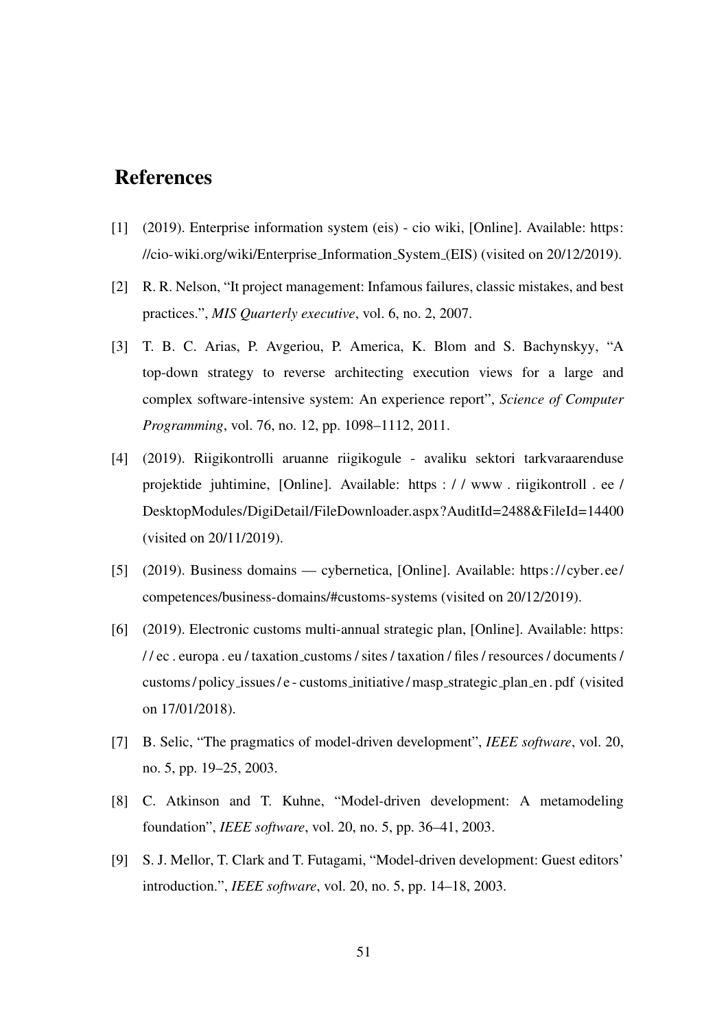# References

[1] (2019). Enterprise information system (eis) - cio wiki, [Online]. Available: https://cio-wiki.org/wiki/Enterprise_Information_System_(EIS) (visited on 20/12/2019).

[2] R. R. Nelson, "It project management: Infamous failures, classic mistakes, and best practices.", *MIS Quarterly executive*, vol. 6, no. 2, 2007.

[3] T. B. C. Arias, P. Avgeriou, P. America, K. Blom and S. Bachynskyy, "A top-down strategy to reverse architecting execution views for a large and complex software-intensive system: An experience report", *Science of Computer Programming*, vol. 76, no. 12, pp. 1098–1112, 2011.

[4] (2019). Riigikontrolli aruanne riigikogule - avaliku sektori tarkvaraarenduse projektide juhtimine, [Online]. Available: https://www.riigikontroll.ee/DesktopModules/DigiDetail/FileDownloader.aspx?AuditId=2488&FileId=14400 (visited on 20/11/2019).

[5] (2019). Business domains — cybernetica, [Online]. Available: https://cyber.ee/competences/business-domains/#customs-systems (visited on 20/12/2019).

[6] (2019). Electronic customs multi-annual strategic plan, [Online]. Available: https://ec.europa.eu/taxation_customs/sites/taxation/files/resources/documents/customs/policy_issues/e-customs_initiative/masp_strategic_plan_en.pdf (visited on 17/01/2018).

[7] B. Selic, "The pragmatics of model-driven development", *IEEE software*, vol. 20, no. 5, pp. 19–25, 2003.

[8] C. Atkinson and T. Kuhne, "Model-driven development: A metamodeling foundation", *IEEE software*, vol. 20, no. 5, pp. 36–41, 2003.

[9] S. J. Mellor, T. Clark and T. Futagami, "Model-driven development: Guest editors' introduction.", *IEEE software*, vol. 20, no. 5, pp. 14–18, 2003.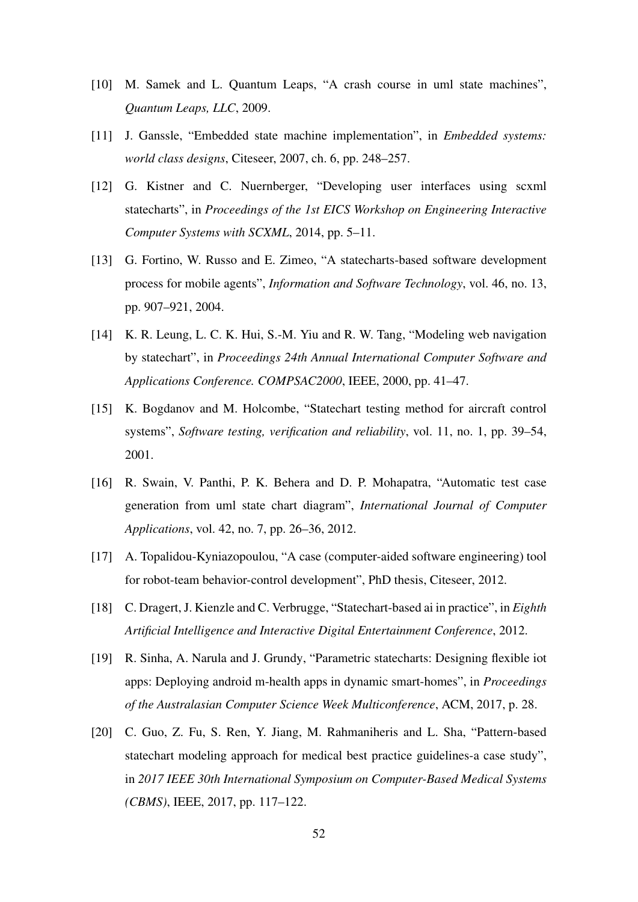[10] M. Samek and L. Quantum Leaps, "A crash course in uml state machines", *Quantum Leaps, LLC*, 2009.

[11] J. Ganssle, "Embedded state machine implementation", in *Embedded systems: world class designs*, Citeseer, 2007, ch. 6, pp. 248–257.

[12] G. Kistner and C. Nuernberger, "Developing user interfaces using scxml statecharts", in *Proceedings of the 1st EICS Workshop on Engineering Interactive Computer Systems with SCXML*, 2014, pp. 5–11.

[13] G. Fortino, W. Russo and E. Zimeo, "A statecharts-based software development process for mobile agents", *Information and Software Technology*, vol. 46, no. 13, pp. 907–921, 2004.

[14] K. R. Leung, L. C. K. Hui, S.-M. Yiu and R. W. Tang, "Modeling web navigation by statechart", in *Proceedings 24th Annual International Computer Software and Applications Conference. COMPSAC2000*, IEEE, 2000, pp. 41–47.

[15] K. Bogdanov and M. Holcombe, "Statechart testing method for aircraft control systems", *Software testing, verification and reliability*, vol. 11, no. 1, pp. 39–54, 2001.

[16] R. Swain, V. Panthi, P. K. Behera and D. P. Mohapatra, "Automatic test case generation from uml state chart diagram", *International Journal of Computer Applications*, vol. 42, no. 7, pp. 26–36, 2012.

[17] A. Topalidou-Kyniazopoulou, "A case (computer-aided software engineering) tool for robot-team behavior-control development", PhD thesis, Citeseer, 2012.

[18] C. Dragert, J. Kienzle and C. Verbrugge, "Statechart-based ai in practice", in *Eighth Artificial Intelligence and Interactive Digital Entertainment Conference*, 2012.

[19] R. Sinha, A. Narula and J. Grundy, "Parametric statecharts: Designing flexible iot apps: Deploying android m-health apps in dynamic smart-homes", in *Proceedings of the Australasian Computer Science Week Multiconference*, ACM, 2017, p. 28.

[20] C. Guo, Z. Fu, S. Ren, Y. Jiang, M. Rahmaniheris and L. Sha, "Pattern-based statechart modeling approach for medical best practice guidelines-a case study", in *2017 IEEE 30th International Symposium on Computer-Based Medical Systems (CBMS)*, IEEE, 2017, pp. 117–122.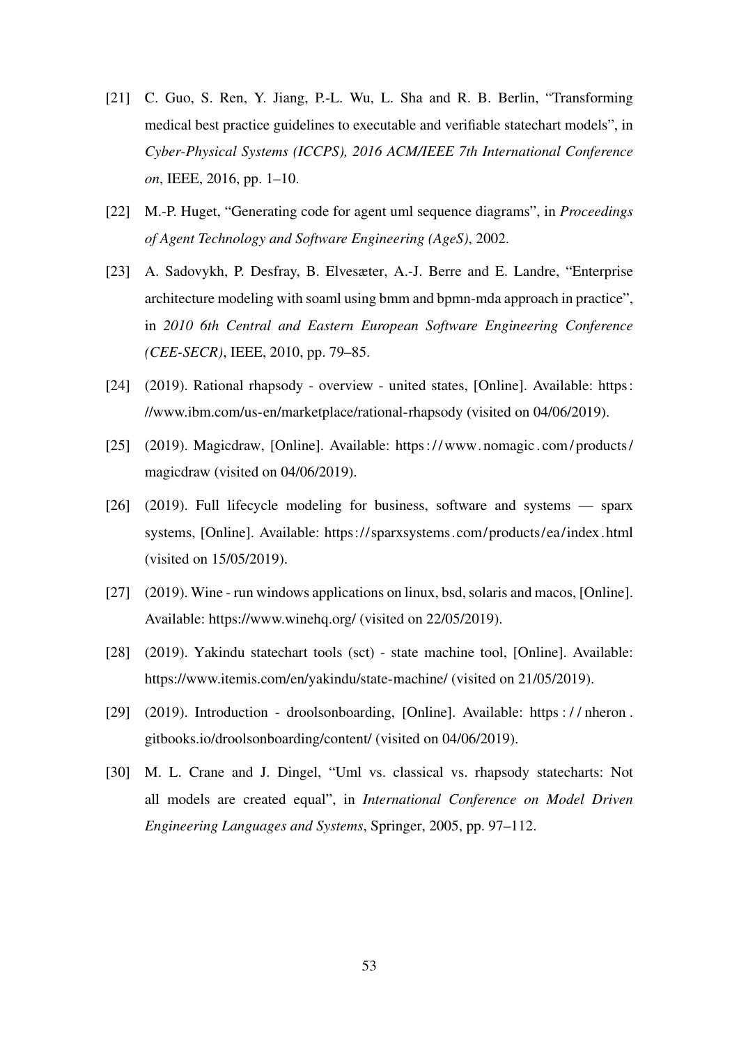[21] C. Guo, S. Ren, Y. Jiang, P.-L. Wu, L. Sha and R. B. Berlin, "Transforming medical best practice guidelines to executable and verifiable statechart models", in *Cyber-Physical Systems (ICCPS), 2016 ACM/IEEE 7th International Conference on*, IEEE, 2016, pp. 1–10.

[22] M.-P. Huget, "Generating code for agent uml sequence diagrams", in *Proceedings of Agent Technology and Software Engineering (AgeS)*, 2002.

[23] A. Sadovykh, P. Desfray, B. Elvesæter, A.-J. Berre and E. Landre, "Enterprise architecture modeling with soaml using bmm and bpmn-mda approach in practice", in *2010 6th Central and Eastern European Software Engineering Conference (CEE-SECR)*, IEEE, 2010, pp. 79–85.

[24] (2019). Rational rhapsody - overview - united states, [Online]. Available: https://www.ibm.com/us-en/marketplace/rational-rhapsody (visited on 04/06/2019).

[25] (2019). Magicdraw, [Online]. Available: https://www.nomagic.com/products/magicdraw (visited on 04/06/2019).

[26] (2019). Full lifecycle modeling for business, software and systems — sparx systems, [Online]. Available: https://sparxsystems.com/products/ea/index.html (visited on 15/05/2019).

[27] (2019). Wine - run windows applications on linux, bsd, solaris and macos, [Online]. Available: https://www.winehq.org/ (visited on 22/05/2019).

[28] (2019). Yakindu statechart tools (sct) - state machine tool, [Online]. Available: https://www.itemis.com/en/yakindu/state-machine/ (visited on 21/05/2019).

[29] (2019). Introduction - droolsonboarding, [Online]. Available: https://nheron.gitbooks.io/droolsonboarding/content/ (visited on 04/06/2019).

[30] M. L. Crane and J. Dingel, "Uml vs. classical vs. rhapsody statecharts: Not all models are created equal", in *International Conference on Model Driven Engineering Languages and Systems*, Springer, 2005, pp. 97–112.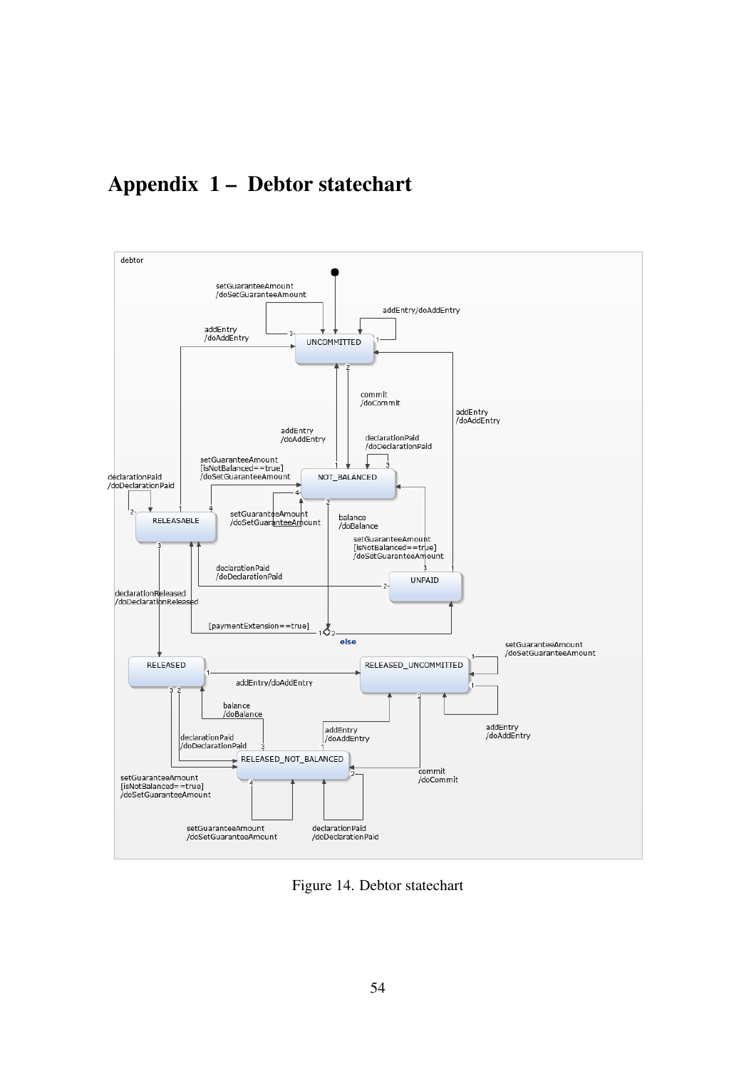# Appendix 1 – Debtor statechart

Figure 14. Debtor statechart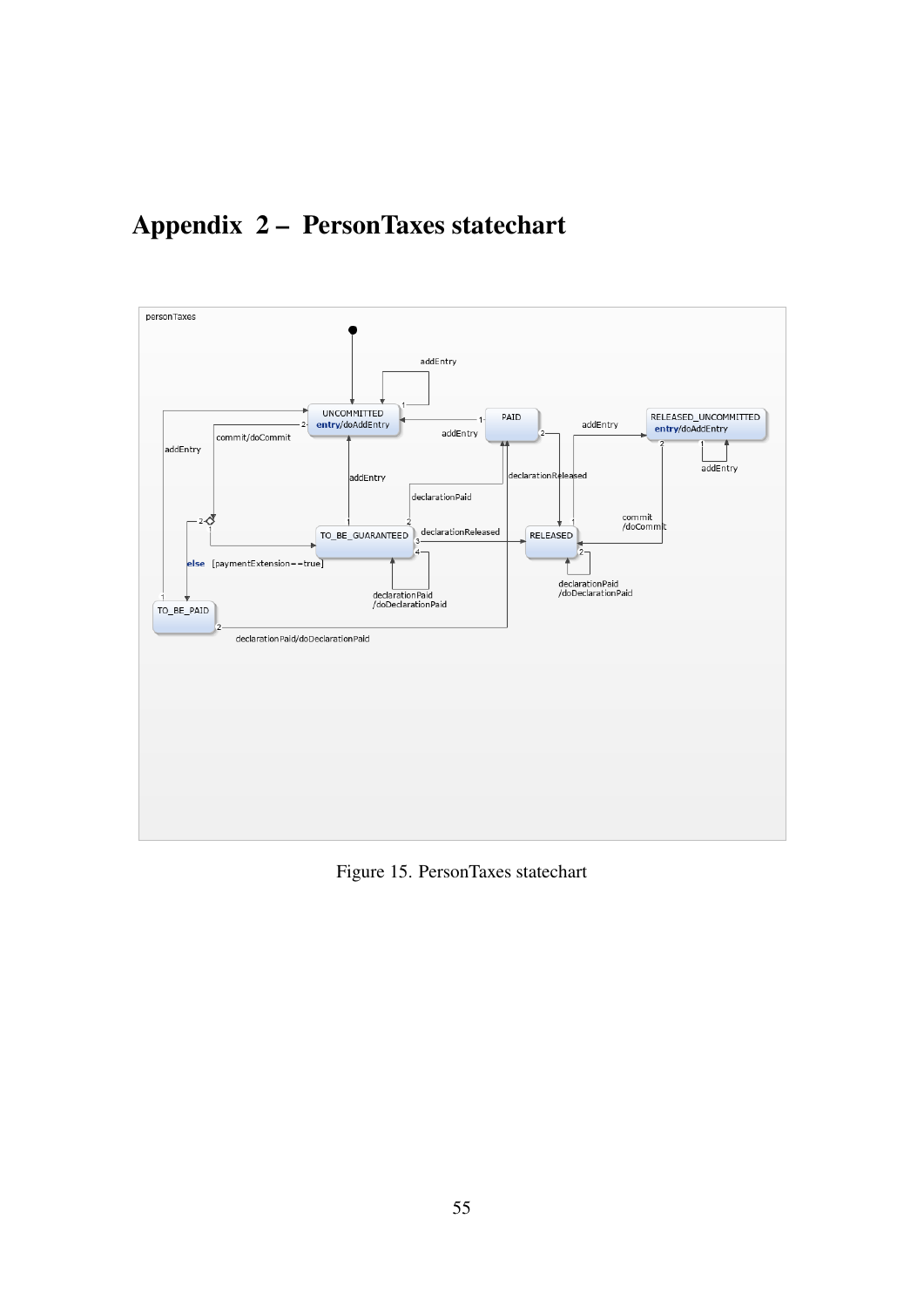# Appendix 2 – PersonTaxes statechart

Figure 15. PersonTaxes statechart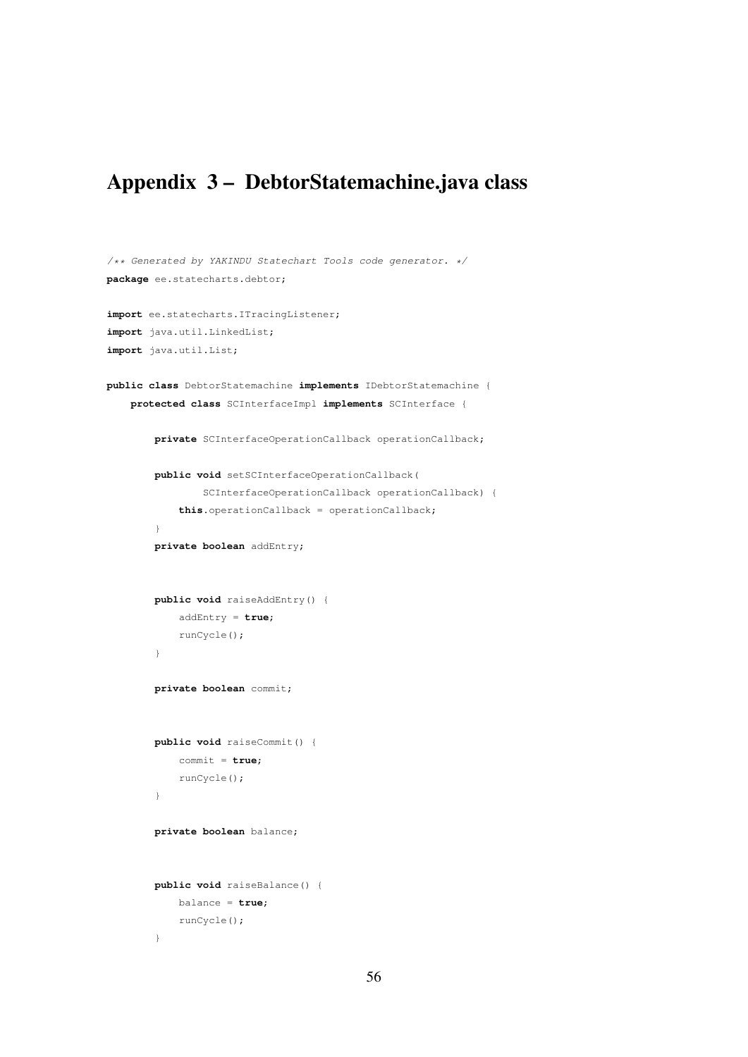# Appendix 3 – DebtorStatemachine.java class

```
/** Generated by YAKINDU Statechart Tools code generator. */
package ee.statecharts.debtor;

import ee.statecharts.ITracingListener;
import java.util.LinkedList;
import java.util.List;

public class DebtorStatemachine implements IDebtorStatemachine {
    protected class SCInterfaceImpl implements SCInterface {

        private SCInterfaceOperationCallback operationCallback;

        public void setSCInterfaceOperationCallback(
                SCInterfaceOperationCallback operationCallback) {
            this.operationCallback = operationCallback;
        }
        private boolean addEntry;


        public void raiseAddEntry() {
            addEntry = true;
            runCycle();
        }

        private boolean commit;


        public void raiseCommit() {
            commit = true;
            runCycle();
        }

        private boolean balance;


        public void raiseBalance() {
            balance = true;
            runCycle();
        }
```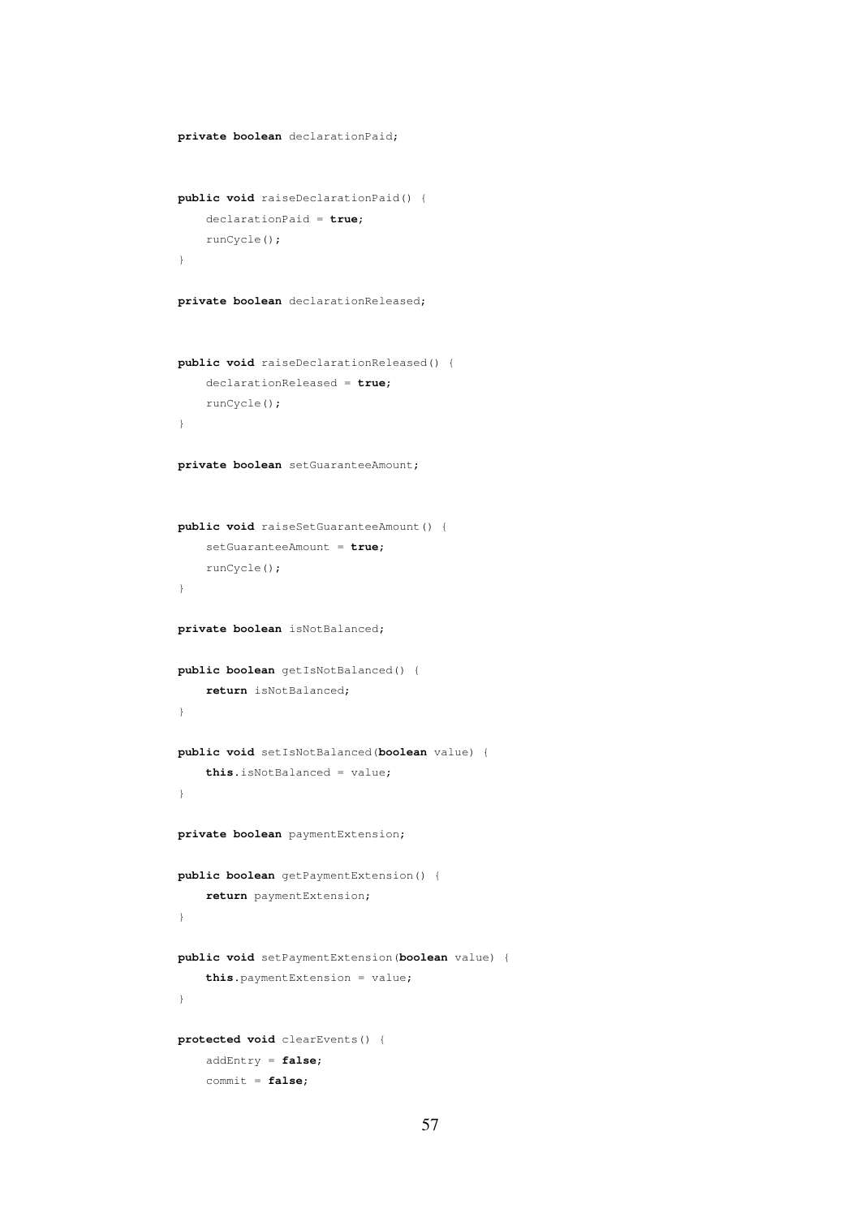```java
private boolean declarationPaid;


public void raiseDeclarationPaid() {
    declarationPaid = true;
    runCycle();
}

private boolean declarationReleased;


public void raiseDeclarationReleased() {
    declarationReleased = true;
    runCycle();
}

private boolean setGuaranteeAmount;


public void raiseSetGuaranteeAmount() {
    setGuaranteeAmount = true;
    runCycle();
}

private boolean isNotBalanced;

public boolean getIsNotBalanced() {
    return isNotBalanced;
}

public void setIsNotBalanced(boolean value) {
    this.isNotBalanced = value;
}

private boolean paymentExtension;

public boolean getPaymentExtension() {
    return paymentExtension;
}

public void setPaymentExtension(boolean value) {
    this.paymentExtension = value;
}

protected void clearEvents() {
    addEntry = false;
    commit = false;
```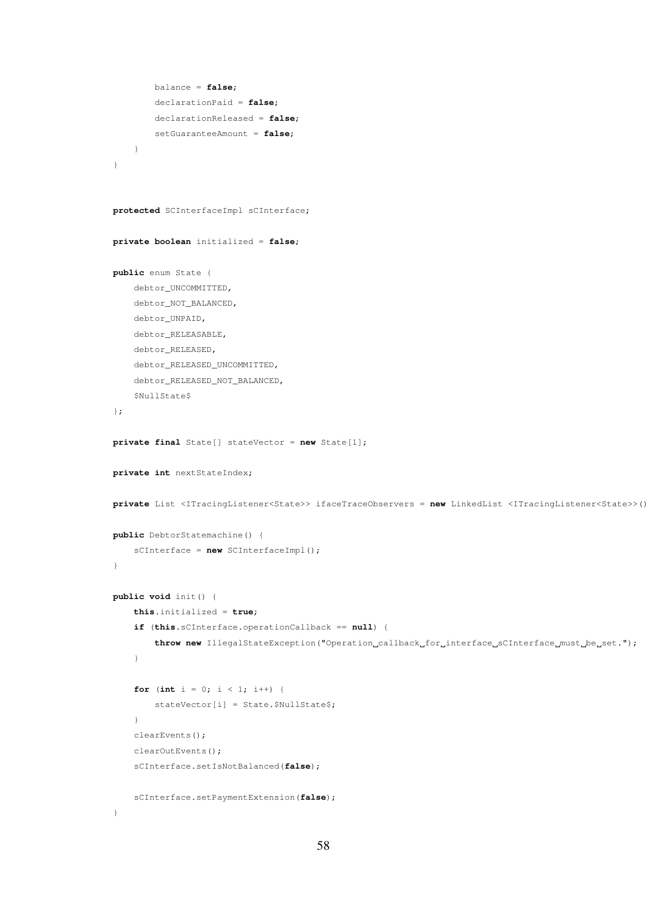```java
            balance = false;
            declarationPaid = false;
            declarationReleased = false;
            setGuaranteeAmount = false;
        }
    }


    protected SCInterfaceImpl sCInterface;

    private boolean initialized = false;

    public enum State {
        debtor_UNCOMMITTED,
        debtor_NOT_BALANCED,
        debtor_UNPAID,
        debtor_RELEASABLE,
        debtor_RELEASED,
        debtor_RELEASED_UNCOMMITTED,
        debtor_RELEASED_NOT_BALANCED,
        $NullState$
    };

    private final State[] stateVector = new State[1];

    private int nextStateIndex;

    private List <ITracingListener<State>> ifaceTraceObservers = new LinkedList <ITracingListener<State>>()

    public DebtorStatemachine() {
        sCInterface = new SCInterfaceImpl();
    }

    public void init() {
        this.initialized = true;
        if (this.sCInterface.operationCallback == null) {
            throw new IllegalStateException("Operation callback for interface sCInterface must be set.");
        }

        for (int i = 0; i < 1; i++) {
            stateVector[i] = State.$NullState$;
        }
        clearEvents();
        clearOutEvents();
        sCInterface.setIsNotBalanced(false);

        sCInterface.setPaymentExtension(false);
    }
```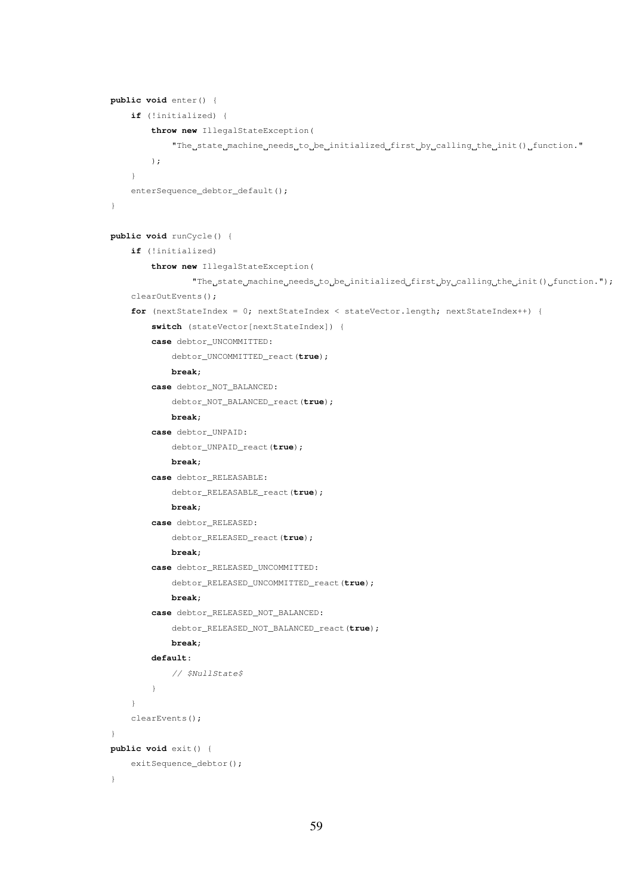```java
public void enter() {
    if (!initialized) {
        throw new IllegalStateException(
            "The state machine needs to be initialized first by calling the init() function."
        );
    }
    enterSequence_debtor_default();
}

public void runCycle() {
    if (!initialized)
        throw new IllegalStateException(
                "The state machine needs to be initialized first by calling the init() function.");
    clearOutEvents();
    for (nextStateIndex = 0; nextStateIndex < stateVector.length; nextStateIndex++) {
        switch (stateVector[nextStateIndex]) {
        case debtor_UNCOMMITTED:
            debtor_UNCOMMITTED_react(true);
            break;
        case debtor_NOT_BALANCED:
            debtor_NOT_BALANCED_react(true);
            break;
        case debtor_UNPAID:
            debtor_UNPAID_react(true);
            break;
        case debtor_RELEASABLE:
            debtor_RELEASABLE_react(true);
            break;
        case debtor_RELEASED:
            debtor_RELEASED_react(true);
            break;
        case debtor_RELEASED_UNCOMMITTED:
            debtor_RELEASED_UNCOMMITTED_react(true);
            break;
        case debtor_RELEASED_NOT_BALANCED:
            debtor_RELEASED_NOT_BALANCED_react(true);
            break;
        default:
            // $NullState$
        }
    }
    clearEvents();
}
public void exit() {
    exitSequence_debtor();
}
```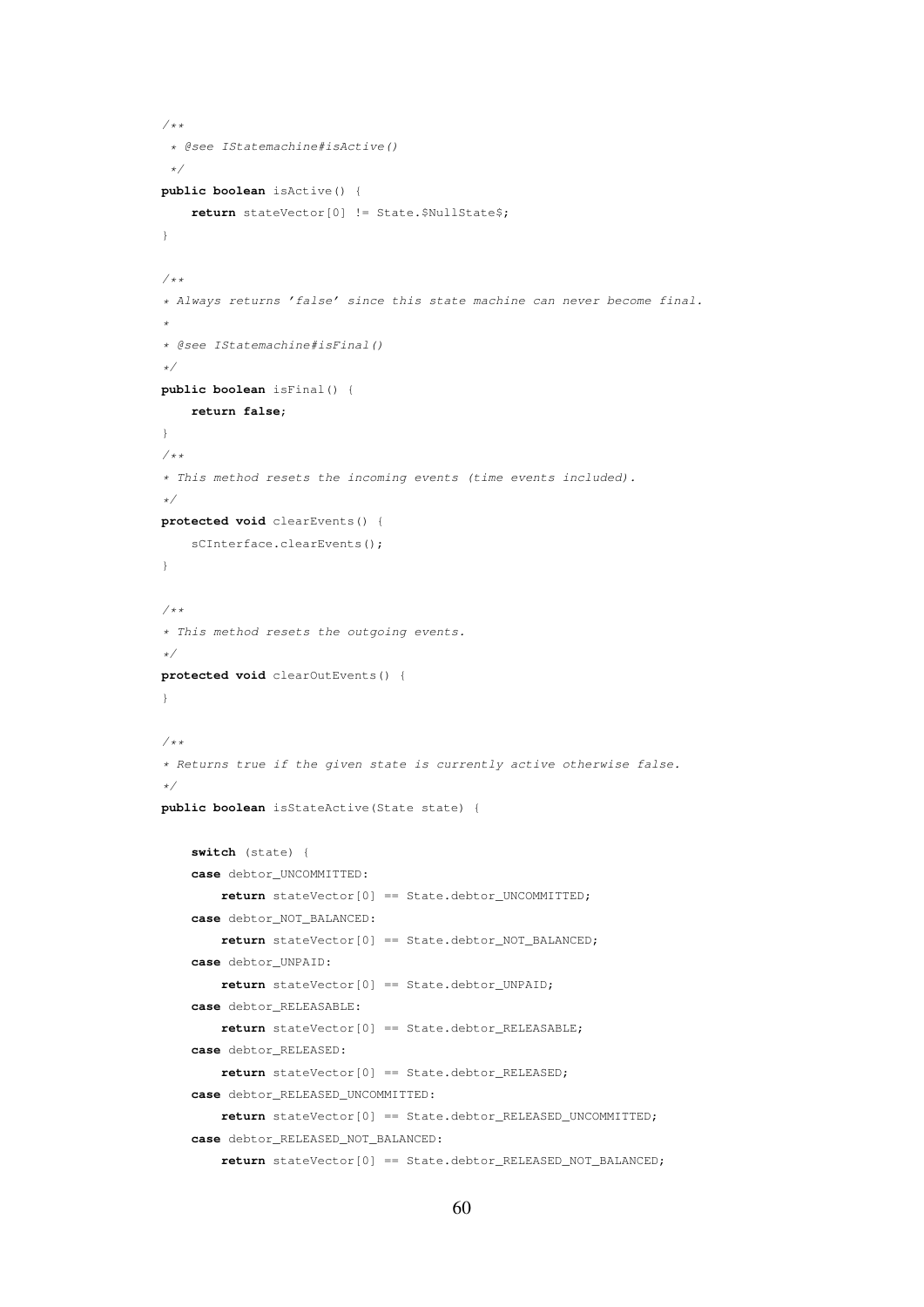```java
/**
 * @see IStatemachine#isActive()
 */
public boolean isActive() {
    return stateVector[0] != State.$NullState$;
}

/**
* Always returns 'false' since this state machine can never become final.
*
* @see IStatemachine#isFinal()
*/
public boolean isFinal() {
    return false;
}
/**
* This method resets the incoming events (time events included).
*/
protected void clearEvents() {
    sCInterface.clearEvents();
}

/**
* This method resets the outgoing events.
*/
protected void clearOutEvents() {
}

/**
* Returns true if the given state is currently active otherwise false.
*/
public boolean isStateActive(State state) {

    switch (state) {
    case debtor_UNCOMMITTED:
        return stateVector[0] == State.debtor_UNCOMMITTED;
    case debtor_NOT_BALANCED:
        return stateVector[0] == State.debtor_NOT_BALANCED;
    case debtor_UNPAID:
        return stateVector[0] == State.debtor_UNPAID;
    case debtor_RELEASABLE:
        return stateVector[0] == State.debtor_RELEASABLE;
    case debtor_RELEASED:
        return stateVector[0] == State.debtor_RELEASED;
    case debtor_RELEASED_UNCOMMITTED:
        return stateVector[0] == State.debtor_RELEASED_UNCOMMITTED;
    case debtor_RELEASED_NOT_BALANCED:
        return stateVector[0] == State.debtor_RELEASED_NOT_BALANCED;
```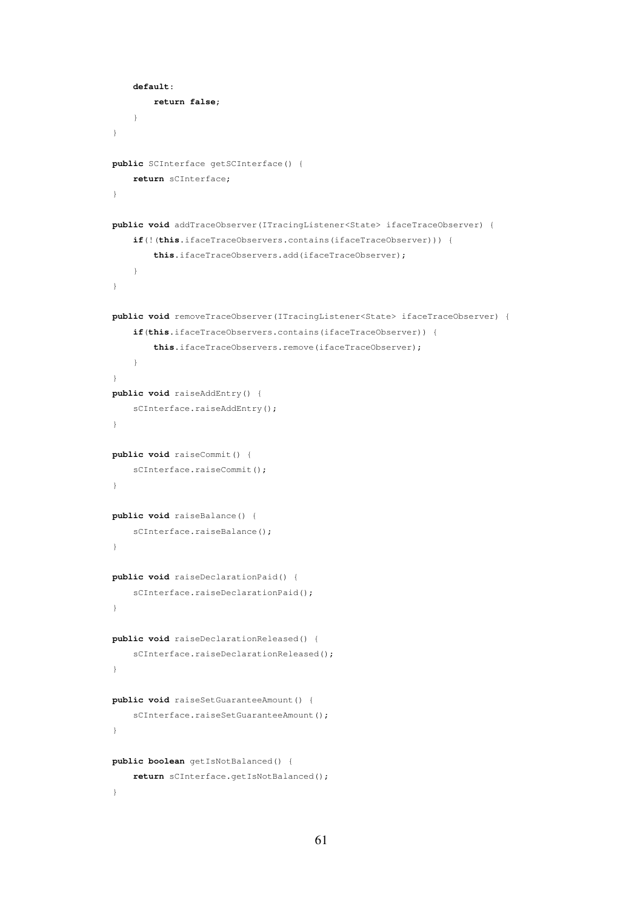```java
		default:
			return false;
		}
	}

	public SCInterface getSCInterface() {
		return sCInterface;
	}

	public void addTraceObserver(ITracingListener<State> ifaceTraceObserver) {
		if(!(this.ifaceTraceObservers.contains(ifaceTraceObserver))) {
			this.ifaceTraceObservers.add(ifaceTraceObserver);
		}
	}

	public void removeTraceObserver(ITracingListener<State> ifaceTraceObserver) {
		if(this.ifaceTraceObservers.contains(ifaceTraceObserver)) {
			this.ifaceTraceObservers.remove(ifaceTraceObserver);
		}
	}
	public void raiseAddEntry() {
		sCInterface.raiseAddEntry();
	}

	public void raiseCommit() {
		sCInterface.raiseCommit();
	}

	public void raiseBalance() {
		sCInterface.raiseBalance();
	}

	public void raiseDeclarationPaid() {
		sCInterface.raiseDeclarationPaid();
	}

	public void raiseDeclarationReleased() {
		sCInterface.raiseDeclarationReleased();
	}

	public void raiseSetGuaranteeAmount() {
		sCInterface.raiseSetGuaranteeAmount();
	}

	public boolean getIsNotBalanced() {
		return sCInterface.getIsNotBalanced();
	}
```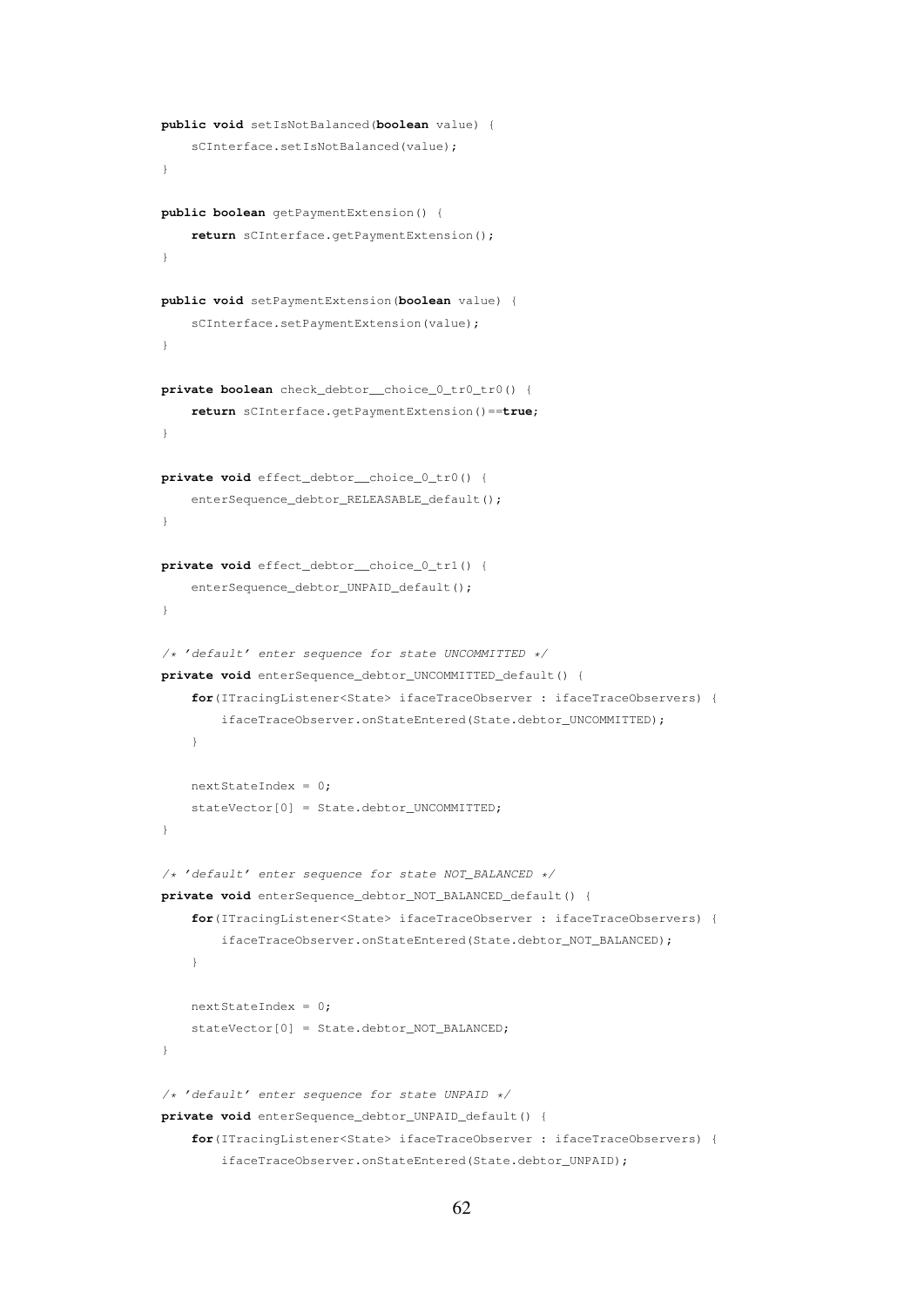```java
public void setIsNotBalanced(boolean value) {
    sCInterface.setIsNotBalanced(value);
}

public boolean getPaymentExtension() {
    return sCInterface.getPaymentExtension();
}

public void setPaymentExtension(boolean value) {
    sCInterface.setPaymentExtension(value);
}

private boolean check_debtor__choice_0_tr0_tr0() {
    return sCInterface.getPaymentExtension()==true;
}

private void effect_debtor__choice_0_tr0() {
    enterSequence_debtor_RELEASABLE_default();
}

private void effect_debtor__choice_0_tr1() {
    enterSequence_debtor_UNPAID_default();
}

/* 'default' enter sequence for state UNCOMMITTED */
private void enterSequence_debtor_UNCOMMITTED_default() {
    for(ITracingListener<State> ifaceTraceObserver : ifaceTraceObservers) {
        ifaceTraceObserver.onStateEntered(State.debtor_UNCOMMITTED);
    }

    nextStateIndex = 0;
    stateVector[0] = State.debtor_UNCOMMITTED;
}

/* 'default' enter sequence for state NOT_BALANCED */
private void enterSequence_debtor_NOT_BALANCED_default() {
    for(ITracingListener<State> ifaceTraceObserver : ifaceTraceObservers) {
        ifaceTraceObserver.onStateEntered(State.debtor_NOT_BALANCED);
    }

    nextStateIndex = 0;
    stateVector[0] = State.debtor_NOT_BALANCED;
}

/* 'default' enter sequence for state UNPAID */
private void enterSequence_debtor_UNPAID_default() {
    for(ITracingListener<State> ifaceTraceObserver : ifaceTraceObservers) {
        ifaceTraceObserver.onStateEntered(State.debtor_UNPAID);
```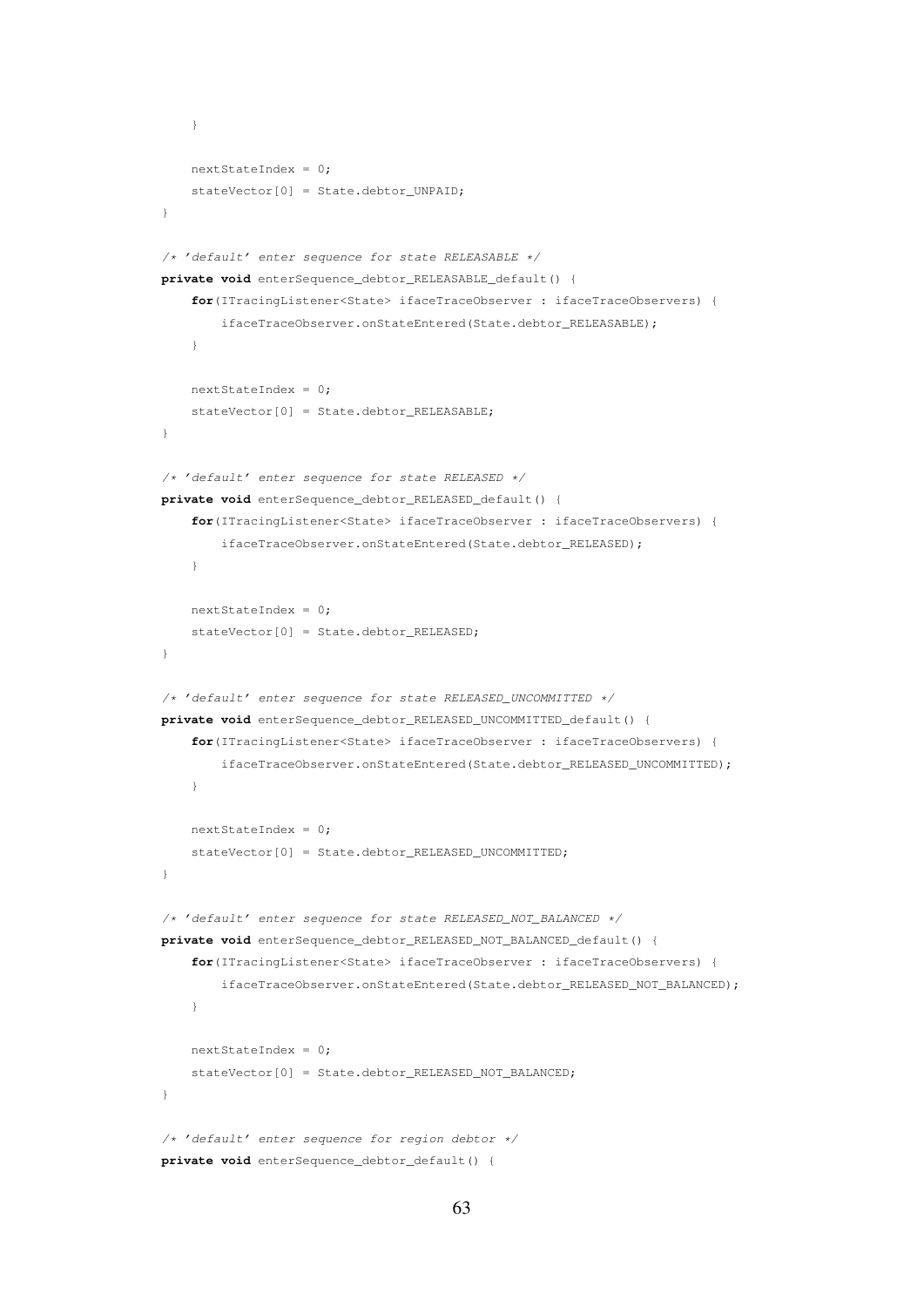```java
	}

	nextStateIndex = 0;
	stateVector[0] = State.debtor_UNPAID;
}

/* 'default' enter sequence for state RELEASABLE */
private void enterSequence_debtor_RELEASABLE_default() {
	for(ITracingListener<State> ifaceTraceObserver : ifaceTraceObservers) {
		ifaceTraceObserver.onStateEntered(State.debtor_RELEASABLE);
	}

	nextStateIndex = 0;
	stateVector[0] = State.debtor_RELEASABLE;
}

/* 'default' enter sequence for state RELEASED */
private void enterSequence_debtor_RELEASED_default() {
	for(ITracingListener<State> ifaceTraceObserver : ifaceTraceObservers) {
		ifaceTraceObserver.onStateEntered(State.debtor_RELEASED);
	}

	nextStateIndex = 0;
	stateVector[0] = State.debtor_RELEASED;
}

/* 'default' enter sequence for state RELEASED_UNCOMMITTED */
private void enterSequence_debtor_RELEASED_UNCOMMITTED_default() {
	for(ITracingListener<State> ifaceTraceObserver : ifaceTraceObservers) {
		ifaceTraceObserver.onStateEntered(State.debtor_RELEASED_UNCOMMITTED);
	}

	nextStateIndex = 0;
	stateVector[0] = State.debtor_RELEASED_UNCOMMITTED;
}

/* 'default' enter sequence for state RELEASED_NOT_BALANCED */
private void enterSequence_debtor_RELEASED_NOT_BALANCED_default() {
	for(ITracingListener<State> ifaceTraceObserver : ifaceTraceObservers) {
		ifaceTraceObserver.onStateEntered(State.debtor_RELEASED_NOT_BALANCED);
	}

	nextStateIndex = 0;
	stateVector[0] = State.debtor_RELEASED_NOT_BALANCED;
}

/* 'default' enter sequence for region debtor */
private void enterSequence_debtor_default() {
```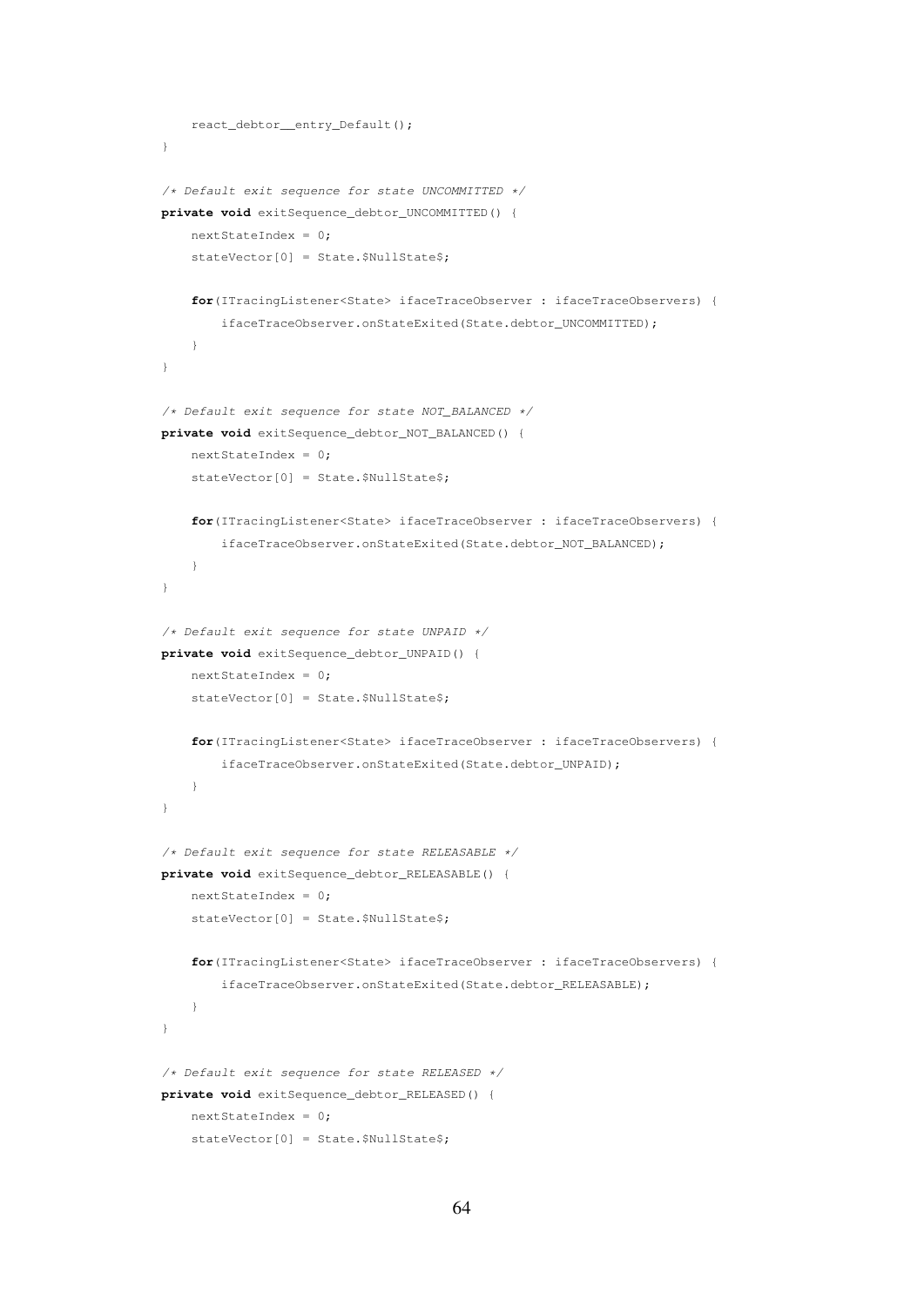```java
		react_debtor__entry_Default();
	}
	
	/* Default exit sequence for state UNCOMMITTED */
	private void exitSequence_debtor_UNCOMMITTED() {
		nextStateIndex = 0;
		stateVector[0] = State.$NullState$;
		
		for(ITracingListener<State> ifaceTraceObserver : ifaceTraceObservers) {
			ifaceTraceObserver.onStateExited(State.debtor_UNCOMMITTED);
		}
	}
	
	/* Default exit sequence for state NOT_BALANCED */
	private void exitSequence_debtor_NOT_BALANCED() {
		nextStateIndex = 0;
		stateVector[0] = State.$NullState$;
		
		for(ITracingListener<State> ifaceTraceObserver : ifaceTraceObservers) {
			ifaceTraceObserver.onStateExited(State.debtor_NOT_BALANCED);
		}
	}
	
	/* Default exit sequence for state UNPAID */
	private void exitSequence_debtor_UNPAID() {
		nextStateIndex = 0;
		stateVector[0] = State.$NullState$;
		
		for(ITracingListener<State> ifaceTraceObserver : ifaceTraceObservers) {
			ifaceTraceObserver.onStateExited(State.debtor_UNPAID);
		}
	}
	
	/* Default exit sequence for state RELEASABLE */
	private void exitSequence_debtor_RELEASABLE() {
		nextStateIndex = 0;
		stateVector[0] = State.$NullState$;
		
		for(ITracingListener<State> ifaceTraceObserver : ifaceTraceObservers) {
			ifaceTraceObserver.onStateExited(State.debtor_RELEASABLE);
		}
	}
	
	/* Default exit sequence for state RELEASED */
	private void exitSequence_debtor_RELEASED() {
		nextStateIndex = 0;
		stateVector[0] = State.$NullState$;
```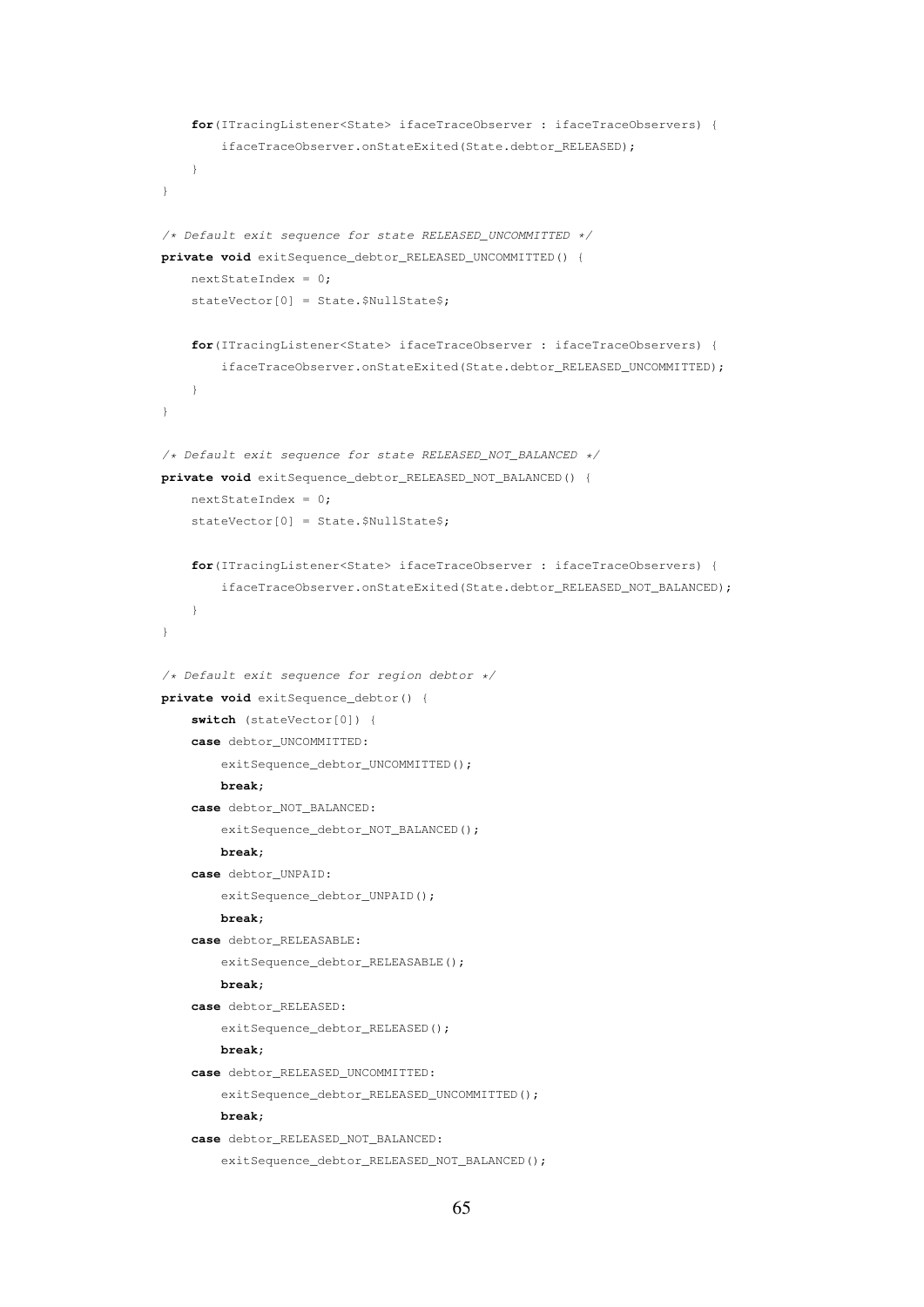```java
        for(ITracingListener<State> ifaceTraceObserver : ifaceTraceObservers) {
            ifaceTraceObserver.onStateExited(State.debtor_RELEASED);
        }
    }

    /* Default exit sequence for state RELEASED_UNCOMMITTED */
    private void exitSequence_debtor_RELEASED_UNCOMMITTED() {
        nextStateIndex = 0;
        stateVector[0] = State.$NullState$;

        for(ITracingListener<State> ifaceTraceObserver : ifaceTraceObservers) {
            ifaceTraceObserver.onStateExited(State.debtor_RELEASED_UNCOMMITTED);
        }
    }

    /* Default exit sequence for state RELEASED_NOT_BALANCED */
    private void exitSequence_debtor_RELEASED_NOT_BALANCED() {
        nextStateIndex = 0;
        stateVector[0] = State.$NullState$;

        for(ITracingListener<State> ifaceTraceObserver : ifaceTraceObservers) {
            ifaceTraceObserver.onStateExited(State.debtor_RELEASED_NOT_BALANCED);
        }
    }

    /* Default exit sequence for region debtor */
    private void exitSequence_debtor() {
        switch (stateVector[0]) {
        case debtor_UNCOMMITTED:
            exitSequence_debtor_UNCOMMITTED();
            break;
        case debtor_NOT_BALANCED:
            exitSequence_debtor_NOT_BALANCED();
            break;
        case debtor_UNPAID:
            exitSequence_debtor_UNPAID();
            break;
        case debtor_RELEASABLE:
            exitSequence_debtor_RELEASABLE();
            break;
        case debtor_RELEASED:
            exitSequence_debtor_RELEASED();
            break;
        case debtor_RELEASED_UNCOMMITTED:
            exitSequence_debtor_RELEASED_UNCOMMITTED();
            break;
        case debtor_RELEASED_NOT_BALANCED:
            exitSequence_debtor_RELEASED_NOT_BALANCED();
```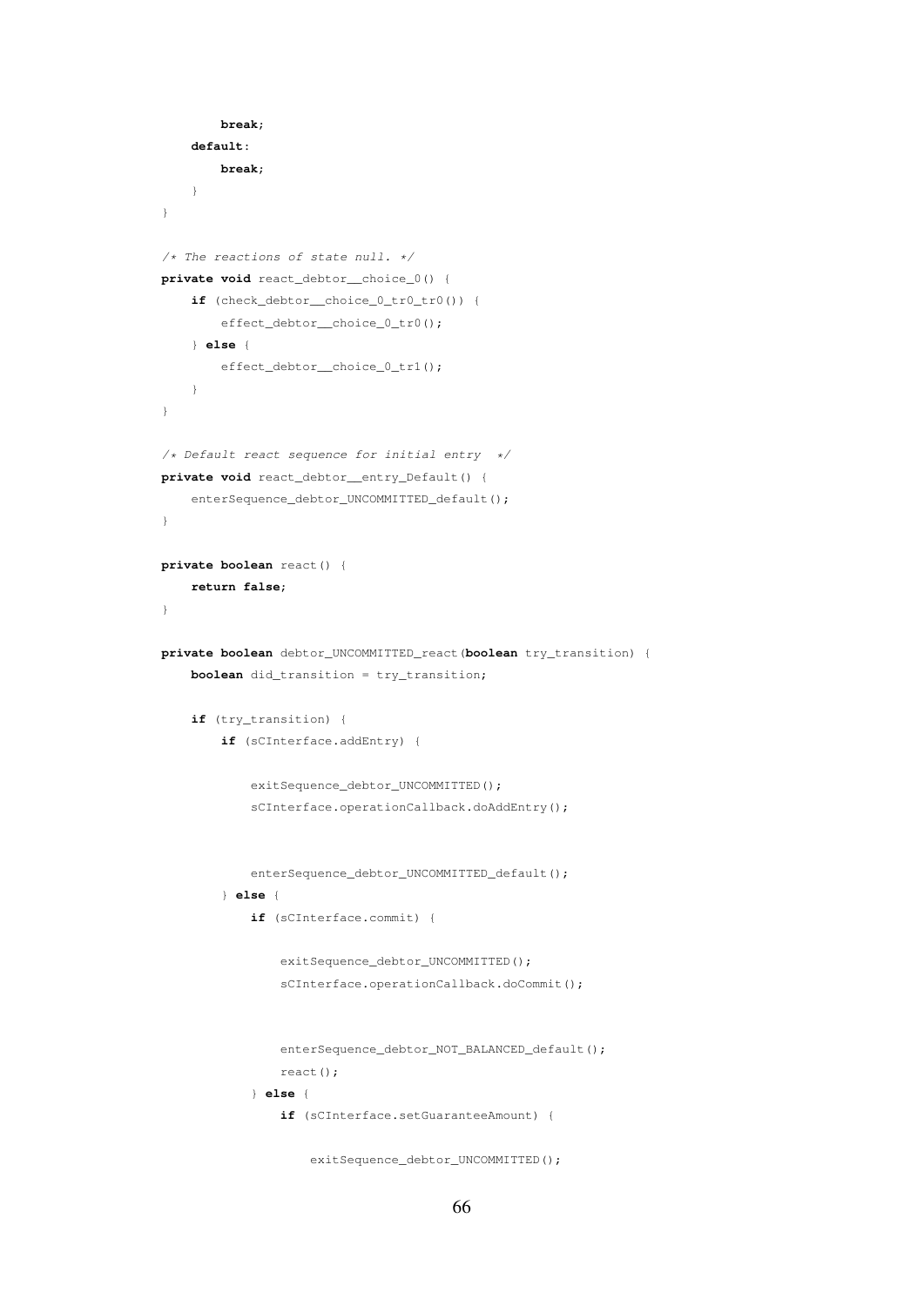```java
			break;
		default:
			break;
		}
	}

	/* The reactions of state null. */
	private void react_debtor__choice_0() {
		if (check_debtor__choice_0_tr0_tr0()) {
			effect_debtor__choice_0_tr0();
		} else {
			effect_debtor__choice_0_tr1();
		}
	}

	/* Default react sequence for initial entry  */
	private void react_debtor__entry_Default() {
		enterSequence_debtor_UNCOMMITTED_default();
	}

	private boolean react() {
		return false;
	}

	private boolean debtor_UNCOMMITTED_react(boolean try_transition) {
		boolean did_transition = try_transition;

		if (try_transition) {
			if (sCInterface.addEntry) {

				exitSequence_debtor_UNCOMMITTED();
				sCInterface.operationCallback.doAddEntry();


				enterSequence_debtor_UNCOMMITTED_default();
			} else {
				if (sCInterface.commit) {

					exitSequence_debtor_UNCOMMITTED();
					sCInterface.operationCallback.doCommit();


					enterSequence_debtor_NOT_BALANCED_default();
					react();
				} else {
					if (sCInterface.setGuaranteeAmount) {

						exitSequence_debtor_UNCOMMITTED();
```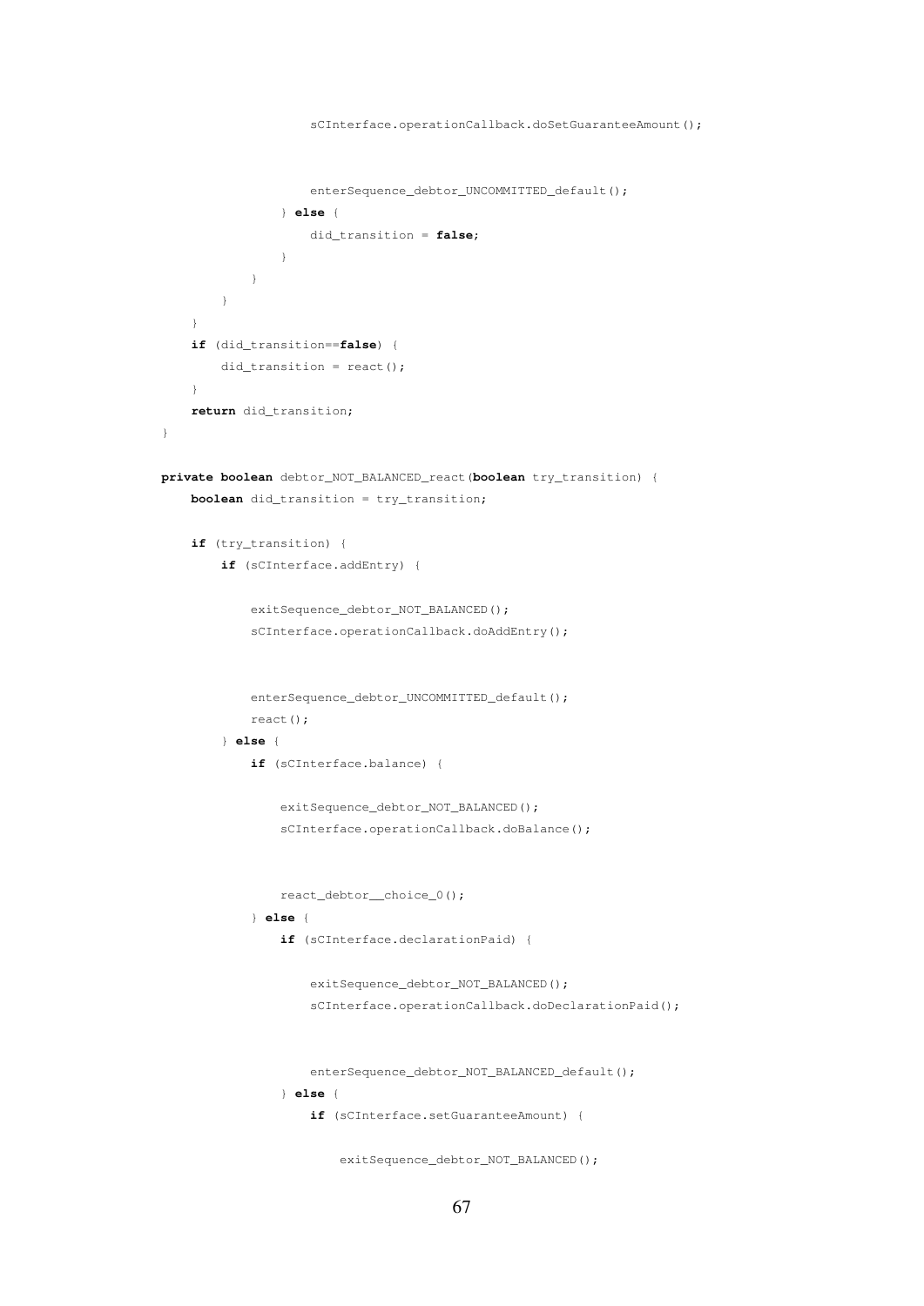```java
                    sCInterface.operationCallback.doSetGuaranteeAmount();


                    enterSequence_debtor_UNCOMMITTED_default();
                } else {
                    did_transition = false;
                }
            }
        }
    }
    if (did_transition==false) {
        did_transition = react();
    }
    return did_transition;
}

private boolean debtor_NOT_BALANCED_react(boolean try_transition) {
    boolean did_transition = try_transition;

    if (try_transition) {
        if (sCInterface.addEntry) {

            exitSequence_debtor_NOT_BALANCED();
            sCInterface.operationCallback.doAddEntry();


            enterSequence_debtor_UNCOMMITTED_default();
            react();
        } else {
            if (sCInterface.balance) {

                exitSequence_debtor_NOT_BALANCED();
                sCInterface.operationCallback.doBalance();


                react_debtor__choice_0();
            } else {
                if (sCInterface.declarationPaid) {

                    exitSequence_debtor_NOT_BALANCED();
                    sCInterface.operationCallback.doDeclarationPaid();


                    enterSequence_debtor_NOT_BALANCED_default();
                } else {
                    if (sCInterface.setGuaranteeAmount) {

                        exitSequence_debtor_NOT_BALANCED();
```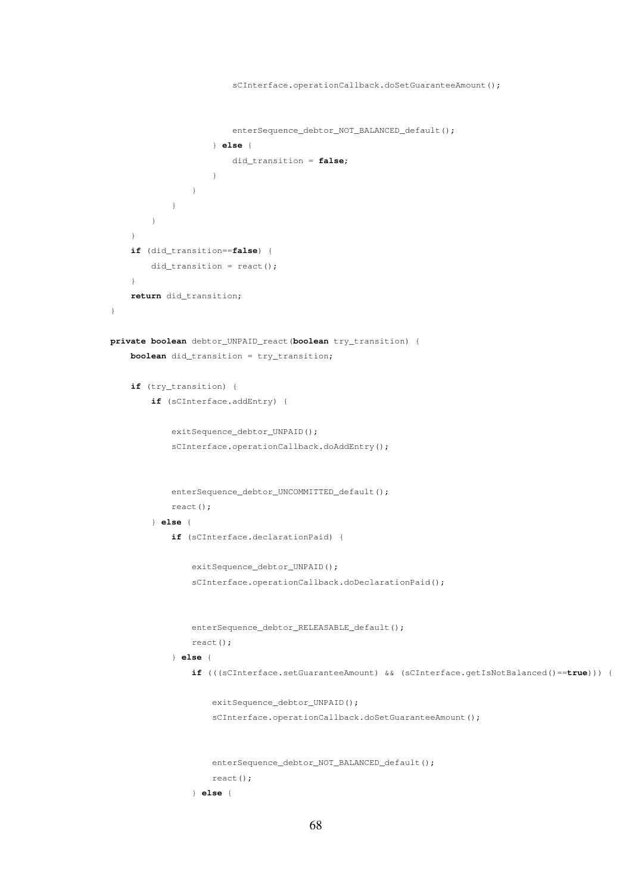```java
                        sCInterface.operationCallback.doSetGuaranteeAmount();


                        enterSequence_debtor_NOT_BALANCED_default();
                    } else {
                        did_transition = false;
                    }
                }
            }
        }
    }
    if (did_transition==false) {
        did_transition = react();
    }
    return did_transition;
}

private boolean debtor_UNPAID_react(boolean try_transition) {
    boolean did_transition = try_transition;

    if (try_transition) {
        if (sCInterface.addEntry) {

            exitSequence_debtor_UNPAID();
            sCInterface.operationCallback.doAddEntry();


            enterSequence_debtor_UNCOMMITTED_default();
            react();
        } else {
            if (sCInterface.declarationPaid) {

                exitSequence_debtor_UNPAID();
                sCInterface.operationCallback.doDeclarationPaid();


                enterSequence_debtor_RELEASABLE_default();
                react();
            } else {
                if (((sCInterface.setGuaranteeAmount) && (sCInterface.getIsNotBalanced()==true))) {

                    exitSequence_debtor_UNPAID();
                    sCInterface.operationCallback.doSetGuaranteeAmount();


                    enterSequence_debtor_NOT_BALANCED_default();
                    react();
                } else {
```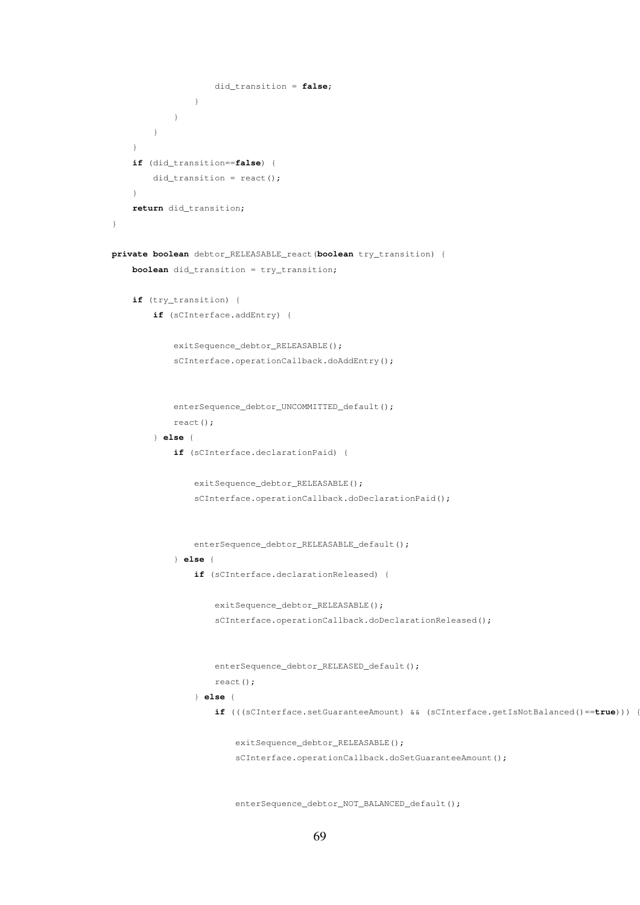```java
                        did_transition = false;
                    }
                }
            }
        }
        if (did_transition==false) {
            did_transition = react();
        }
        return did_transition;
    }

    private boolean debtor_RELEASABLE_react(boolean try_transition) {
        boolean did_transition = try_transition;

        if (try_transition) {
            if (sCInterface.addEntry) {

                exitSequence_debtor_RELEASABLE();
                sCInterface.operationCallback.doAddEntry();


                enterSequence_debtor_UNCOMMITTED_default();
                react();
            } else {
                if (sCInterface.declarationPaid) {

                    exitSequence_debtor_RELEASABLE();
                    sCInterface.operationCallback.doDeclarationPaid();


                    enterSequence_debtor_RELEASABLE_default();
                } else {
                    if (sCInterface.declarationReleased) {

                        exitSequence_debtor_RELEASABLE();
                        sCInterface.operationCallback.doDeclarationReleased();


                        enterSequence_debtor_RELEASED_default();
                        react();
                    } else {
                        if (((sCInterface.setGuaranteeAmount) && (sCInterface.getIsNotBalanced()==true))) {

                            exitSequence_debtor_RELEASABLE();
                            sCInterface.operationCallback.doSetGuaranteeAmount();


                            enterSequence_debtor_NOT_BALANCED_default();
```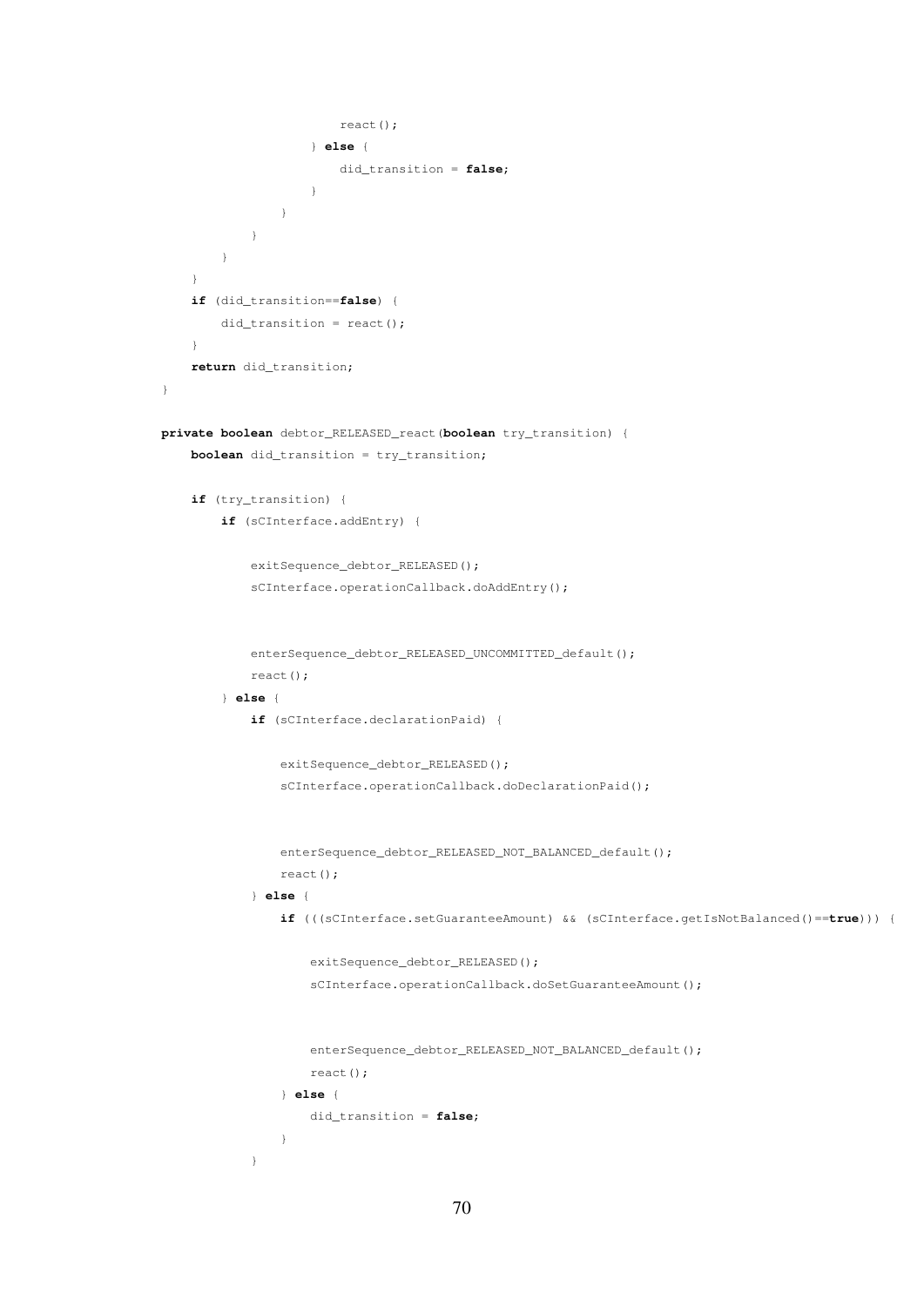```
                    react();
                } else {
                    did_transition = false;
                }
            }
        }
    }
}
if (did_transition==false) {
    did_transition = react();
}
return did_transition;
}

private boolean debtor_RELEASED_react(boolean try_transition) {
    boolean did_transition = try_transition;

    if (try_transition) {
        if (sCInterface.addEntry) {

            exitSequence_debtor_RELEASED();
            sCInterface.operationCallback.doAddEntry();


            enterSequence_debtor_RELEASED_UNCOMMITTED_default();
            react();
        } else {
            if (sCInterface.declarationPaid) {

                exitSequence_debtor_RELEASED();
                sCInterface.operationCallback.doDeclarationPaid();


                enterSequence_debtor_RELEASED_NOT_BALANCED_default();
                react();
            } else {
                if (((sCInterface.setGuaranteeAmount) && (sCInterface.getIsNotBalanced()==true))) {

                    exitSequence_debtor_RELEASED();
                    sCInterface.operationCallback.doSetGuaranteeAmount();


                    enterSequence_debtor_RELEASED_NOT_BALANCED_default();
                    react();
                } else {
                    did_transition = false;
                }
            }
```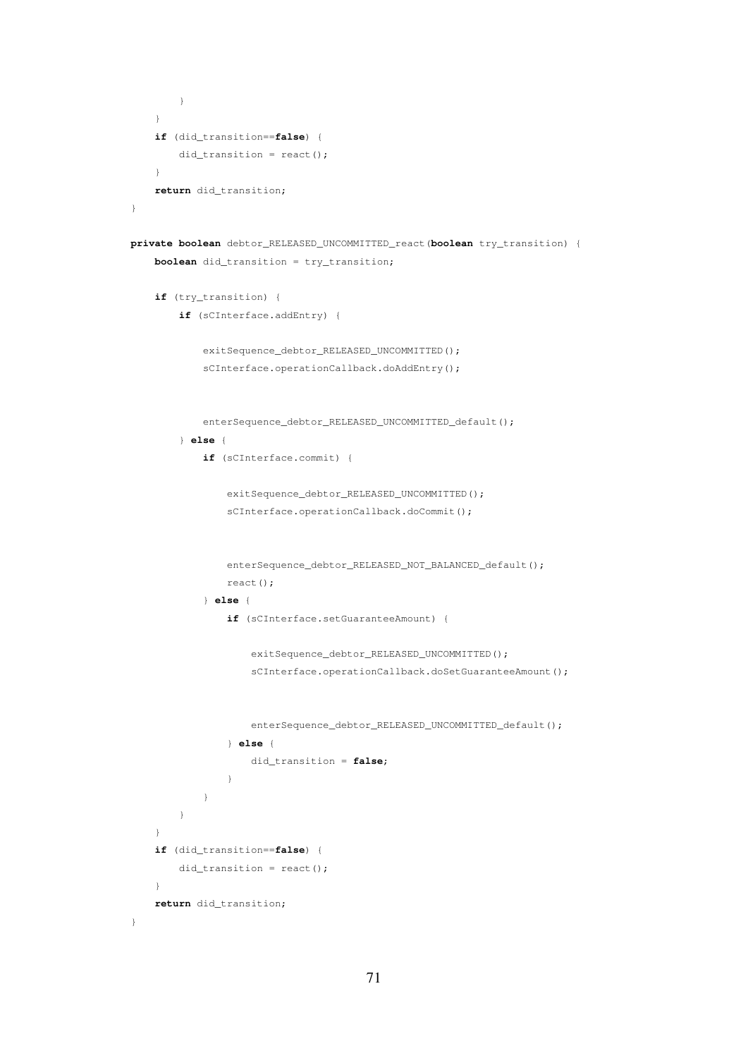```java
        }
    }
    if (did_transition==false) {
        did_transition = react();
    }
    return did_transition;
}

private boolean debtor_RELEASED_UNCOMMITTED_react(boolean try_transition) {
    boolean did_transition = try_transition;

    if (try_transition) {
        if (sCInterface.addEntry) {

            exitSequence_debtor_RELEASED_UNCOMMITTED();
            sCInterface.operationCallback.doAddEntry();


            enterSequence_debtor_RELEASED_UNCOMMITTED_default();
        } else {
            if (sCInterface.commit) {

                exitSequence_debtor_RELEASED_UNCOMMITTED();
                sCInterface.operationCallback.doCommit();


                enterSequence_debtor_RELEASED_NOT_BALANCED_default();
                react();
            } else {
                if (sCInterface.setGuaranteeAmount) {

                    exitSequence_debtor_RELEASED_UNCOMMITTED();
                    sCInterface.operationCallback.doSetGuaranteeAmount();


                    enterSequence_debtor_RELEASED_UNCOMMITTED_default();
                } else {
                    did_transition = false;
                }
            }
        }
    }
    if (did_transition==false) {
        did_transition = react();
    }
    return did_transition;
}
```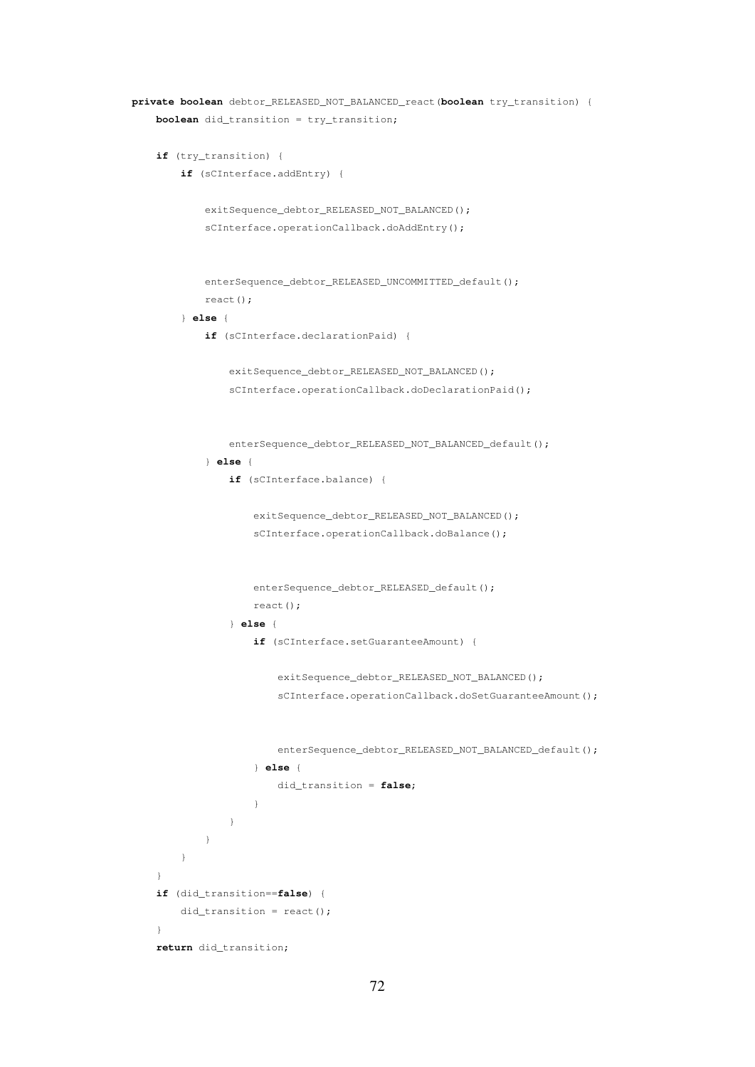```java
private boolean debtor_RELEASED_NOT_BALANCED_react(boolean try_transition) {
    boolean did_transition = try_transition;

    if (try_transition) {
        if (sCInterface.addEntry) {

            exitSequence_debtor_RELEASED_NOT_BALANCED();
            sCInterface.operationCallback.doAddEntry();


            enterSequence_debtor_RELEASED_UNCOMMITTED_default();
            react();
        } else {
            if (sCInterface.declarationPaid) {

                exitSequence_debtor_RELEASED_NOT_BALANCED();
                sCInterface.operationCallback.doDeclarationPaid();


                enterSequence_debtor_RELEASED_NOT_BALANCED_default();
            } else {
                if (sCInterface.balance) {

                    exitSequence_debtor_RELEASED_NOT_BALANCED();
                    sCInterface.operationCallback.doBalance();


                    enterSequence_debtor_RELEASED_default();
                    react();
                } else {
                    if (sCInterface.setGuaranteeAmount) {

                        exitSequence_debtor_RELEASED_NOT_BALANCED();
                        sCInterface.operationCallback.doSetGuaranteeAmount();


                        enterSequence_debtor_RELEASED_NOT_BALANCED_default();
                    } else {
                        did_transition = false;
                    }
                }
            }
        }
    }
    if (did_transition==false) {
        did_transition = react();
    }
    return did_transition;
```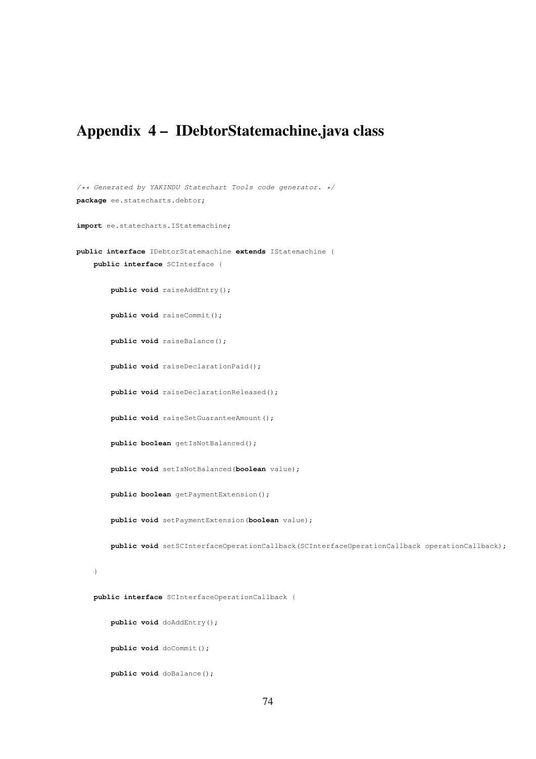# Appendix 4 – IDebtorStatemachine.java class

```java
/** Generated by YAKINDU Statechart Tools code generator. */
package ee.statecharts.debtor;

import ee.statecharts.IStatemachine;

public interface IDebtorStatemachine extends IStatemachine {
    public interface SCInterface {

        public void raiseAddEntry();

        public void raiseCommit();

        public void raiseBalance();

        public void raiseDeclarationPaid();

        public void raiseDeclarationReleased();

        public void raiseSetGuaranteeAmount();

        public boolean getIsNotBalanced();

        public void setIsNotBalanced(boolean value);

        public boolean getPaymentExtension();

        public void setPaymentExtension(boolean value);

        public void setSCInterfaceOperationCallback(SCInterfaceOperationCallback operationCallback);

    }

    public interface SCInterfaceOperationCallback {

        public void doAddEntry();

        public void doCommit();

        public void doBalance();
```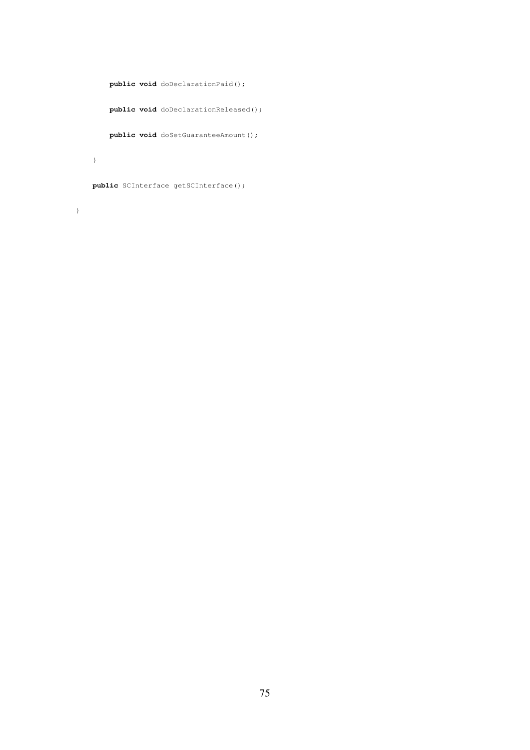```
        public void doDeclarationPaid();

        public void doDeclarationReleased();

        public void doSetGuaranteeAmount();

    }

    public SCInterface getSCInterface();

}
```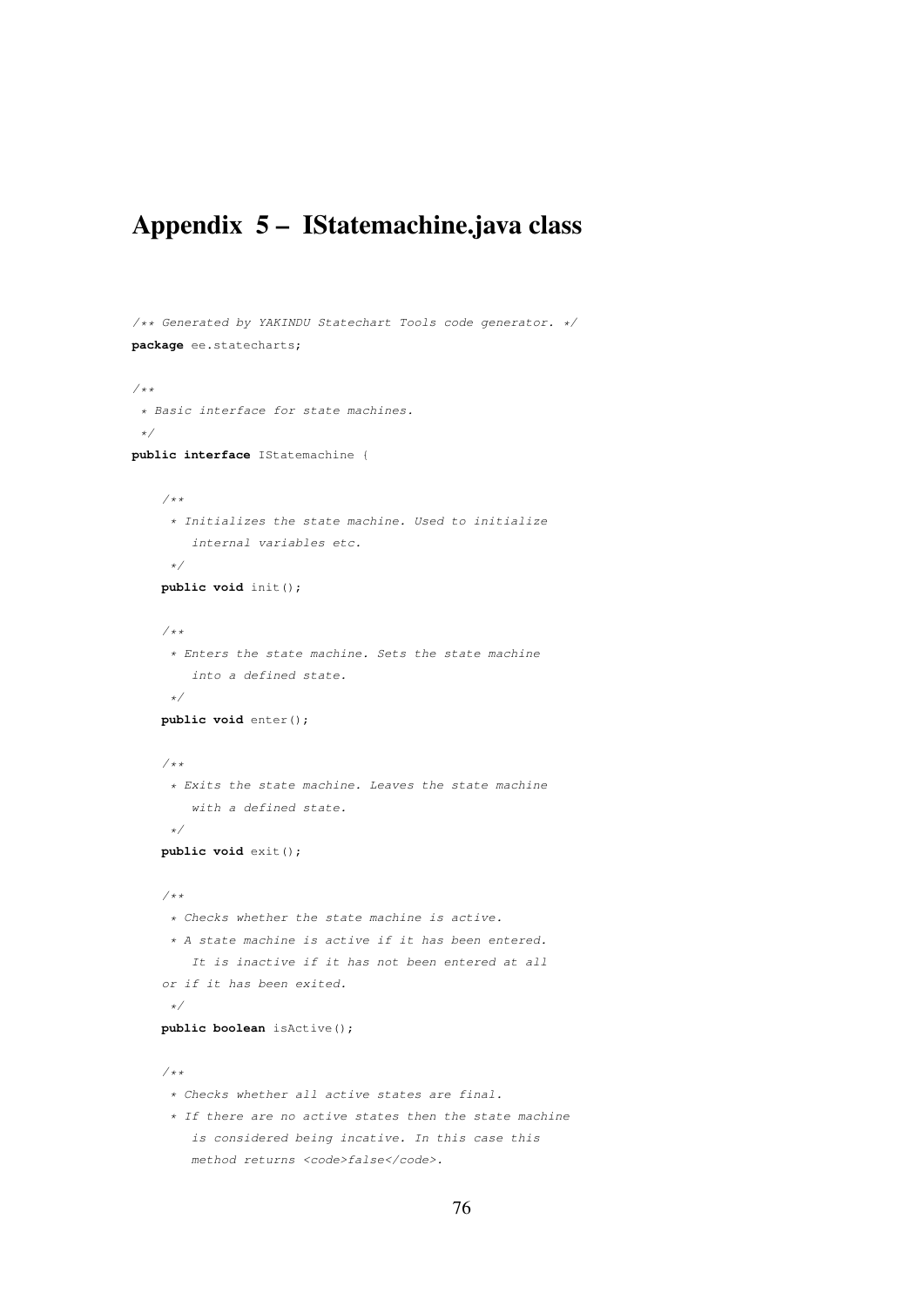# Appendix 5 – IStatemachine.java class

```
/** Generated by YAKINDU Statechart Tools code generator. */
package ee.statecharts;

/**
 * Basic interface for state machines.
 */
public interface IStatemachine {

    /**
     * Initializes the state machine. Used to initialize
        internal variables etc.
     */
    public void init();

    /**
     * Enters the state machine. Sets the state machine
        into a defined state.
     */
    public void enter();

    /**
     * Exits the state machine. Leaves the state machine
        with a defined state.
     */
    public void exit();

    /**
     * Checks whether the state machine is active.
     * A state machine is active if it has been entered.
        It is inactive if it has not been entered at all
    or if it has been exited.
     */
    public boolean isActive();

    /**
     * Checks whether all active states are final.
     * If there are no active states then the state machine
        is considered being incative. In this case this
        method returns <code>false</code>.
```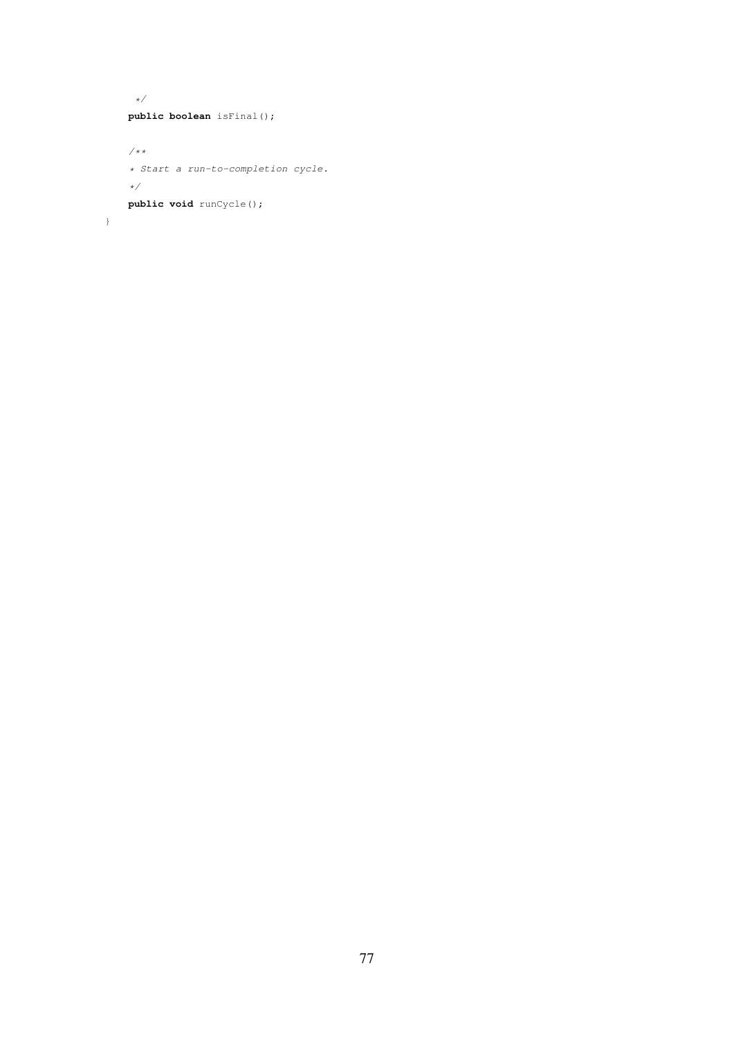```java
	 */
	public boolean isFinal();

	/**
	* Start a run-to-completion cycle.
	*/
	public void runCycle();
}
```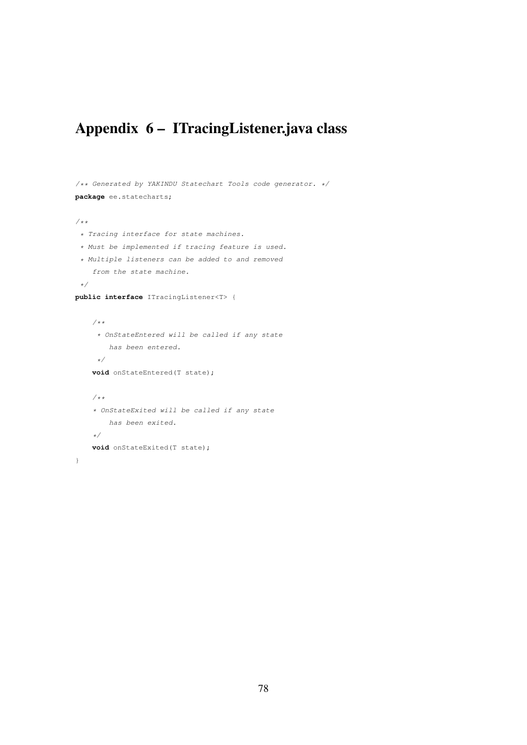# Appendix 6 – ITracingListener.java class

```
/** Generated by YAKINDU Statechart Tools code generator. */
package ee.statecharts;

/**
 * Tracing interface for state machines.
 * Must be implemented if tracing feature is used.
 * Multiple listeners can be added to and removed
    from the state machine.
 */
public interface ITracingListener<T> {

    /**
     * OnStateEntered will be called if any state
        has been entered.
     */
    void onStateEntered(T state);

    /**
    * OnStateExited will be called if any state
        has been exited.
    */
    void onStateExited(T state);
}
```